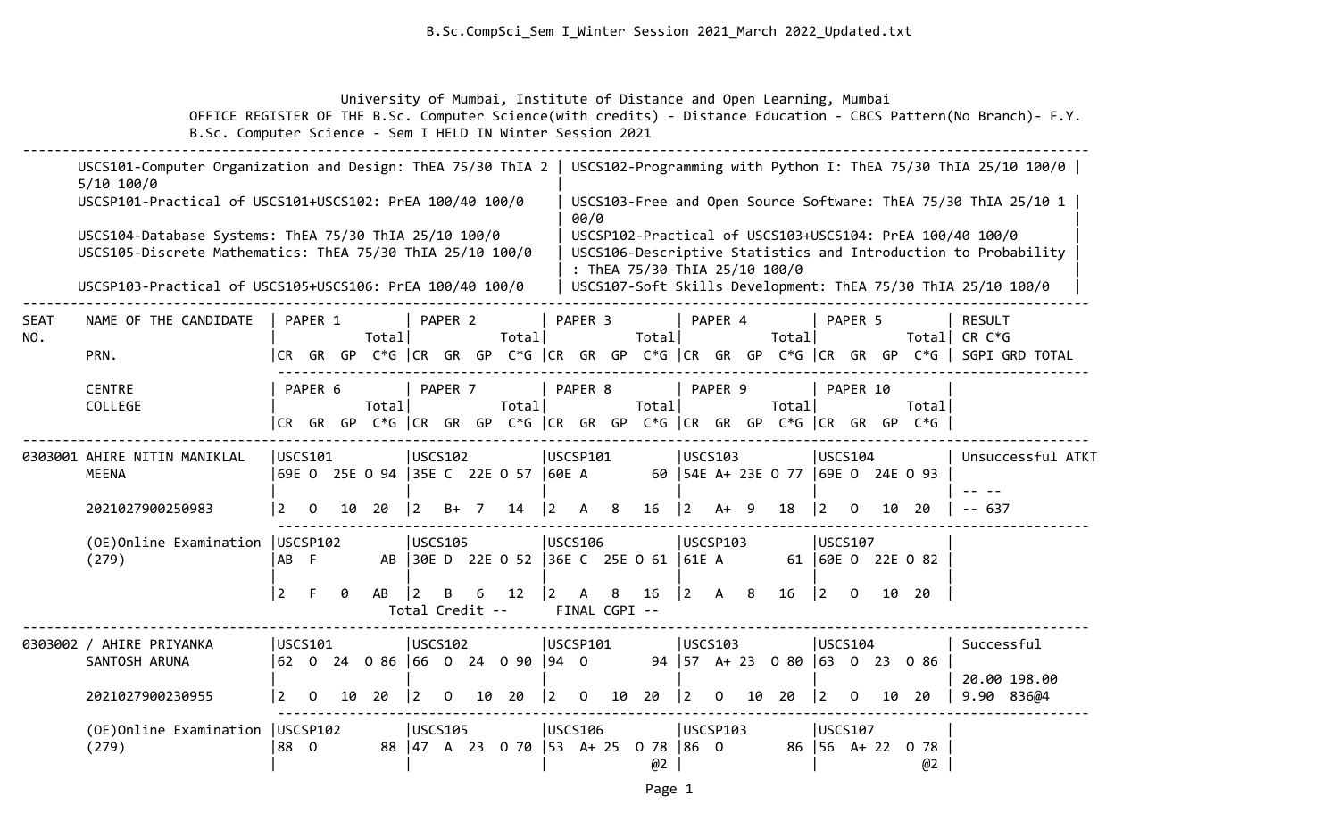University of Mumbai, Institute of Distance and Open Learning, Mumbai

OFFICE REGISTER OF THE B.Sc. Computer Science(with credits) - Distance Education - CBCS Pattern(No Branch)- F.Y. B.Sc. Computer Science - Sem I HELD IN Winter Session 2021

| | |
|---|---|
| USCS101-Computer Organization and Design: ThEA 75/30 ThIA 25/10 100/0 | USCS102-Programming with Python I: ThEA 75/30 ThIA 25/10 100/0 |
| USCSP101-Practical of USCS101+USCS102: PrEA 100/40 100/0 | USCS103-Free and Open Source Software: ThEA 75/30 ThIA 25/10 100/0 |
| USCS104-Database Systems: ThEA 75/30 ThIA 25/10 100/0 | USCSP102-Practical of USCS103+USCS104: PrEA 100/40 100/0 |
| USCS105-Discrete Mathematics: ThEA 75/30 ThIA 25/10 100/0 | USCS106-Descriptive Statistics and Introduction to Probability : ThEA 75/30 ThIA 25/10 100/0 |
| USCSP103-Practical of USCS105+USCS106: PrEA 100/40 100/0 | USCS107-Soft Skills Development: ThEA 75/30 ThIA 25/10 100/0 |

```
SEAT    NAME OF THE CANDIDATE   | PAPER 1        | PAPER 2        | PAPER 3        | PAPER 4        | PAPER 5        | RESULT
NO.                             |           Total|           Total|           Total|           Total|           Total| CR C*G
        PRN.                    |CR  GR  GP  C*G |CR  GR  GP  C*G |CR  GR  GP  C*G |CR  GR  GP  C*G |CR  GR  GP  C*G | SGPI GRD TOTAL

        CENTRE                  | PAPER 6        | PAPER 7        | PAPER 8        | PAPER 9        | PAPER 10       |
        COLLEGE                 |           Total|           Total|           Total|           Total|           Total|
                                |CR  GR  GP  C*G |CR  GR  GP  C*G |CR  GR  GP  C*G |CR  GR  GP  C*G |CR  GR  GP  C*G |
-------------------------------------------------------------------------------------------------------------------------------
0303001 AHIRE NITIN MANIKLAL    |USCS101         |USCS102         |USCSP101        |USCS103         |USCS104         | Unsuccessful ATKT
        MEENA                   |69E O  25E O 94 |35E C  22E O 57 |60E A        60 |54E A+ 23E O 77 |69E O  24E O 93 |
                                |                |                |                |                |                | -- --
        2021027900250983        |2   O   10  20  |2   B+  7   14  |2   A   8   16  |2   A+  9   18  |2   O   10  20  | -- 637

        (OE)Online Examination  |USCSP102        |USCS105         |USCS106         |USCSP103        |USCS107         |
        (279)                   |AB  F        AB |30E D  22E O 52 |36E C  25E O 61 |61E A        61 |60E O  22E O 82 |
                                |                |                |                |                |                |
                                |2   F   0   AB  |2   B   6   12  |2   A   8   16  |2   A   8   16  |2   O   10  20  |
                                          Total Credit --      FINAL CGPI --
-------------------------------------------------------------------------------------------------------------------------------
0303002 / AHIRE PRIYANKA        |USCS101         |USCS102         |USCSP101        |USCS103         |USCS104         | Successful
        SANTOSH ARUNA           |62  O  24  O 86 |66  O  24  O 90 |94  O        94 |57  A+ 23  O 80 |63  O  23  O 86 |
                                |                |                |                |                |                | 20.00 198.00
        2021027900230955        |2   O   10  20  |2   O   10  20  |2   O   10  20  |2   O   10  20  |2   O   10  20  | 9.90  836@4

        (OE)Online Examination  |USCSP102        |USCS105         |USCS106         |USCSP103        |USCS107         |
        (279)                   |88  O        88 |47  A  23  O 70 |53  A+ 25  O 78 |86  O        86 |56  A+ 22  O 78 |
                                |                |                |             @2 |                |             @2 |
```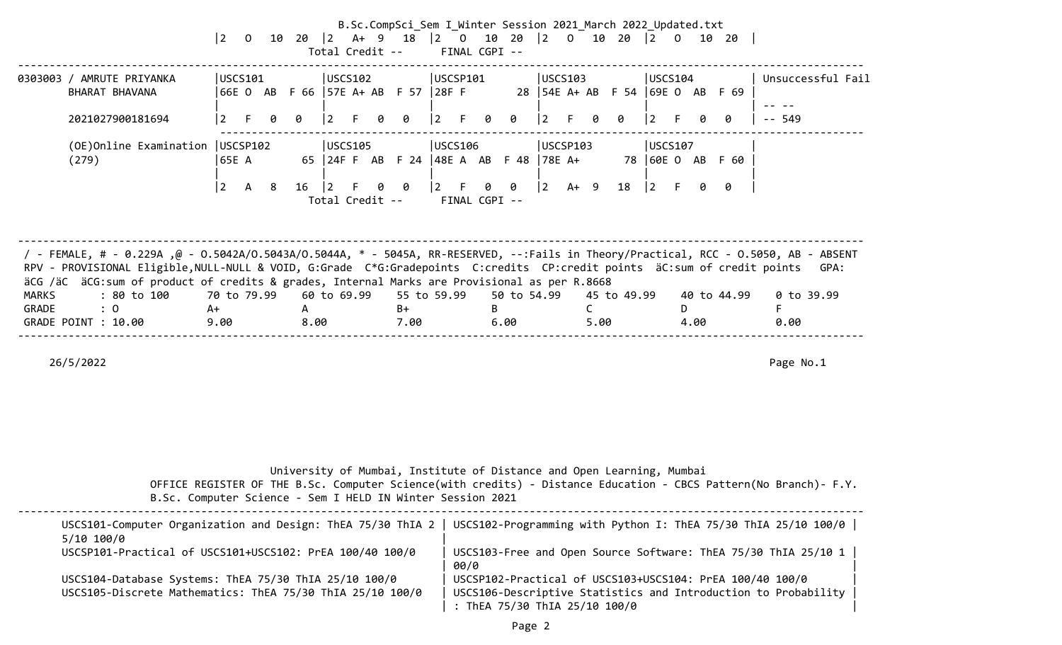| | | | | | | |
|---|---|---|---|---|---|---|
| | 2 O 10 20 | 2 A+ 9 18 | 2 O 10 20 | 2 O 10 20 | 2 O 10 20 | |
| | | Total Credit -- | FINAL CGPI -- | | | |

| | | | | | | |
|---|---|---|---|---|---|---|
| 0303003 / AMRUTE PRIYANKA BHARAT BHAVANA | USCS101 | USCS102 | USCSP101 | USCS103 | USCS104 | Unsuccessful Fail |
| | 66E O AB F 66 | 57E A+ AB F 57 | 28F F 28 | 54E A+ AB F 54 | 69E O AB F 69 | |
| 2021027900181694 | 2 F 0 0 | 2 F 0 0 | 2 F 0 0 | 2 F 0 0 | 2 F 0 0 | -- -- <br> -- 549 |
| (OE)Online Examination (279) | USCSP102 | USCS105 | USCS106 | USCSP103 | USCS107 | |
| | 65E A 65 | 24F F AB F 24 | 48E A AB F 48 | 78E A+ 78 | 60E O AB F 60 | |
| | 2 A 8 16 | 2 F 0 0 | 2 F 0 0 | 2 A+ 9 18 | 2 F 0 0 | |
| | | Total Credit -- | FINAL CGPI -- | | | |

/ - FEMALE, # - 0.229A ,@ - O.5042A/O.5043A/O.5044A, * - 5045A, RR-RESERVED, --:Fails in Theory/Practical, RCC - O.5050, AB - ABSENT
RPV - PROVISIONAL Eligible,NULL-NULL & VOID, G:Grade C*G:Gradepoints C:credits CP:credit points äC:sum of credit points GPA: äCG /äC äCG:sum of product of credits & grades, Internal Marks are Provisional as per R.8668

| MARKS | : 80 to 100 | 70 to 79.99 | 60 to 69.99 | 55 to 59.99 | 50 to 54.99 | 45 to 49.99 | 40 to 44.99 | 0 to 39.99 |
|---|---|---|---|---|---|---|---|---|
| GRADE | : O | A+ | A | B+ | B | C | D | F |
| GRADE POINT | : 10.00 | 9.00 | 8.00 | 7.00 | 6.00 | 5.00 | 4.00 | 0.00 |

26/5/2022

Page No.1

University of Mumbai, Institute of Distance and Open Learning, Mumbai

OFFICE REGISTER OF THE B.Sc. Computer Science(with credits) - Distance Education - CBCS Pattern(No Branch)- F.Y. B.Sc. Computer Science - Sem I HELD IN Winter Session 2021

| | |
|---|---|
| USCS101-Computer Organization and Design: ThEA 75/30 ThIA 25/10 100/0 | USCS102-Programming with Python I: ThEA 75/30 ThIA 25/10 100/0 |
| USCSP101-Practical of USCS101+USCS102: PrEA 100/40 100/0 | USCS103-Free and Open Source Software: ThEA 75/30 ThIA 25/10 100/0 |
| USCS104-Database Systems: ThEA 75/30 ThIA 25/10 100/0 | USCSP102-Practical of USCS103+USCS104: PrEA 100/40 100/0 |
| USCS105-Discrete Mathematics: ThEA 75/30 ThIA 25/10 100/0 | USCS106-Descriptive Statistics and Introduction to Probability : ThEA 75/30 ThIA 25/10 100/0 |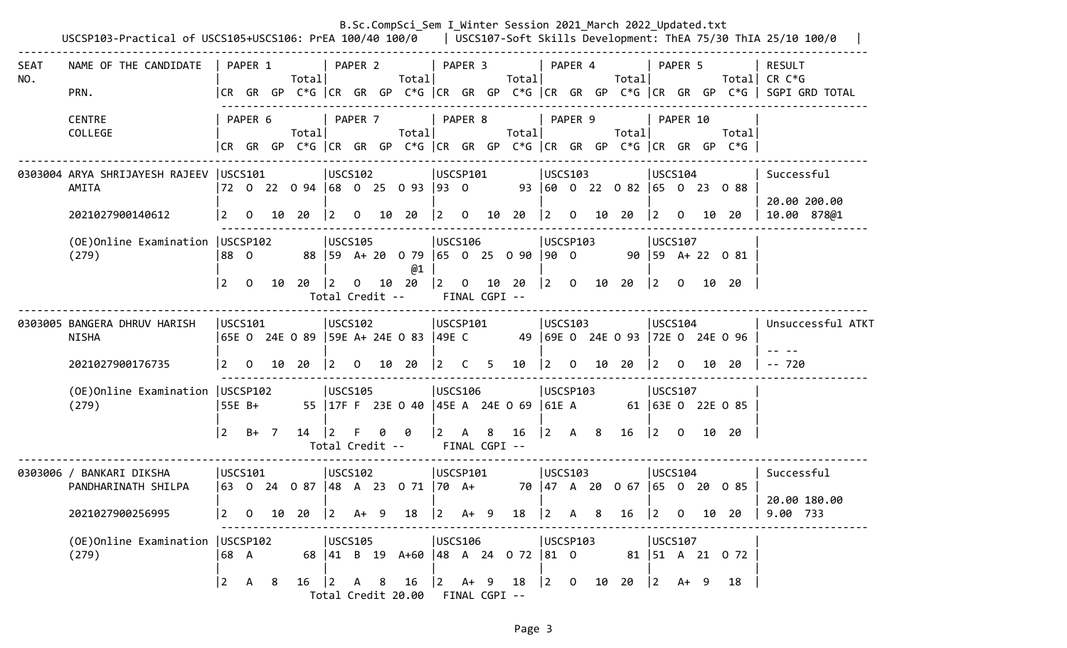USCSP103-Practical of USCS105+USCS106: PrEA 100/40 100/0 | USCS107-Soft Skills Development: ThEA 75/30 ThIA 25/10 100/0 |

```
-----------------------------------------------------------------------------------------------------------------------------------------------
SEAT    NAME OF THE CANDIDATE   | PAPER 1           | PAPER 2           | PAPER 3           | PAPER 4           | PAPER 5           | RESULT
NO.                             |             Total|              Total|              Total|              Total|              Total| CR C*G
        PRN.                    |CR  GR  GP  C*G |CR  GR  GP  C*G |CR  GR  GP  C*G |CR  GR  GP  C*G |CR  GR  GP  C*G | SGPI GRD TOTAL
                                 -----------------------------------------------------------------------------------------------
        CENTRE                  | PAPER 6           | PAPER 7           | PAPER 8           | PAPER 9           | PAPER 10          |
        COLLEGE                 |             Total|              Total|              Total|              Total|              Total|
                                |CR  GR  GP  C*G |CR  GR  GP  C*G |CR  GR  GP  C*G |CR  GR  GP  C*G |CR  GR  GP  C*G |
-----------------------------------------------------------------------------------------------------------------------------------------------
0303004 ARYA SHRIJAYESH RAJEEV  |USCS101           |USCS102           |USCSP101          |USCS103           |USCS104           | Successful
        AMITA                   |72  O  22  O 94 |68  O  25  O 93 |93  O          93 |60  O  22  O 82 |65  O  23  O 88 |
                                |                  |                  |                  |                  |                  | 20.00 200.00
        2021027900140612        |2   O   10  20  |2   O   10  20  |2   O   10  20  |2   O   10  20  |2   O   10  20  | 10.00  878@1
                                 -----------------------------------------------------------------------------------------------
        (OE)Online Examination  |USCSP102          |USCS105           |USCS106           |USCSP103          |USCS107           |
        (279)                   |88  O          88 |59  A+ 20  O 79 |65  O  25  O 90 |90  O          90 |59  A+ 22  O 81 |
                                |                  |              @1 |                  |                  |                  |
                                |2   O   10  20  |2   O   10  20  |2   O   10  20  |2   O   10  20  |2   O   10  20  |
                                                   Total Credit --      FINAL CGPI --
-----------------------------------------------------------------------------------------------------------------------------------------------
0303005 BANGERA DHRUV HARISH    |USCS101           |USCS102           |USCSP101          |USCS103           |USCS104           | Unsuccessful ATKT
        NISHA                   |65E O  24E O 89 |59E A+ 24E O 83 |49E C          49 |69E O  24E O 93 |72E O  24E O 96 |
                                |                  |                  |                  |                  |                  | -- --
        2021027900176735        |2   O   10  20  |2   O   10  20  |2   C   5   10  |2   O   10  20  |2   O   10  20  | -- 720
                                 -----------------------------------------------------------------------------------------------
        (OE)Online Examination  |USCSP102          |USCS105           |USCS106           |USCSP103          |USCS107           |
        (279)                   |55E B+         55 |17F F  23E O 40 |45E A  24E O 69 |61E A          61 |63E O  22E O 85 |
                                |                  |                  |                  |                  |                  |
                                |2   B+  7   14  |2   F   0   0   |2   A   8   16  |2   A   8   16  |2   O   10  20  |
                                                   Total Credit --      FINAL CGPI --
-----------------------------------------------------------------------------------------------------------------------------------------------
0303006 / BANKARI DIKSHA        |USCS101           |USCS102           |USCSP101          |USCS103           |USCS104           | Successful
        PANDHARINATH SHILPA     |63  O  24  O 87 |48  A  23  O 71 |70  A+         70 |47  A  20  O 67 |65  O  20  O 85 |
                                |                  |                  |                  |                  |                  | 20.00 180.00
        2021027900256995        |2   O   10  20  |2   A+  9   18  |2   A+  9   18  |2   A   8   16  |2   O   10  20  | 9.00  733
                                 -----------------------------------------------------------------------------------------------
        (OE)Online Examination  |USCSP102          |USCS105           |USCS106           |USCSP103          |USCS107           |
        (279)                   |68  A          68 |41  B  19  A+60 |48  A  24  O 72 |81  O          81 |51  A  21  O 72 |
                                |                  |                  |                  |                  |                  |
                                |2   A   8   16  |2   A   8   16  |2   A+  9   18  |2   O   10  20  |2   A+  9   18  |
                                                   Total Credit 20.00   FINAL CGPI --
```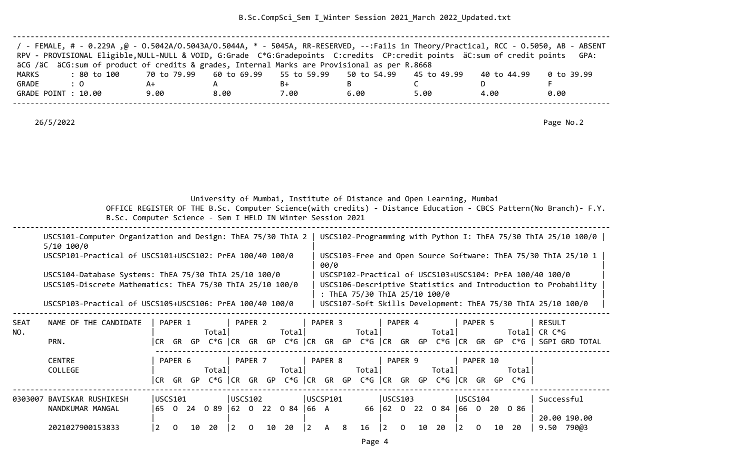B.Sc.CompSci_Sem I_Winter Session 2021_March 2022_Updated.txt

/ - FEMALE, # - 0.229A ,@ - O.5042A/O.5043A/O.5044A, * - 5045A, RR-RESERVED, --:Fails in Theory/Practical, RCC - O.5050, AB - ABSENT
RPV - PROVISIONAL Eligible,NULL-NULL & VOID, G:Grade C*G:Gradepoints C:credits CP:credit points äC:sum of credit points GPA: äCG /äC äCG:sum of product of credits & grades, Internal Marks are Provisional as per R.8668

| MARKS | : 80 to 100 | 70 to 79.99 | 60 to 69.99 | 55 to 59.99 | 50 to 54.99 | 45 to 49.99 | 40 to 44.99 | 0 to 39.99 |
|---|---|---|---|---|---|---|---|---|
| GRADE | : O | A+ | A | B+ | B | C | D | F |
| GRADE POINT | : 10.00 | 9.00 | 8.00 | 7.00 | 6.00 | 5.00 | 4.00 | 0.00 |

26/5/2022

Page No.2

University of Mumbai, Institute of Distance and Open Learning, Mumbai
OFFICE REGISTER OF THE B.Sc. Computer Science(with credits) - Distance Education - CBCS Pattern(No Branch)- F.Y. B.Sc. Computer Science - Sem I HELD IN Winter Session 2021

USCS101-Computer Organization and Design: ThEA 75/30 ThIA 25/10 100/0 | USCS102-Programming with Python I: ThEA 75/30 ThIA 25/10 100/0
USCSP101-Practical of USCS101+USCS102: PrEA 100/40 100/0 | USCS103-Free and Open Source Software: ThEA 75/30 ThIA 25/10 100/0
USCS104-Database Systems: ThEA 75/30 ThIA 25/10 100/0 | USCSP102-Practical of USCS103+USCS104: PrEA 100/40 100/0
USCS105-Discrete Mathematics: ThEA 75/30 ThIA 25/10 100/0 | USCS106-Descriptive Statistics and Introduction to Probability : ThEA 75/30 ThIA 25/10 100/0
USCSP103-Practical of USCS105+USCS106: PrEA 100/40 100/0 | USCS107-Soft Skills Development: ThEA 75/30 ThIA 25/10 100/0

| SEAT NO. | NAME OF THE CANDIDATE / PRN. | PAPER 1 (CR GR GP C*G Total) | PAPER 2 (CR GR GP C*G Total) | PAPER 3 (CR GR GP C*G Total) | PAPER 4 (CR GR GP C*G Total) | PAPER 5 (CR GR GP C*G Total) | RESULT CR C*G SGPI GRD TOTAL |
|---|---|---|---|---|---|---|---|
| | CENTRE / COLLEGE | PAPER 6 (CR GR GP C*G Total) | PAPER 7 (CR GR GP C*G Total) | PAPER 8 (CR GR GP C*G Total) | PAPER 9 (CR GR GP C*G Total) | PAPER 10 (CR GR GP C*G Total) | |
| 0303007 | BAVISKAR RUSHIKESH NANDKUMAR MANGAL | USCS101<br>65 O 24 O 89 | USCS102<br>62 O 22 O 84 | USCSP101<br>66 A 66 | USCS103<br>62 O 22 O 84 | USCS104<br>66 O 20 O 86 | Successful<br>20.00 190.00 |
| | 2021027900153833 | 2 O 10 20 | 2 O 10 20 | 2 A 8 16 | 2 O 10 20 | 2 O 10 20 | 9.50 790@3 |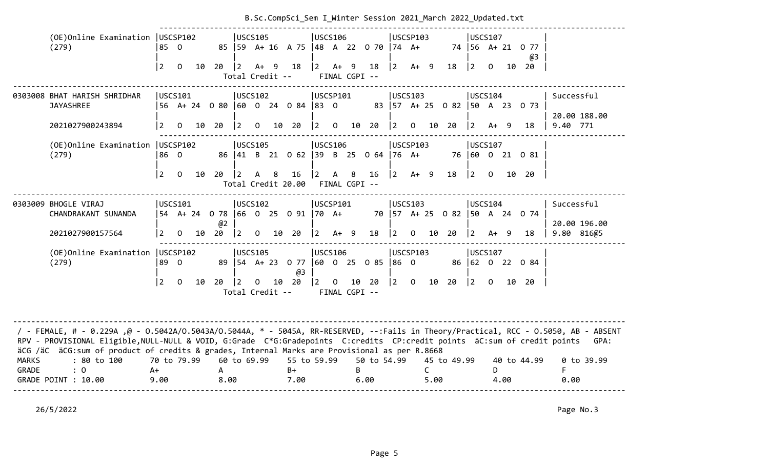```
        (OE)Online Examination |USCSP102        |USCS105         |USCS106         |USCSP103        |USCS107         |
        (279)                  |85  O        85 |59  A+ 16  A 75 |48  A  22  O 70 |74  A+       74 |56  A+ 21  O 77 |
                               |                |                |                |                |            @3  |
                               |2   O   10  20  |2   A+  9   18  |2   A+  9   18  |2   A+  9   18  |2   O   10  20  |
                                                 Total Credit --      FINAL CGPI --
-----------------------------------------------------------------------------------------------------------------------------------------
0303008 BHAT HARISH SHRIDHAR   |USCS101         |USCS102         |USCSP101        |USCS103         |USCS104         | Successful
        JAYASHREE              |56  A+ 24  O 80 |60  O  24  O 84 |83  O        83 |57  A+ 25  O 82 |50  A  23  O 73 |
                               |                |                |                |                |                | 20.00 188.00
        2021027900243894       |2   O   10  20  |2   O   10  20  |2   O   10  20  |2   O   10  20  |2   A+  9   18  | 9.40  771
-----------------------------------------------------------------------------------------------------------------------------------------
        (OE)Online Examination |USCSP102        |USCS105         |USCS106         |USCSP103        |USCS107         |
        (279)                  |86  O        86 |41  B  21  O 62 |39  B  25  O 64 |76  A+       76 |60  O  21  O 81 |
                               |                |                |                |                |                |
                               |2   O   10  20  |2   A   8   16  |2   A   8   16  |2   A+  9   18  |2   O   10  20  |
                                                 Total Credit 20.00   FINAL CGPI --
-----------------------------------------------------------------------------------------------------------------------------------------
0303009 BHOGLE VIRAJ           |USCS101         |USCS102         |USCSP101        |USCS103         |USCS104         | Successful
        CHANDRAKANT SUNANDA    |54  A+ 24  O 78 |66  O  25  O 91 |70  A+       70 |57  A+ 25  O 82 |50  A  24  O 74 |
                               |            @2  |                |                |                |                | 20.00 196.00
        2021027900157564       |2   O   10  20  |2   O   10  20  |2   A+  9   18  |2   O   10  20  |2   A+  9   18  | 9.80  816@5
-----------------------------------------------------------------------------------------------------------------------------------------
        (OE)Online Examination |USCSP102        |USCS105         |USCS106         |USCSP103        |USCS107         |
        (279)                  |89  O        89 |54  A+ 23  O 77 |60  O  25  O 85 |86  O        86 |62  O  22  O 84 |
                               |                |            @3  |                |                |                |
                               |2   O   10  20  |2   O   10  20  |2   O   10  20  |2   O   10  20  |2   O   10  20  |
                                                 Total Credit --      FINAL CGPI --


-----------------------------------------------------------------------------------------------------------------------------------------
 / - FEMALE, # - 0.229A ,@ - O.5042A/O.5043A/O.5044A, * - 5045A, RR-RESERVED, --:Fails in Theory/Practical, RCC - O.5050, AB - ABSENT
 RPV - PROVISIONAL Eligible,NULL-NULL & VOID, G:Grade  C*G:Gradepoints  C:credits  CP:credit points  äC:sum of credit points   GPA:
 äCG /äC  äCG:sum of product of credits & grades, Internal Marks are Provisional as per R.8668
 MARKS       : 80 to 100      70 to 79.99    60 to 69.99    55 to 59.99    50 to 54.99    45 to 49.99    40 to 44.99    0 to 39.99
 GRADE       : O              A+             A              B+             B              C              D              F
 GRADE POINT : 10.00          9.00           8.00           7.00           6.00           5.00           4.00           0.00
-----------------------------------------------------------------------------------------------------------------------------------------

     26/5/2022                                                                                                          Page No.3
```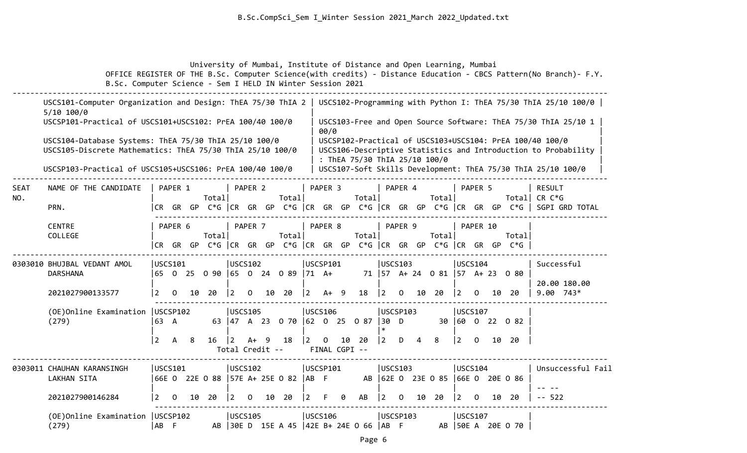University of Mumbai, Institute of Distance and Open Learning, Mumbai

OFFICE REGISTER OF THE B.Sc. Computer Science(with credits) - Distance Education - CBCS Pattern(No Branch)- F.Y. B.Sc. Computer Science - Sem I HELD IN Winter Session 2021

| | |
|---|---|
| USCS101-Computer Organization and Design: ThEA 75/30 ThIA 25/10 100/0 | USCS102-Programming with Python I: ThEA 75/30 ThIA 25/10 100/0 |
| USCSP101-Practical of USCS101+USCS102: PrEA 100/40 100/0 | USCS103-Free and Open Source Software: ThEA 75/30 ThIA 25/10 100/0 |
| USCS104-Database Systems: ThEA 75/30 ThIA 25/10 100/0 | USCSP102-Practical of USCS103+USCS104: PrEA 100/40 100/0 |
| USCS105-Discrete Mathematics: ThEA 75/30 ThIA 25/10 100/0 | USCS106-Descriptive Statistics and Introduction to Probability : ThEA 75/30 ThIA 25/10 100/0 |
| USCSP103-Practical of USCS105+USCS106: PrEA 100/40 100/0 | USCS107-Soft Skills Development: ThEA 75/30 ThIA 25/10 100/0 |

| SEAT NO. | NAME OF THE CANDIDATE / PRN. / CENTRE / COLLEGE | PAPER 1 / PAPER 6 (Total / CR GR GP C*G) | PAPER 2 / PAPER 7 (Total / CR GR GP C*G) | PAPER 3 / PAPER 8 (Total / CR GR GP C*G) | PAPER 4 / PAPER 9 (Total / CR GR GP C*G) | PAPER 5 / PAPER 10 (Total / CR GR GP C*G) | RESULT / CR C*G / SGPI GRD TOTAL |
|---|---|---|---|---|---|---|---|
| 0303010 | BHUJBAL VEDANT AMOL DARSHANA | USCS101 65 O 25 O 90 | USCS102 65 O 24 O 89 | USCSP101 71 A+ 71 | USCS103 57 A+ 24 O 81 | USCS104 57 A+ 23 O 80 | Successful |
| | 2021027900133577 | 2 O 10 20 | 2 O 10 20 | 2 A+ 9 18 | 2 O 10 20 | 2 O 10 20 | 20.00 180.00 / 9.00 743* |
| | (OE)Online Examination (279) | USCSP102 63 A 63 | USCS105 47 A 23 O 70 | USCS106 62 O 25 O 87 | USCSP103 30 D 30 * | USCS107 60 O 22 O 82 | |
| | | 2 A 8 16 | 2 A+ 9 18 | 2 O 10 20 | 2 D 4 8 | 2 O 10 20 | |
| | | | Total Credit -- | FINAL CGPI -- | | | |
| 0303011 | CHAUHAN KARANSINGH LAKHAN SITA | USCS101 66E O 22E O 88 | USCS102 57E A+ 25E O 82 | USCSP101 AB F AB | USCS103 62E O 23E O 85 | USCS104 66E O 20E O 86 | Unsuccessful Fail |
| | 2021027900146284 | 2 O 10 20 | 2 O 10 20 | 2 F 0 AB | 2 O 10 20 | 2 O 10 20 | -- -- / -- 522 |
| | (OE)Online Examination (279) | USCSP102 AB F AB | USCS105 30E D 15E A 45 | USCS106 42E B+ 24E O 66 | USCSP103 AB F AB | USCS107 50E A 20E O 70 | |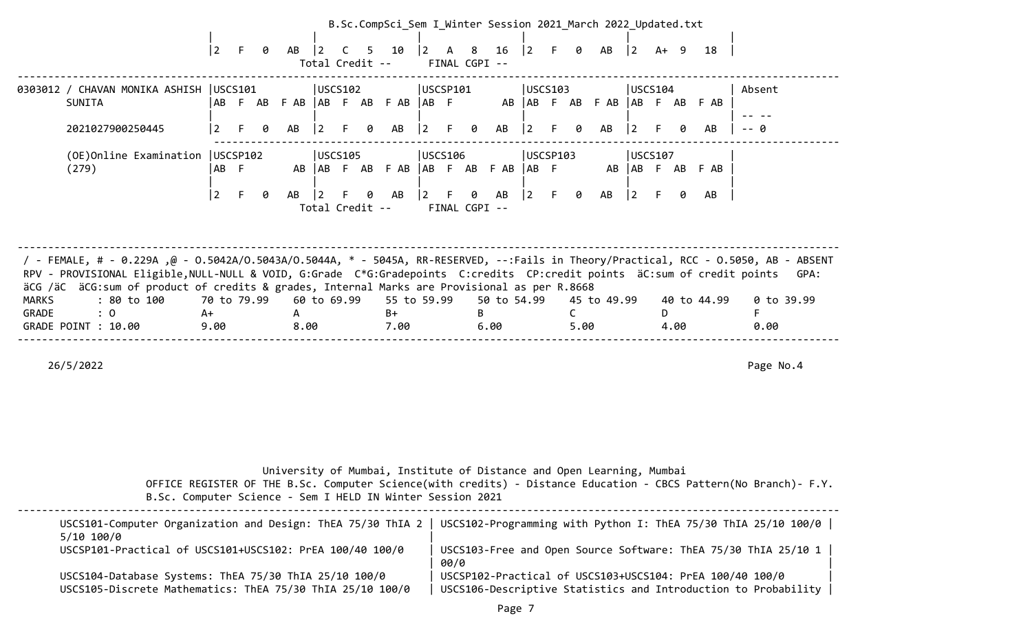| | 2 F 0 AB | 2 C 5 10 | 2 A 8 16 | 2 F 0 AB | 2 A+ 9 18 | |
|---|---|---|---|---|---|---|
| | | Total Credit -- | FINAL CGPI -- | | | |

| | | | | | | |
|---|---|---|---|---|---|---|
| 0303012 / CHAVAN MONIKA ASHISH SUNITA | USCS101<br>AB F AB F AB | USCS102<br>AB F AB F AB | USCSP101<br>AB F AB | USCS103<br>AB F AB F AB | USCS104<br>AB F AB F AB | Absent<br>-- -- |
| 2021027900250445 | 2 F 0 AB | 2 F 0 AB | 2 F 0 AB | 2 F 0 AB | 2 F 0 AB | -- 0 |
| (OE)Online Examination (279) | USCSP102<br>AB F AB | USCS105<br>AB F AB F AB | USCS106<br>AB F AB F AB | USCSP103<br>AB F AB | USCS107<br>AB F AB F AB | |
| | 2 F 0 AB | 2 F 0 AB | 2 F 0 AB | 2 F 0 AB | 2 F 0 AB | |
| | | Total Credit -- | FINAL CGPI -- | | | |

/ - FEMALE, # - 0.229A ,@ - O.5042A/O.5043A/O.5044A, * - 5045A, RR-RESERVED, --:Fails in Theory/Practical, RCC - O.5050, AB - ABSENT
RPV - PROVISIONAL Eligible,NULL-NULL & VOID, G:Grade C*G:Gradepoints C:credits CP:credit points äC:sum of credit points GPA: äCG /äC äCG:sum of product of credits & grades, Internal Marks are Provisional as per R.8668

| MARKS | : 80 to 100 | 70 to 79.99 | 60 to 69.99 | 55 to 59.99 | 50 to 54.99 | 45 to 49.99 | 40 to 44.99 | 0 to 39.99 |
|---|---|---|---|---|---|---|---|---|
| GRADE | : O | A+ | A | B+ | B | C | D | F |
| GRADE POINT | : 10.00 | 9.00 | 8.00 | 7.00 | 6.00 | 5.00 | 4.00 | 0.00 |

26/5/2022 Page No.4

University of Mumbai, Institute of Distance and Open Learning, Mumbai
OFFICE REGISTER OF THE B.Sc. Computer Science(with credits) - Distance Education - CBCS Pattern(No Branch)- F.Y. B.Sc. Computer Science - Sem I HELD IN Winter Session 2021

| | |
|---|---|
| USCS101-Computer Organization and Design: ThEA 75/30 ThIA 25/10 100/0 | USCS102-Programming with Python I: ThEA 75/30 ThIA 25/10 100/0 |
| USCSP101-Practical of USCS101+USCS102: PrEA 100/40 100/0 | USCS103-Free and Open Source Software: ThEA 75/30 ThIA 25/10 100/0 |
| USCS104-Database Systems: ThEA 75/30 ThIA 25/10 100/0 | USCSP102-Practical of USCS103+USCS104: PrEA 100/40 100/0 |
| USCS105-Discrete Mathematics: ThEA 75/30 ThIA 25/10 100/0 | USCS106-Descriptive Statistics and Introduction to Probability |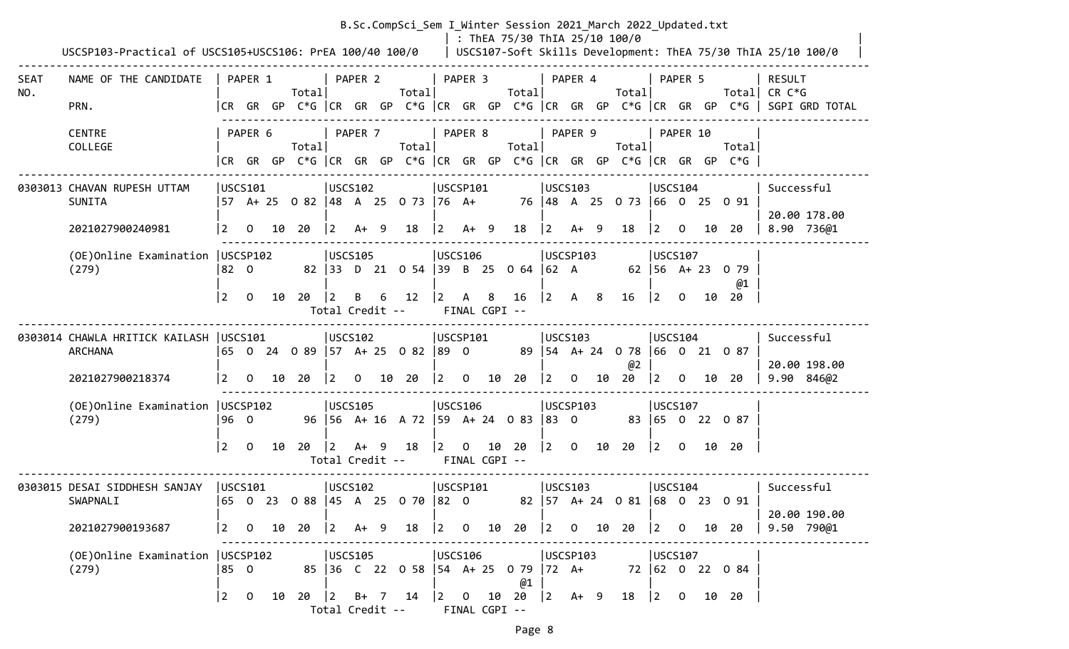B.Sc.CompSci_Sem I_Winter Session 2021_March 2022_Updated.txt

| : ThEA 75/30 ThIA 25/10 100/0

USCSP103-Practical of USCS105+USCS106: PrEA 100/40 100/0 | USCS107-Soft Skills Development: ThEA 75/30 ThIA 25/10 100/0

```
--------------------------------------------------------------------------------------------------------------------------------------------------------
SEAT    NAME OF THE CANDIDATE   | PAPER 1          | PAPER 2          | PAPER 3          | PAPER 4          | PAPER 5          | RESULT
NO.                             |            Total|             Total|             Total|             Total|             Total| CR C*G
        PRN.                    |CR  GR  GP  C*G |CR  GR  GP  C*G |CR  GR  GP  C*G |CR  GR  GP  C*G |CR  GR  GP  C*G | SGPI GRD TOTAL
                                 ----------------------------------------------------------------------------------------------------------------------
        CENTRE                  | PAPER 6          | PAPER 7          | PAPER 8          | PAPER 9          | PAPER 10         |
        COLLEGE                 |            Total|             Total|             Total|             Total|             Total|
                                |CR  GR  GP  C*G |CR  GR  GP  C*G |CR  GR  GP  C*G |CR  GR  GP  C*G |CR  GR  GP  C*G |
--------------------------------------------------------------------------------------------------------------------------------------------------------
0303013 CHAVAN RUPESH UTTAM     |USCS101          |USCS102          |USCSP101         |USCS103          |USCS104          | Successful
        SUNITA                  |57  A+ 25   O 82 |48  A  25   O 73 |76  A+         76 |48  A  25   O 73 |66  O  25   O 91 |
                                |                 |                 |                 |                 |                 | 20.00 178.00
        2021027900240981        |2   O   10  20   |2   A+  9   18   |2   A+  9   18   |2   A+  9   18   |2   O   10  20   | 8.90  736@1
                                 ----------------------------------------------------------------------------------------------------------------------
        (OE)Online Examination  |USCSP102         |USCS105          |USCS106          |USCSP103         |USCS107          |
        (279)                   |82  O          82 |33  D  21   O 54 |39  B  25   O 64 |62  A          62 |56  A+ 23   O 79 |
                                |                 |                 |                 |                 |             @1  |
                                |2   O   10  20   |2   B   6   12   |2   A   8   16   |2   A   8   16   |2   O   10  20   |
                                              Total Credit --       FINAL CGPI --
--------------------------------------------------------------------------------------------------------------------------------------------------------
0303014 CHAWLA HRITICK KAILASH  |USCS101          |USCS102          |USCSP101         |USCS103          |USCS104          | Successful
        ARCHANA                 |65  O  24   O 89 |57  A+ 25   O 82 |89  O          89 |54  A+ 24   O 78 |66  O  21   O 87 |
                                |                 |                 |                 |             @2  |                 | 20.00 198.00
        2021027900218374        |2   O   10  20   |2   O   10  20   |2   O   10  20   |2   O   10  20   |2   O   10  20   | 9.90  846@2
                                 ----------------------------------------------------------------------------------------------------------------------
        (OE)Online Examination  |USCSP102         |USCS105          |USCS106          |USCSP103         |USCS107          |
        (279)                   |96  O          96 |56  A+ 16   A 72 |59  A+ 24   O 83 |83  O          83 |65  O  22   O 87 |
                                |                 |                 |                 |                 |                 |
                                |2   O   10  20   |2   A+  9   18   |2   O   10  20   |2   O   10  20   |2   O   10  20   |
                                              Total Credit --       FINAL CGPI --
--------------------------------------------------------------------------------------------------------------------------------------------------------
0303015 DESAI SIDDHESH SANJAY   |USCS101          |USCS102          |USCSP101         |USCS103          |USCS104          | Successful
        SWAPNALI                |65  O  23   O 88 |45  A  25   O 70 |82  O          82 |57  A+ 24   O 81 |68  O  23   O 91 |
                                |                 |                 |                 |                 |                 | 20.00 190.00
        2021027900193687        |2   O   10  20   |2   A+  9   18   |2   O   10  20   |2   O   10  20   |2   O   10  20   | 9.50  790@1
                                 ----------------------------------------------------------------------------------------------------------------------
        (OE)Online Examination  |USCSP102         |USCS105          |USCS106          |USCSP103         |USCS107          |
        (279)                   |85  O          85 |36  C  22   O 58 |54  A+ 25   O 79 |72  A+         72 |62  O  22   O 84 |
                                |                 |                 |             @1  |                 |                 |
                                |2   O   10  20   |2   B+  7   14   |2   O   10  20   |2   A+  9   18   |2   O   10  20   |
                                              Total Credit --       FINAL CGPI --
```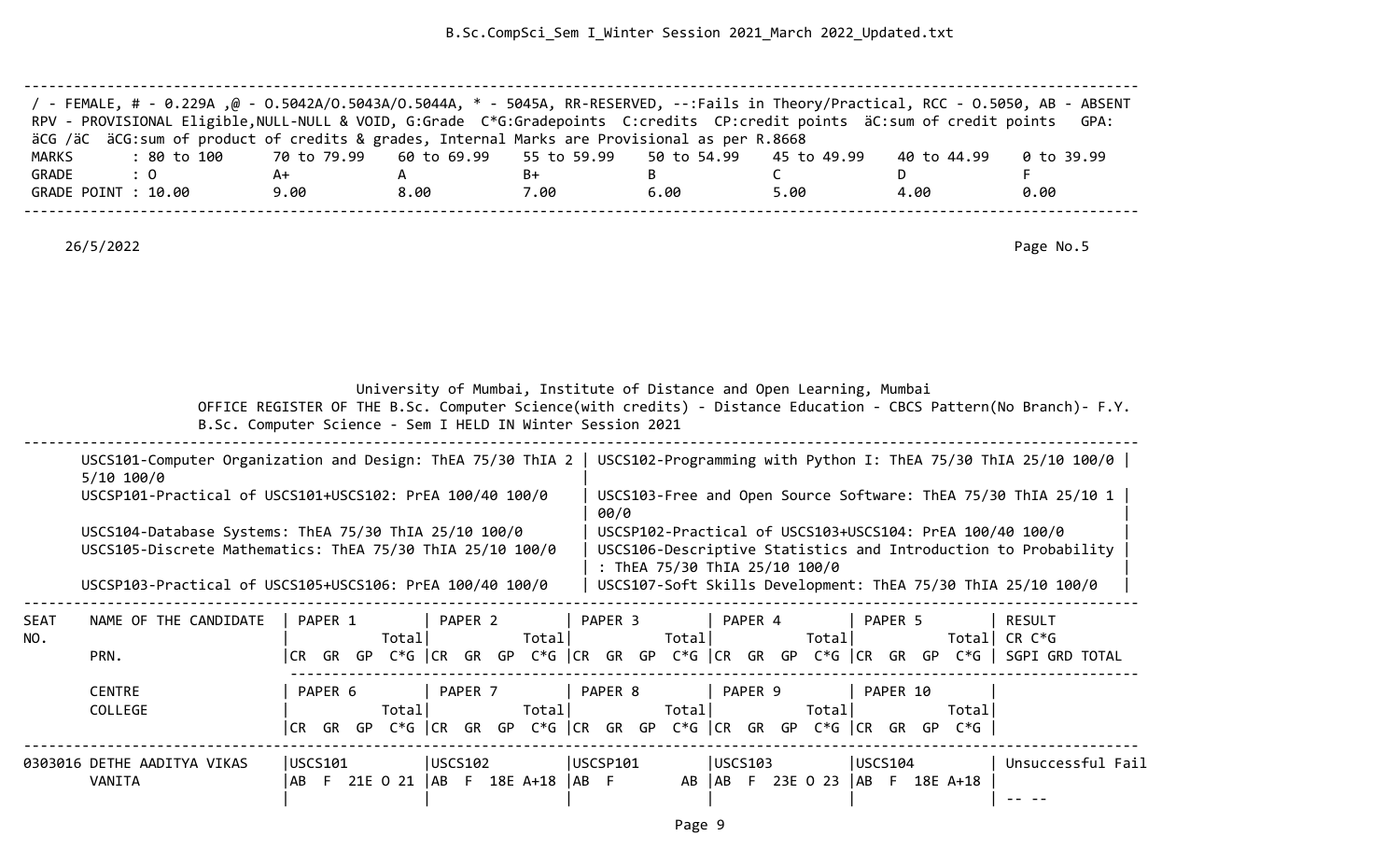/ - FEMALE, # - 0.229A ,@ - O.5042A/O.5043A/O.5044A, * - 5045A, RR-RESERVED, --:Fails in Theory/Practical, RCC - O.5050, AB - ABSENT
RPV - PROVISIONAL Eligible,NULL-NULL & VOID, G:Grade C*G:Gradepoints C:credits CP:credit points äC:sum of credit points GPA: äCG /äC äCG:sum of product of credits & grades, Internal Marks are Provisional as per R.8668

| MARKS | : 80 to 100 | 70 to 79.99 | 60 to 69.99 | 55 to 59.99 | 50 to 54.99 | 45 to 49.99 | 40 to 44.99 | 0 to 39.99 |
|---|---|---|---|---|---|---|---|---|
| GRADE | : O | A+ | A | B+ | B | C | D | F |
| GRADE POINT | : 10.00 | 9.00 | 8.00 | 7.00 | 6.00 | 5.00 | 4.00 | 0.00 |

26/5/2022 Page No.5

University of Mumbai, Institute of Distance and Open Learning, Mumbai
OFFICE REGISTER OF THE B.Sc. Computer Science(with credits) - Distance Education - CBCS Pattern(No Branch)- F.Y. B.Sc. Computer Science - Sem I HELD IN Winter Session 2021

| | |
|---|---|
| USCS101-Computer Organization and Design: ThEA 75/30 ThIA 25/10 100/0 | USCS102-Programming with Python I: ThEA 75/30 ThIA 25/10 100/0 |
| USCSP101-Practical of USCS101+USCS102: PrEA 100/40 100/0 | USCS103-Free and Open Source Software: ThEA 75/30 ThIA 25/10 100/0 |
| USCS104-Database Systems: ThEA 75/30 ThIA 25/10 100/0 | USCSP102-Practical of USCS103+USCS104: PrEA 100/40 100/0 |
| USCS105-Discrete Mathematics: ThEA 75/30 ThIA 25/10 100/0 | USCS106-Descriptive Statistics and Introduction to Probability : ThEA 75/30 ThIA 25/10 100/0 |
| USCSP103-Practical of USCS105+USCS106: PrEA 100/40 100/0 | USCS107-Soft Skills Development: ThEA 75/30 ThIA 25/10 100/0 |

| SEAT NO. | NAME OF THE CANDIDATE / PRN. | PAPER 1 (CR GR GP C*G Total) | PAPER 2 (CR GR GP C*G Total) | PAPER 3 (CR GR GP C*G Total) | PAPER 4 (CR GR GP C*G Total) | PAPER 5 (CR GR GP C*G Total) | RESULT CR C*G SGPI GRD TOTAL |
|---|---|---|---|---|---|---|---|
| | CENTRE / COLLEGE | PAPER 6 (CR GR GP C*G Total) | PAPER 7 (CR GR GP C*G Total) | PAPER 8 (CR GR GP C*G Total) | PAPER 9 (CR GR GP C*G Total) | PAPER 10 (CR GR GP C*G Total) | |
| 0303016 | DETHE AADITYA VIKAS VANITA | USCS101 AB F 21E O 21 | USCS102 AB F 18E A+18 | USCSP101 AB F AB | USCS103 AB F 23E O 23 | USCS104 AB F 18E A+18 | Unsuccessful Fail -- -- |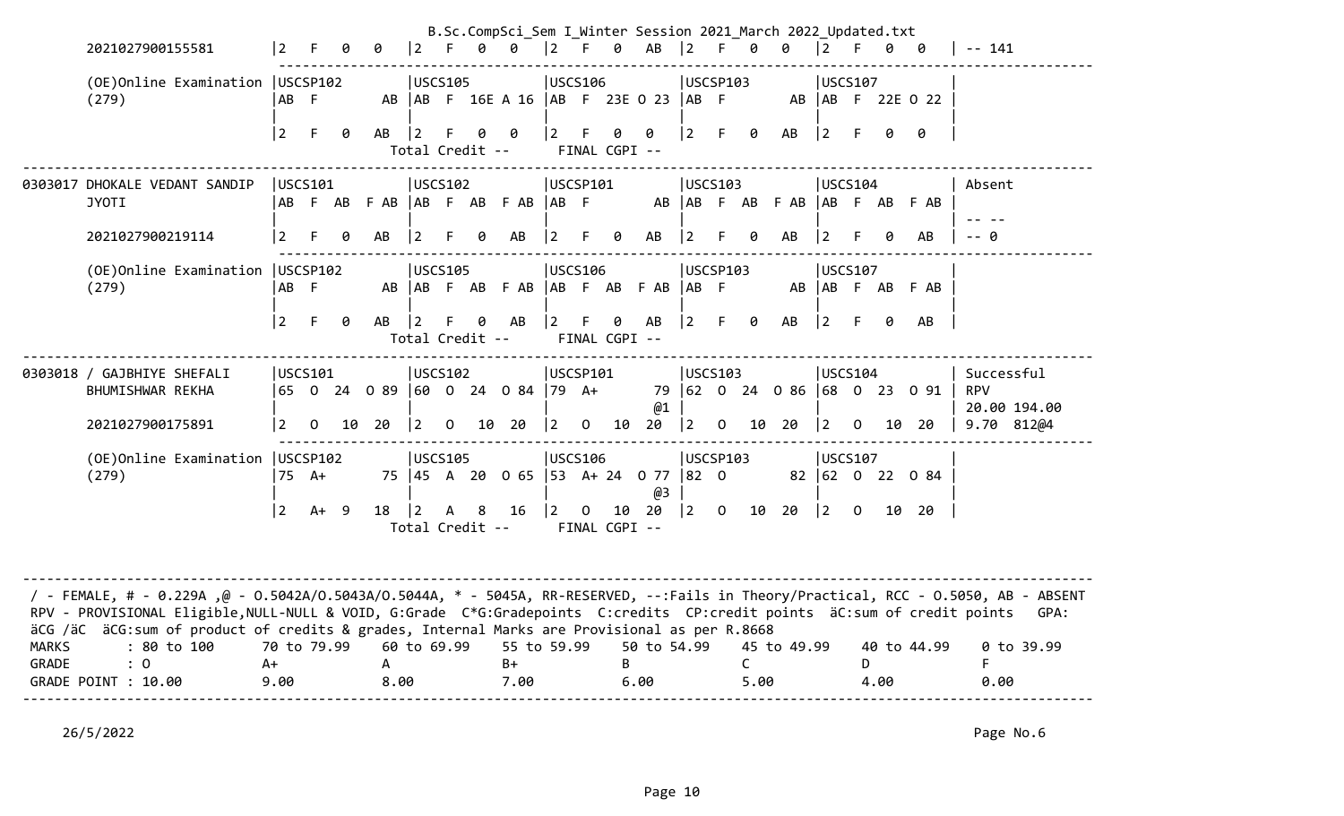```
2021027900155581       |2   F   0   0   |2   F   0   0   |2   F   0   AB  |2   F   0   0   |2   F   0   0   | -- 141
---------------------------------------------------------------------------------------------------------------------------
(OE)Online Examination |USCSP102        |USCS105         |USCS106         |USCSP103        |USCS107         |
(279)                  |AB  F        AB |AB  F  16E A 16 |AB  F  23E O 23 |AB  F        AB |AB  F  22E O 22 |
                       |                |                |                |                |                |
                       |2   F   0   AB  |2   F   0   0   |2   F   0   0   |2   F   0   AB  |2   F   0   0   |
                                         Total Credit --       FINAL CGPI --
---------------------------------------------------------------------------------------------------------------------------
0303017 DHOKALE VEDANT SANDIP  |USCS101         |USCS102         |USCSP101        |USCS103         |USCS104         | Absent
        JYOTI                  |AB  F  AB  F AB |AB  F  AB  F AB |AB  F        AB |AB  F  AB  F AB |AB  F  AB  F AB |
                               |                |                |                |                |                | -- --
        2021027900219114       |2   F   0   AB  |2   F   0   AB  |2   F   0   AB  |2   F   0   AB  |2   F   0   AB  | -- 0
---------------------------------------------------------------------------------------------------------------------------
(OE)Online Examination |USCSP102        |USCS105         |USCS106         |USCSP103        |USCS107         |
(279)                  |AB  F        AB |AB  F  AB  F AB |AB  F  AB  F AB |AB  F        AB |AB  F  AB  F AB |
                       |                |                |                |                |                |
                       |2   F   0   AB  |2   F   0   AB  |2   F   0   AB  |2   F   0   AB  |2   F   0   AB  |
                                         Total Credit --       FINAL CGPI --
---------------------------------------------------------------------------------------------------------------------------
0303018 / GAJBHIYE SHEFALI     |USCS101         |USCS102         |USCSP101        |USCS103         |USCS104         | Successful
        BHUMISHWAR REKHA       |65  O  24  O 89 |60  O  24  O 84 |79  A+       79 |62  O  24  O 86 |68  O  23  O 91 | RPV
                               |                |                |            @1  |                |                | 20.00 194.00
        2021027900175891       |2   O   10  20  |2   O   10  20  |2   O   10  20  |2   O   10  20  |2   O   10  20  | 9.70  812@4
---------------------------------------------------------------------------------------------------------------------------
(OE)Online Examination |USCSP102        |USCS105         |USCS106         |USCSP103        |USCS107         |
(279)                  |75  A+       75 |45  A  20  O 65 |53  A+ 24  O 77 |82  O        82 |62  O  22  O 84 |
                       |                |                |            @3  |                |                |
                       |2   A+  9   18  |2   A   8   16  |2   O   10  20  |2   O   10  20  |2   O   10  20  |
                                         Total Credit --       FINAL CGPI --

---------------------------------------------------------------------------------------------------------------------------
/ - FEMALE, # - 0.229A ,@ - O.5042A/O.5043A/O.5044A, * - 5045A, RR-RESERVED, --:Fails in Theory/Practical, RCC - O.5050, AB - ABSENT
RPV - PROVISIONAL Eligible,NULL-NULL & VOID, G:Grade  C*G:Gradepoints  C:credits  CP:credit points  äC:sum of credit points   GPA:
äCG /äC  äCG:sum of product of credits & grades, Internal Marks are Provisional as per R.8668
MARKS        : 80 to 100     70 to 79.99    60 to 69.99    55 to 59.99    50 to 54.99    45 to 49.99    40 to 44.99    0 to 39.99
GRADE        : O             A+             A              B+             B              C              D              F
GRADE POINT : 10.00          9.00           8.00           7.00           6.00           5.00           4.00           0.00
---------------------------------------------------------------------------------------------------------------------------
```

26/5/2022

Page No.6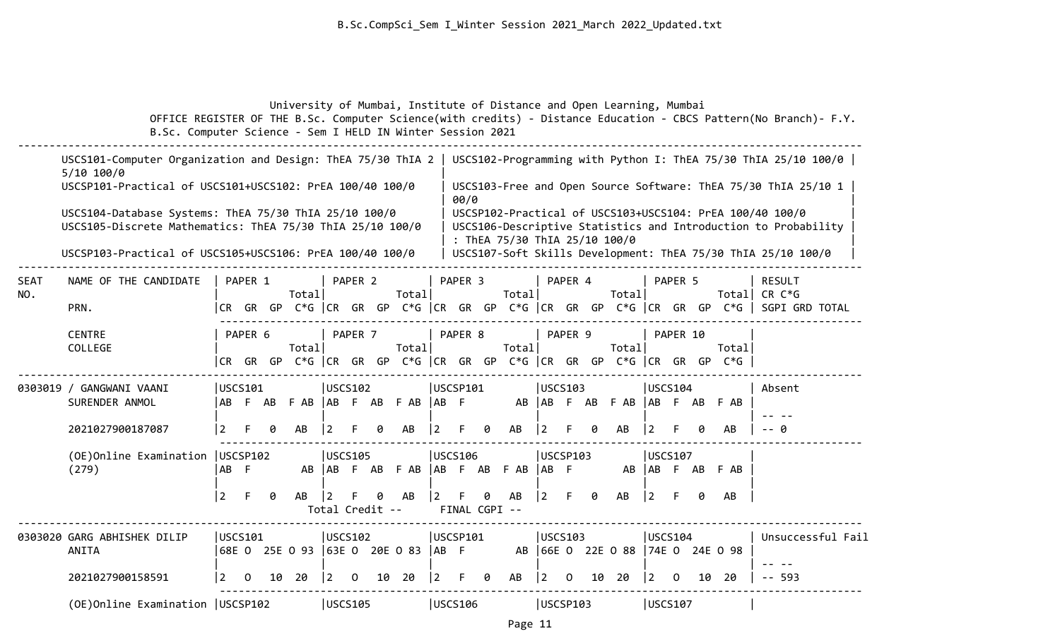University of Mumbai, Institute of Distance and Open Learning, Mumbai

OFFICE REGISTER OF THE B.Sc. Computer Science(with credits) - Distance Education - CBCS Pattern(No Branch)- F.Y. B.Sc. Computer Science - Sem I HELD IN Winter Session 2021

| | |
|---|---|
| USCS101-Computer Organization and Design: ThEA 75/30 ThIA 25/10 100/0 | USCS102-Programming with Python I: ThEA 75/30 ThIA 25/10 100/0 |
| USCSP101-Practical of USCS101+USCS102: PrEA 100/40 100/0 | USCS103-Free and Open Source Software: ThEA 75/30 ThIA 25/10 100/0 |
| USCS104-Database Systems: ThEA 75/30 ThIA 25/10 100/0 | USCSP102-Practical of USCS103+USCS104: PrEA 100/40 100/0 |
| USCS105-Discrete Mathematics: ThEA 75/30 ThIA 25/10 100/0 | USCS106-Descriptive Statistics and Introduction to Probability : ThEA 75/30 ThIA 25/10 100/0 |
| USCSP103-Practical of USCS105+USCS106: PrEA 100/40 100/0 | USCS107-Soft Skills Development: ThEA 75/30 ThIA 25/10 100/0 |

| SEAT NO. | NAME OF THE CANDIDATE / PRN. / CENTRE / COLLEGE | PAPER 1 / PAPER 6 (CR GR GP C*G Total) | PAPER 2 / PAPER 7 (CR GR GP C*G Total) | PAPER 3 / PAPER 8 (CR GR GP C*G Total) | PAPER 4 / PAPER 9 (CR GR GP C*G Total) | PAPER 5 / PAPER 10 (CR GR GP C*G Total) | RESULT CR C*G SGPI GRD TOTAL |
|---|---|---|---|---|---|---|---|
| 0303019 | / GANGWANI VAANI SURENDER ANMOL | USCS101: AB F AB F AB / 2 F 0 AB | USCS102: AB F AB F AB / 2 F 0 AB | USCSP101: AB F AB / 2 F 0 AB | USCS103: AB F AB F AB / 2 F 0 AB | USCS104: AB F AB F AB / 2 F 0 AB | Absent |
| | 2021027900187087 | | | | | | -- -- / -- 0 |
| | (OE)Online Examination (279) | USCSP102: AB F AB / 2 F 0 AB | USCS105: AB F AB F AB / 2 F 0 AB | USCS106: AB F AB F AB / 2 F 0 AB | USCSP103: AB F AB / 2 F 0 AB | USCS107: AB F AB F AB / 2 F 0 AB | |
| | | | Total Credit -- | FINAL CGPI -- | | | |
| 0303020 | GARG ABHISHEK DILIP ANITA | USCS101: 68E O 25E O 93 / 2 O 10 20 | USCS102: 63E O 20E O 83 / 2 O 10 20 | USCSP101: AB F AB / 2 F 0 AB | USCS103: 66E O 22E O 88 / 2 O 10 20 | USCS104: 74E O 24E O 98 / 2 O 10 20 | Unsuccessful Fail |
| | 2021027900158591 | | | | | | -- -- / -- 593 |
| | (OE)Online Examination | USCSP102 | USCS105 | USCS106 | USCSP103 | USCS107 | |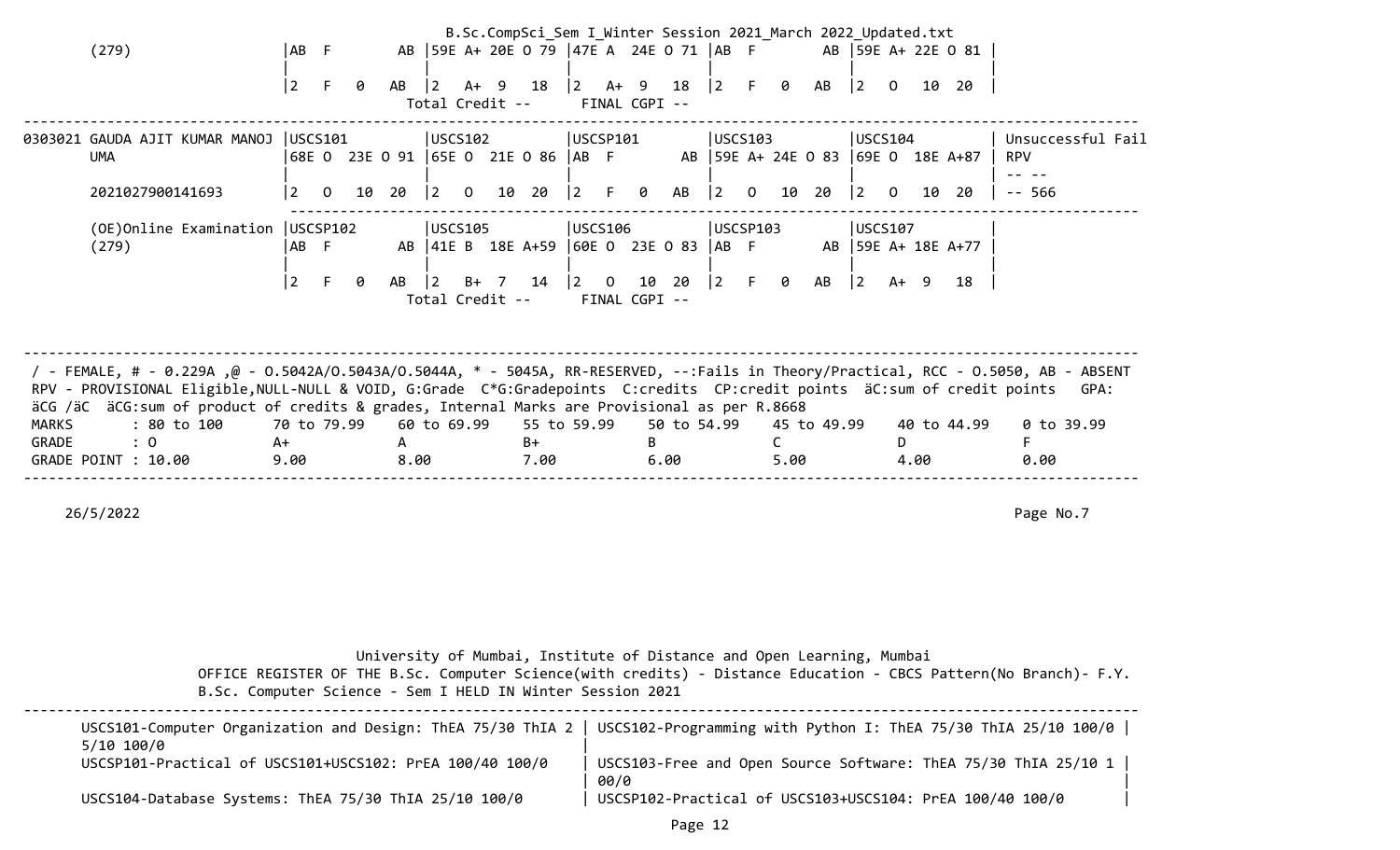```
(279)                   |AB  F        AB |59E A+ 20E O 79 |47E A  24E O 71 |AB  F        AB |59E A+ 22E O 81 |
                        |                |                |                |                |                |
                        |2   F   0   AB  |2   A+  9   18  |2   A+  9   18  |2   F   0   AB  |2   O   10  20  |
                                          Total Credit --      FINAL CGPI --
-------------------------------------------------------------------------------------------------------------------------------
0303021 GAUDA AJIT KUMAR MANOJ |USCS101        |USCS102        |USCSP101       |USCS103        |USCS104        | Unsuccessful Fail
        UMA             |68E O  23E O 91 |65E O  21E O 86 |AB  F        AB |59E A+ 24E O 83 |69E O  18E A+87 | RPV
                        |                |                |                |                |                | -- --
        2021027900141693 |2   O   10  20  |2   O   10  20  |2   F   0   AB  |2   O   10  20  |2   O   10  20  | -- 566
                        -------------------------------------------------------------------------------------------------------
        (OE)Online Examination |USCSP102       |USCS105        |USCS106        |USCSP103       |USCS107        |
        (279)           |AB  F        AB |41E B  18E A+59 |60E O  23E O 83 |AB  F        AB |59E A+ 18E A+77 |
                        |                |                |                |                |                |
                        |2   F   0   AB  |2   B+  7   14  |2   O   10  20  |2   F   0   AB  |2   A+  9   18  |
                                          Total Credit --      FINAL CGPI --
```

-------------------------------------------------------------------------------------------------------------------------------

/ - FEMALE, # - 0.229A ,@ - O.5042A/O.5043A/O.5044A, * - 5045A, RR-RESERVED, --:Fails in Theory/Practical, RCC - O.5050, AB - ABSENT
RPV - PROVISIONAL Eligible,NULL-NULL & VOID, G:Grade C*G:Gradepoints C:credits CP:credit points äC:sum of credit points GPA: äCG /äC äCG:sum of product of credits & grades, Internal Marks are Provisional as per R.8668

| MARKS | : 80 to 100 | 70 to 79.99 | 60 to 69.99 | 55 to 59.99 | 50 to 54.99 | 45 to 49.99 | 40 to 44.99 | 0 to 39.99 |
|---|---|---|---|---|---|---|---|---|
| GRADE | : O | A+ | A | B+ | B | C | D | F |
| GRADE POINT | : 10.00 | 9.00 | 8.00 | 7.00 | 6.00 | 5.00 | 4.00 | 0.00 |

26/5/2022 Page No.7

University of Mumbai, Institute of Distance and Open Learning, Mumbai
OFFICE REGISTER OF THE B.Sc. Computer Science(with credits) - Distance Education - CBCS Pattern(No Branch)- F.Y. B.Sc. Computer Science - Sem I HELD IN Winter Session 2021

| | |
|---|---|
| USCS101-Computer Organization and Design: ThEA 75/30 ThIA 25/10 100/0 | USCS102-Programming with Python I: ThEA 75/30 ThIA 25/10 100/0 |
| USCSP101-Practical of USCS101+USCS102: PrEA 100/40 100/0 | USCS103-Free and Open Source Software: ThEA 75/30 ThIA 25/10 100/0 |
| USCS104-Database Systems: ThEA 75/30 ThIA 25/10 100/0 | USCSP102-Practical of USCS103+USCS104: PrEA 100/40 100/0 |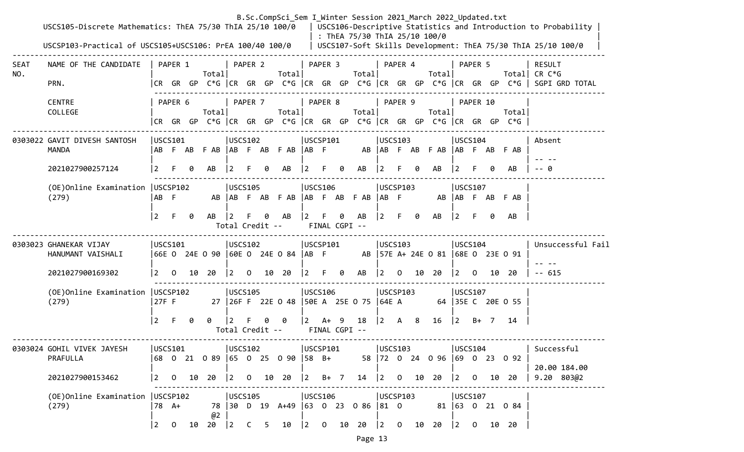B.Sc.CompSci_Sem I_Winter Session 2021_March 2022_Updated.txt

USCS105-Discrete Mathematics: ThEA 75/30 ThIA 25/10 100/0 | USCS106-Descriptive Statistics and Introduction to Probability : ThEA 75/30 ThIA 25/10 100/0

USCSP103-Practical of USCS105+USCS106: PrEA 100/40 100/0 | USCS107-Soft Skills Development: ThEA 75/30 ThIA 25/10 100/0

| SEAT NO. | NAME OF THE CANDIDATE / PRN. / CENTRE / COLLEGE | PAPER 1 / PAPER 6 | PAPER 2 / PAPER 7 | PAPER 3 / PAPER 8 | PAPER 4 / PAPER 9 | PAPER 5 / PAPER 10 | RESULT CR C*G SGPI GRD TOTAL |
|---|---|---|---|---|---|---|---|
| | | CR GR GP C*G | CR GR GP C*G | CR GR GP C*G | CR GR GP C*G | CR GR GP C*G | |
| 0303022 | GAVIT DIVESH SANTOSH MANDA | USCS101 AB F AB F AB | USCS102 AB F AB F AB | USCSP101 AB F AB | USCS103 AB F AB F AB | USCS104 AB F AB F AB | Absent |
| | 2021027900257124 | 2 F 0 AB | 2 F 0 AB | 2 F 0 AB | 2 F 0 AB | 2 F 0 AB | -- -- -- 0 |
| | (OE)Online Examination (279) | USCSP102 AB F AB | USCS105 AB F AB F AB | USCS106 AB F AB F AB | USCSP103 AB F AB | USCS107 AB F AB F AB | |
| | | 2 F 0 AB | 2 F 0 AB | 2 F 0 AB | 2 F 0 AB | 2 F 0 AB | |
| | | | Total Credit -- | FINAL CGPI -- | | | |
| 0303023 | GHANEKAR VIJAY HANUMANT VAISHALI | USCS101 66E O 24E O 90 | USCS102 60E O 24E O 84 | USCSP101 AB F AB | USCS103 57E A+ 24E O 81 | USCS104 68E O 23E O 91 | Unsuccessful Fail |
| | 2021027900169302 | 2 O 10 20 | 2 O 10 20 | 2 F 0 AB | 2 O 10 20 | 2 O 10 20 | -- -- -- 615 |
| | (OE)Online Examination (279) | USCSP102 27F F 27 | USCS105 26F F 22E O 48 | USCS106 50E A 25E O 75 | USCSP103 64E A 64 | USCS107 35E C 20E O 55 | |
| | | 2 F 0 0 | 2 F 0 0 | 2 A+ 9 18 | 2 A 8 16 | 2 B+ 7 14 | |
| | | | Total Credit -- | FINAL CGPI -- | | | |
| 0303024 | GOHIL VIVEK JAYESH PRAFULLA | USCS101 68 O 21 O 89 | USCS102 65 O 25 O 90 | USCSP101 58 B+ 58 | USCS103 72 O 24 O 96 | USCS104 69 O 23 O 92 | Successful |
| | 2021027900153462 | 2 O 10 20 | 2 O 10 20 | 2 B+ 7 14 | 2 O 10 20 | 2 O 10 20 | 20.00 184.00 9.20 803@2 |
| | (OE)Online Examination (279) | USCSP102 78 A+ 78 @2 | USCS105 30 D 19 A+49 | USCS106 63 O 23 O 86 | USCSP103 81 O 81 | USCS107 63 O 21 O 84 | |
| | | 2 O 10 20 | 2 C 5 10 | 2 O 10 20 | 2 O 10 20 | 2 O 10 20 | |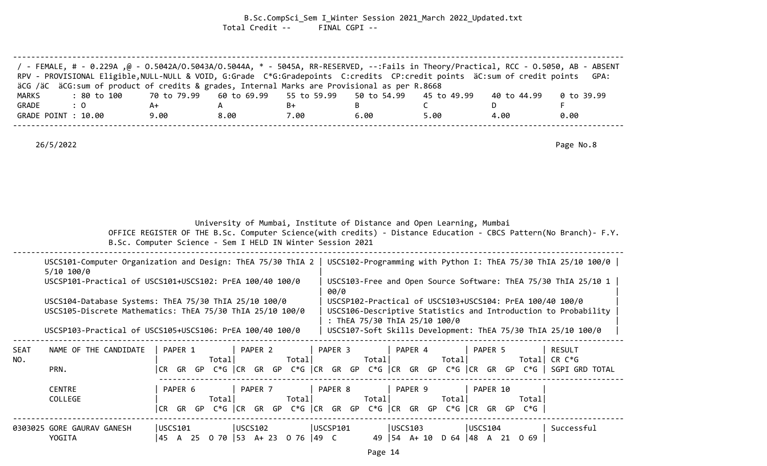Total Credit --      FINAL CGPI --

/ - FEMALE, # - 0.229A ,@ - O.5042A/O.5043A/O.5044A, * - 5045A, RR-RESERVED, --:Fails in Theory/Practical, RCC - O.5050, AB - ABSENT
RPV - PROVISIONAL Eligible,NULL-NULL & VOID, G:Grade  C*G:Gradepoints  C:credits  CP:credit points  äC:sum of credit points   GPA:
äCG /äC  äCG:sum of product of credits & grades, Internal Marks are Provisional as per R.8668

| MARKS | : 80 to 100 | 70 to 79.99 | 60 to 69.99 | 55 to 59.99 | 50 to 54.99 | 45 to 49.99 | 40 to 44.99 | 0 to 39.99 |
|---|---|---|---|---|---|---|---|---|
| GRADE | : O | A+ | A | B+ | B | C | D | F |
| GRADE POINT | : 10.00 | 9.00 | 8.00 | 7.00 | 6.00 | 5.00 | 4.00 | 0.00 |

26/5/2022

Page No.8

University of Mumbai, Institute of Distance and Open Learning, Mumbai

OFFICE REGISTER OF THE B.Sc. Computer Science(with credits) - Distance Education - CBCS Pattern(No Branch)- F.Y. B.Sc. Computer Science - Sem I HELD IN Winter Session 2021

| | |
|---|---|
| USCS101-Computer Organization and Design: ThEA 75/30 ThIA 25/10 100/0 | USCS102-Programming with Python I: ThEA 75/30 ThIA 25/10 100/0 |
| USCSP101-Practical of USCS101+USCS102: PrEA 100/40 100/0 | USCS103-Free and Open Source Software: ThEA 75/30 ThIA 25/10 100/0 |
| USCS104-Database Systems: ThEA 75/30 ThIA 25/10 100/0 | USCSP102-Practical of USCS103+USCS104: PrEA 100/40 100/0 |
| USCS105-Discrete Mathematics: ThEA 75/30 ThIA 25/10 100/0 | USCS106-Descriptive Statistics and Introduction to Probability : ThEA 75/30 ThIA 25/10 100/0 |
| USCSP103-Practical of USCS105+USCS106: PrEA 100/40 100/0 | USCS107-Soft Skills Development: ThEA 75/30 ThIA 25/10 100/0 |

| SEAT NO. | NAME OF THE CANDIDATE / PRN. | PAPER 1 (CR GR GP C*G Total) | PAPER 2 (CR GR GP C*G Total) | PAPER 3 (CR GR GP C*G Total) | PAPER 4 (CR GR GP C*G Total) | PAPER 5 (CR GR GP C*G Total) | RESULT / CR C*G / SGPI GRD TOTAL |
|---|---|---|---|---|---|---|---|
| | CENTRE / COLLEGE | PAPER 6 (CR GR GP C*G Total) | PAPER 7 (CR GR GP C*G Total) | PAPER 8 (CR GR GP C*G Total) | PAPER 9 (CR GR GP C*G Total) | PAPER 10 (CR GR GP C*G Total) | |
| 0303025 | GORE GAURAV GANESH YOGITA | USCS101<br>45 A 25 O 70 | USCS102<br>53 A+ 23 O 76 | USCSP101<br>49 C 49 | USCS103<br>54 A+ 10 D 64 | USCS104<br>48 A 21 O 69 | Successful |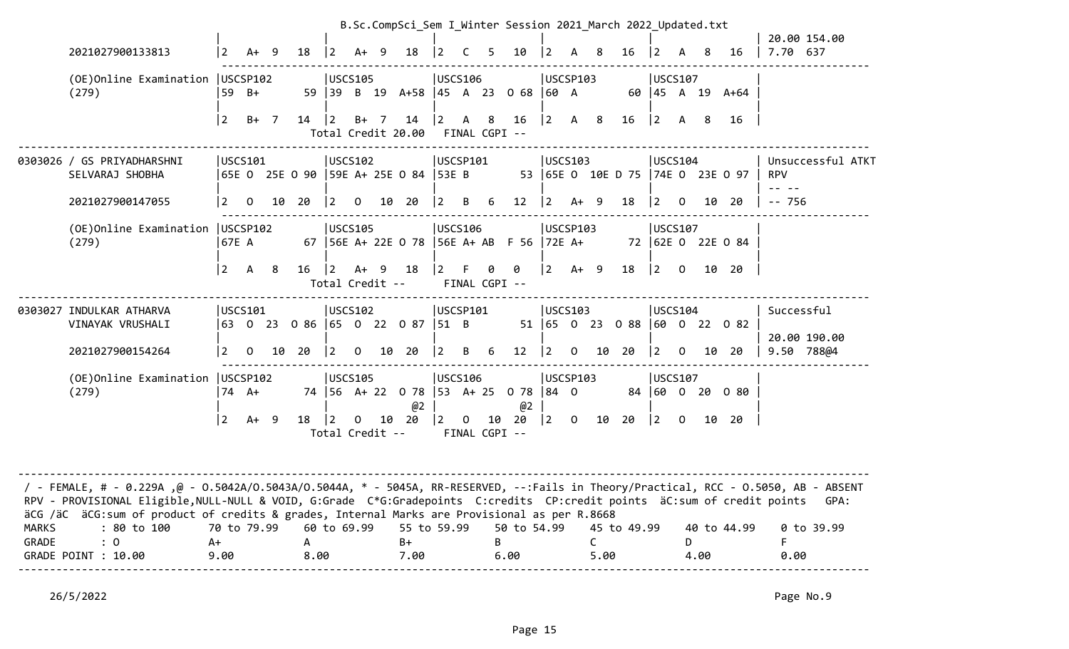```
                                                            |                      | 20.00 154.00
        2021027900133813         |2   A+  9   18  |2   A+  9   18  |2   C   5   10  |2   A   8   16  |2   A   8   16  | 7.70  637
                                  --------------------------------------------------------------------------------------------------------------
        (OE)Online Examination   |USCSP102        |USCS105         |USCS106         |USCSP103        |USCS107         |
        (279)                    |59  B+        59 |39  B  19  A+58 |45  A  23  O 68 |60  A         60 |45  A  19  A+64 |
                                 |                |                |                |                |                |
                                 |2   B+  7   14  |2   B+  7   14  |2   A   8   16  |2   A   8   16  |2   A   8   16  |
                                           Total Credit 20.00   FINAL CGPI --
---------------------------------------------------------------------------------------------------------------------------------------
0303026 / GS PRIYADHARSHNI       |USCS101         |USCS102         |USCSP101        |USCS103         |USCS104         | Unsuccessful ATKT
        SELVARAJ SHOBHA          |65E O  25E O 90 |59E A+ 25E O 84 |53E B         53 |65E O  10E D 75 |74E O  23E O 97 | RPV
                                 |                |                |                |                |                | -- --
        2021027900147055         |2   O   10  20  |2   O   10  20  |2   B   6   12  |2   A+  9   18  |2   O   10  20  | -- 756
                                  --------------------------------------------------------------------------------------------------------------
        (OE)Online Examination   |USCSP102        |USCS105         |USCS106         |USCSP103        |USCS107         |
        (279)                    |67E A         67 |56E A+ 22E O 78 |56E A+ AB  F 56 |72E A+        72 |62E O  22E O 84 |
                                 |                |                |                |                |                |
                                 |2   A   8   16  |2   A+  9   18  |2   F   0   0   |2   A+  9   18  |2   O   10  20  |
                                           Total Credit --      FINAL CGPI --
---------------------------------------------------------------------------------------------------------------------------------------
0303027 INDULKAR ATHARVA         |USCS101         |USCS102         |USCSP101        |USCS103         |USCS104         | Successful
        VINAYAK VRUSHALI         |63  O  23  O 86 |65  O  22  O 87 |51  B         51 |65  O  23  O 88 |60  O  22  O 82 |
                                 |                |                |                |                |                | 20.00 190.00
        2021027900154264         |2   O   10  20  |2   O   10  20  |2   B   6   12  |2   O   10  20  |2   O   10  20  | 9.50  788@4
                                  --------------------------------------------------------------------------------------------------------------
        (OE)Online Examination   |USCSP102        |USCS105         |USCS106         |USCSP103        |USCS107         |
        (279)                    |74  A+        74 |56  A+ 22   O 78 |53  A+ 25   O 78 |84  O         84 |60  O  20  O 80 |
                                 |                |             @2 |             @2 |                |                |
                                 |2   A+  9   18  |2   O   10  20  |2   O   10  20  |2   O   10  20  |2   O   10  20  |
                                           Total Credit --      FINAL CGPI --


---------------------------------------------------------------------------------------------------------------------------------------
 / - FEMALE, # - 0.229A ,@ - O.5042A/O.5043A/O.5044A, * - 5045A, RR-RESERVED, --:Fails in Theory/Practical, RCC - O.5050, AB - ABSENT
 RPV - PROVISIONAL Eligible,NULL-NULL & VOID, G:Grade  C*G:Gradepoints  C:credits  CP:credit points  äC:sum of credit points   GPA:
 äCG /äC  äCG:sum of product of credits & grades, Internal Marks are Provisional as per R.8668
 MARKS       : 80 to 100      70 to 79.99    60 to 69.99     55 to 59.99    50 to 54.99     45 to 49.99     40 to 44.99     0 to 39.99
 GRADE       : O              A+             A               B+             B               C               D               F
 GRADE POINT : 10.00          9.00           8.00            7.00           6.00            5.00            4.00            0.00
---------------------------------------------------------------------------------------------------------------------------------------

    26/5/2022                                                                                                              Page No.9
```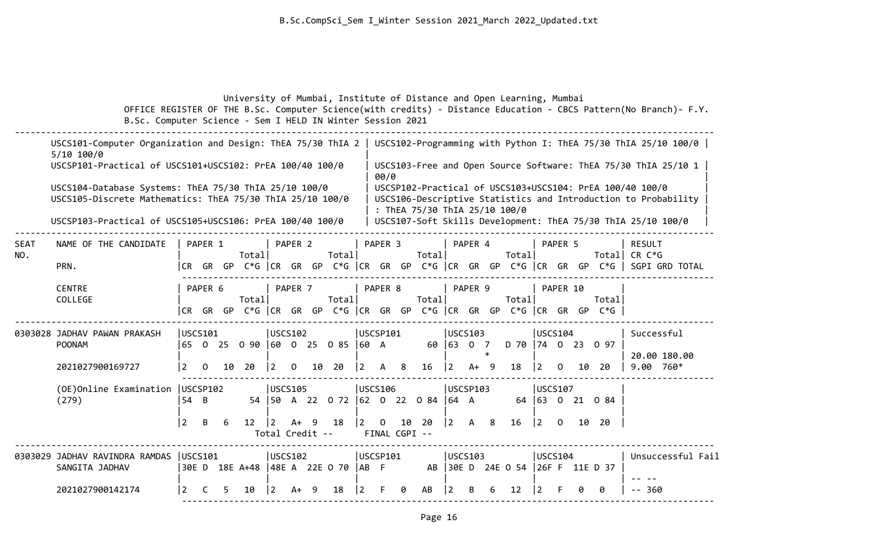University of Mumbai, Institute of Distance and Open Learning, Mumbai

OFFICE REGISTER OF THE B.Sc. Computer Science(with credits) - Distance Education - CBCS Pattern(No Branch)- F.Y. B.Sc. Computer Science - Sem I HELD IN Winter Session 2021

| | |
|---|---|
| USCS101-Computer Organization and Design: ThEA 75/30 ThIA 25/10 100/0 | USCS102-Programming with Python I: ThEA 75/30 ThIA 25/10 100/0 |
| USCSP101-Practical of USCS101+USCS102: PrEA 100/40 100/0 | USCS103-Free and Open Source Software: ThEA 75/30 ThIA 25/10 100/0 |
| USCS104-Database Systems: ThEA 75/30 ThIA 25/10 100/0 | USCSP102-Practical of USCS103+USCS104: PrEA 100/40 100/0 |
| USCS105-Discrete Mathematics: ThEA 75/30 ThIA 25/10 100/0 | USCS106-Descriptive Statistics and Introduction to Probability : ThEA 75/30 ThIA 25/10 100/0 |
| USCSP103-Practical of USCS105+USCS106: PrEA 100/40 100/0 | USCS107-Soft Skills Development: ThEA 75/30 ThIA 25/10 100/0 |

| SEAT NO. / NAME OF THE CANDIDATE / PRN. / CENTRE / COLLEGE | PAPER 1 / PAPER 6 (CR GR GP Total C*G) | PAPER 2 / PAPER 7 (CR GR GP Total C*G) | PAPER 3 / PAPER 8 (CR GR GP Total C*G) | PAPER 4 / PAPER 9 (CR GR GP Total C*G) | PAPER 5 / PAPER 10 (CR GR GP Total C*G) | RESULT CR C*G SGPI GRD TOTAL |
|---|---|---|---|---|---|---|
| 0303028 JADHAV PAWAN PRAKASH POONAM | USCS101 65 O 25 O 90 | USCS102 60 O 25 O 85 | USCSP101 60 A 60 | USCS103 63 O 7 * D 70 | USCS104 74 O 23 O 97 | Successful |
| 2021027900169727 | 2 O 10 20 | 2 O 10 20 | 2 A 8 16 | 2 A+ 9 18 | 2 O 10 20 | 20.00 180.00 9.00 760* |
| (OE)Online Examination (279) | USCSP102 54 B 54 | USCS105 50 A 22 O 72 | USCS106 62 O 22 O 84 | USCSP103 64 A 64 | USCS107 63 O 21 O 84 | |
| | 2 B 6 12 | 2 A+ 9 18 | 2 O 10 20 | 2 A 8 16 | 2 O 10 20 | |
| | | Total Credit -- | FINAL CGPI -- | | | |
| 0303029 JADHAV RAVINDRA RAMDAS SANGITA JADHAV | USCS101 30E D 18E A+48 | USCS102 48E A 22E O 70 | USCSP101 AB F AB | USCS103 30E D 24E O 54 | USCS104 26F F 11E D 37 | Unsuccessful Fail |
| 2021027900142174 | 2 C 5 10 | 2 A+ 9 18 | 2 F 0 AB | 2 B 6 12 | 2 F 0 0 | -- -- -- 360 |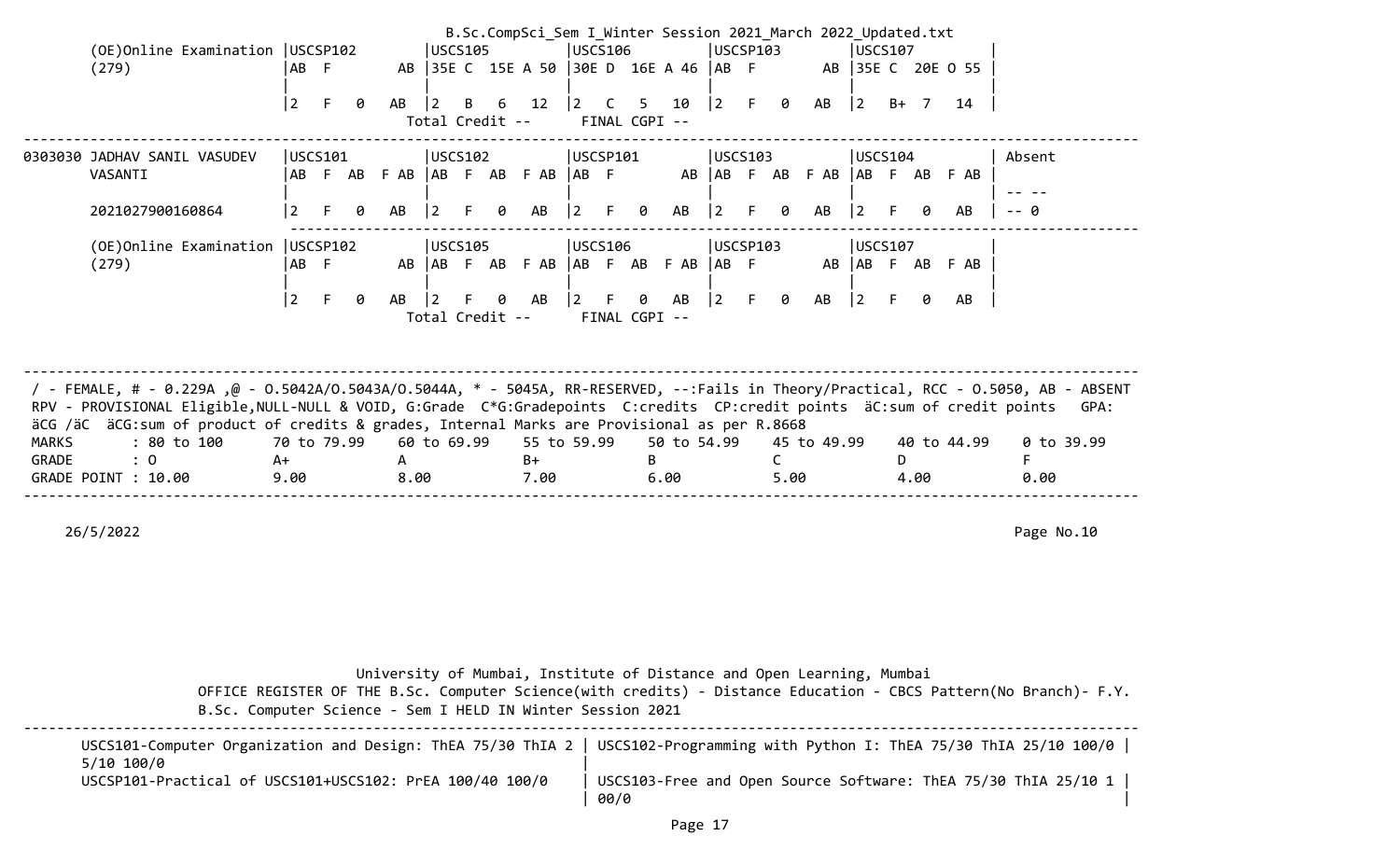```
        (OE)Online Examination |USCSP102        |USCS105        |USCS106        |USCSP103        |USCS107        |
        (279)                  |AB  F        AB |35E C  15E A 50 |30E D  16E A 46 |AB  F        AB |35E C  20E O 55 |
                               |                |               |               |                |               |
                               |2   F   0   AB  |2   B   6   12 |2   C   5   10  |2   F   0   AB  |2   B+  7   14  |
                                                 Total Credit --      FINAL CGPI --
-----------------------------------------------------------------------------------------------------------------------
0303030 JADHAV SANIL VASUDEV   |USCS101         |USCS102        |USCSP101       |USCS103         |USCS104        | Absent
        VASANTI                |AB  F  AB  F AB |AB  F  AB  F AB |AB  F        AB |AB  F  AB  F AB |AB  F  AB  F AB |
                               |                |               |               |                |               | -- --
        2021027900160864       |2   F   0   AB  |2   F   0   AB |2   F   0   AB  |2   F   0   AB  |2   F   0   AB  | -- 0
-----------------------------------------------------------------------------------------------------------------------
        (OE)Online Examination |USCSP102        |USCS105        |USCS106        |USCSP103        |USCS107        |
        (279)                  |AB  F        AB |AB  F  AB  F AB |AB  F  AB  F AB |AB  F        AB |AB  F  AB  F AB |
                               |                |               |               |                |               |
                               |2   F   0   AB  |2   F   0   AB |2   F   0   AB  |2   F   0   AB  |2   F   0   AB  |
                                                 Total Credit --      FINAL CGPI --


-----------------------------------------------------------------------------------------------------------------------
 / - FEMALE, # - 0.229A ,@ - O.5042A/O.5043A/O.5044A, * - 5045A, RR-RESERVED, --:Fails in Theory/Practical, RCC - O.5050, AB - ABSENT
 RPV - PROVISIONAL Eligible,NULL-NULL & VOID, G:Grade  C*G:Gradepoints  C:credits  CP:credit points  äC:sum of credit points   GPA:
 äCG /äC  äCG:sum of product of credits & grades, Internal Marks are Provisional as per R.8668
 MARKS       : 80 to 100      70 to 79.99    60 to 69.99    55 to 59.99    50 to 54.99    45 to 49.99    40 to 44.99    0 to 39.99
 GRADE       : O              A+             A              B+             B              C              D              F
 GRADE POINT : 10.00          9.00           8.00           7.00           6.00           5.00           4.00           0.00
-----------------------------------------------------------------------------------------------------------------------

    26/5/2022                                                                                                     Page No.10




                       University of Mumbai, Institute of Distance and Open Learning, Mumbai
              OFFICE REGISTER OF THE B.Sc. Computer Science(with credits) - Distance Education - CBCS Pattern(No Branch)- F.Y.
              B.Sc. Computer Science - Sem I HELD IN Winter Session 2021
-----------------------------------------------------------------------------------------------------------------------
     USCS101-Computer Organization and Design: ThEA 75/30 ThIA 2 | USCS102-Programming with Python I: ThEA 75/30 ThIA 25/10 100/0 |
     5/10 100/0                                                  |
     USCSP101-Practical of USCS101+USCS102: PrEA 100/40 100/0    | USCS103-Free and Open Source Software: ThEA 75/30 ThIA 25/10 1 |
                                                                 | 00/0                                                          |
```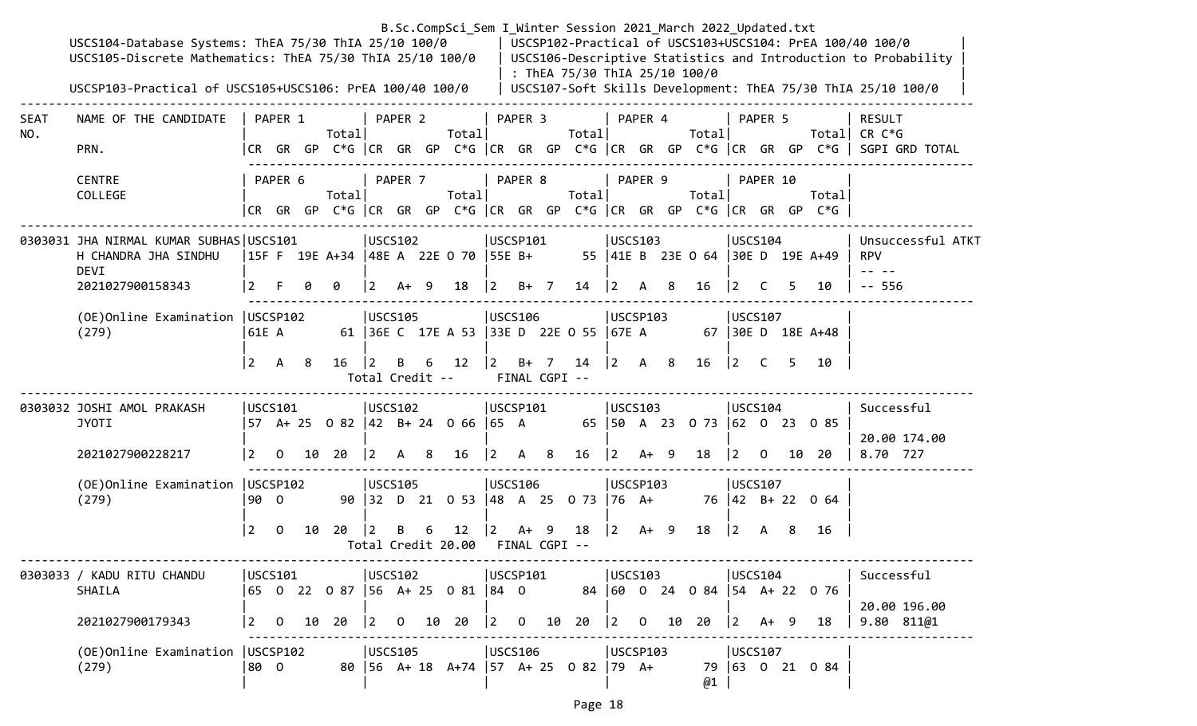USCS104-Database Systems: ThEA 75/30 ThIA 25/10 100/0 | USCSP102-Practical of USCS103+USCS104: PrEA 100/40 100/0
USCS105-Discrete Mathematics: ThEA 75/30 ThIA 25/10 100/0 | USCS106-Descriptive Statistics and Introduction to Probability : ThEA 75/30 ThIA 25/10 100/0
USCSP103-Practical of USCS105+USCS106: PrEA 100/40 100/0 | USCS107-Soft Skills Development: ThEA 75/30 ThIA 25/10 100/0

```
--------------------------------------------------------------------------------------------------------------------------------------------------------
SEAT    NAME OF THE CANDIDATE   | PAPER 1         | PAPER 2         | PAPER 3         | PAPER 4         | PAPER 5         | RESULT
NO.                             |            Total|            Total|            Total|            Total|            Total| CR C*G
        PRN.                    |CR  GR  GP  C*G  |CR  GR  GP  C*G  |CR  GR  GP  C*G  |CR  GR  GP  C*G  |CR  GR  GP  C*G  | SGPI GRD TOTAL

        CENTRE                  | PAPER 6         | PAPER 7         | PAPER 8         | PAPER 9         | PAPER 10        |
        COLLEGE                 |            Total|            Total|            Total|            Total|            Total|
                                |CR  GR  GP  C*G  |CR  GR  GP  C*G  |CR  GR  GP  C*G  |CR  GR  GP  C*G  |CR  GR  GP  C*G  |
--------------------------------------------------------------------------------------------------------------------------------------------------------
0303031 JHA NIRMAL KUMAR SUBHAS|USCS101          |USCS102          |USCSP101         |USCS103          |USCS104          | Unsuccessful ATKT
        H CHANDRA JHA SINDHU   |15F F  19E A+34  |48E A  22E O 70  |55E B+         55|41E B  23E O 64  |30E D  19E A+49  | RPV
        DEVI                   |                 |                 |                 |                 |                 | -- --
        2021027900158343       |2   F   0   0    |2   A+  9   18   |2   B+  7   14   |2   A   8   16   |2   C   5   10   | -- 556
        ------------------------------------------------------------------------------------------------------------------------
        (OE)Online Examination |USCSP102         |USCS105          |USCS106          |USCSP103         |USCS107          |
        (279)                  |61E A          61|36E C  17E A 53  |33E D  22E O 55  |67E A          67|30E D  18E A+48  |
                               |                 |                 |                 |                 |                 |
                               |2   A   8   16   |2   B   6   12   |2   B+  7   14   |2   A   8   16   |2   C   5   10   |
                                       Total Credit --       FINAL CGPI --
--------------------------------------------------------------------------------------------------------------------------------------------------------
0303032 JOSHI AMOL PRAKASH     |USCS101          |USCS102          |USCSP101         |USCS103          |USCS104          | Successful
        JYOTI                  |57  A+ 25  O 82  |42  B+ 24  O 66  |65  A          65|50  A  23  O 73  |62  O  23  O 85  |
                               |                 |                 |                 |                 |                 | 20.00 174.00
        2021027900228217       |2   O   10  20   |2   A   8   16   |2   A   8   16   |2   A+  9   18   |2   O   10  20   | 8.70  727
        ------------------------------------------------------------------------------------------------------------------------
        (OE)Online Examination |USCSP102         |USCS105          |USCS106          |USCSP103         |USCS107          |
        (279)                  |90  O          90|32  D  21  O 53  |48  A  25  O 73  |76  A+         76|42  B+ 22  O 64  |
                               |                 |                 |                 |                 |                 |
                               |2   O   10  20   |2   B   6   12   |2   A+  9   18   |2   A+  9   18   |2   A   8   16   |
                                       Total Credit 20.00    FINAL CGPI --
--------------------------------------------------------------------------------------------------------------------------------------------------------
0303033 / KADU RITU CHANDU     |USCS101          |USCS102          |USCSP101         |USCS103          |USCS104          | Successful
        SHAILA                 |65  O  22  O 87  |56  A+ 25  O 81  |84  O          84|60  O  24  O 84  |54  A+ 22  O 76  |
                               |                 |                 |                 |                 |                 | 20.00 196.00
        2021027900179343       |2   O   10  20   |2   O   10  20   |2   O   10  20   |2   O   10  20   |2   A+  9   18   | 9.80  811@1
        ------------------------------------------------------------------------------------------------------------------------
        (OE)Online Examination |USCSP102         |USCS105          |USCS106          |USCSP103         |USCS107          |
        (279)                  |80  O          80|56  A+ 18  A+74  |57  A+ 25  O 82  |79  A+         79|63  O  21  O 84  |
                               |                 |                 |                 |             @1  |                 |
```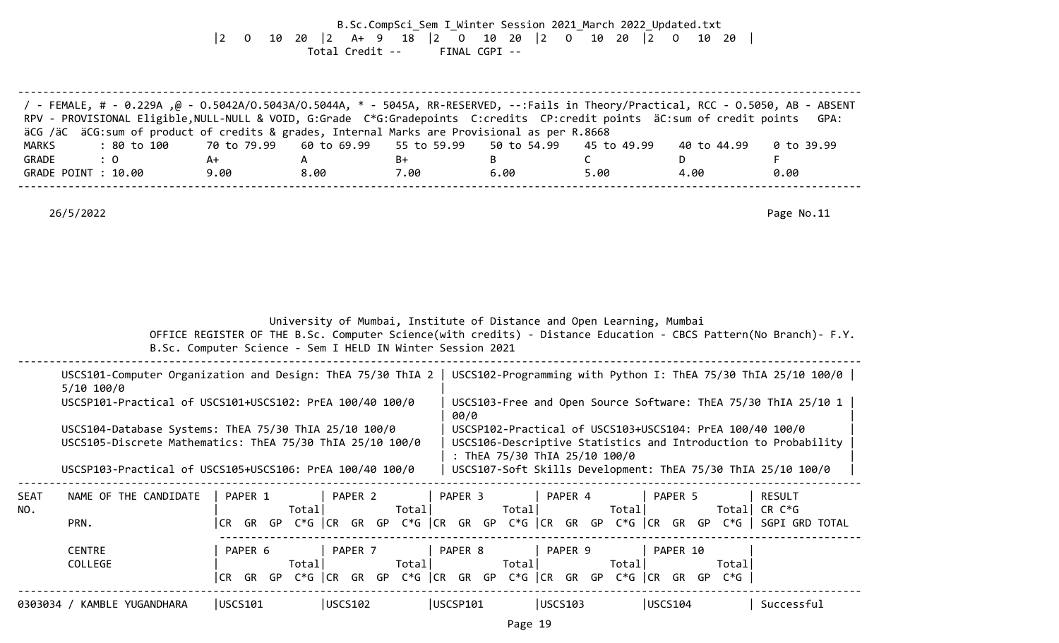|2 O 10 20 |2 A+ 9 18 |2 O 10 20 |2 O 10 20 |2 O 10 20 |

Total Credit -- FINAL CGPI --

/ - FEMALE, # - 0.229A ,@ - O.5042A/O.5043A/O.5044A, * - 5045A, RR-RESERVED, --:Fails in Theory/Practical, RCC - O.5050, AB - ABSENT
RPV - PROVISIONAL Eligible,NULL-NULL & VOID, G:Grade C*G:Gradepoints C:credits CP:credit points äC:sum of credit points GPA:
äCG /äC äCG:sum of product of credits & grades, Internal Marks are Provisional as per R.8668

| MARKS | : 80 to 100 | 70 to 79.99 | 60 to 69.99 | 55 to 59.99 | 50 to 54.99 | 45 to 49.99 | 40 to 44.99 | 0 to 39.99 |
|---|---|---|---|---|---|---|---|---|
| GRADE | : O | A+ | A | B+ | B | C | D | F |
| GRADE POINT | : 10.00 | 9.00 | 8.00 | 7.00 | 6.00 | 5.00 | 4.00 | 0.00 |

26/5/2022

University of Mumbai, Institute of Distance and Open Learning, Mumbai

OFFICE REGISTER OF THE B.Sc. Computer Science(with credits) - Distance Education - CBCS Pattern(No Branch)- F.Y. B.Sc. Computer Science - Sem I HELD IN Winter Session 2021

| | |
|---|---|
| USCS101-Computer Organization and Design: ThEA 75/30 ThIA 25/10 100/0 | USCS102-Programming with Python I: ThEA 75/30 ThIA 25/10 100/0 |
| USCSP101-Practical of USCS101+USCS102: PrEA 100/40 100/0 | USCS103-Free and Open Source Software: ThEA 75/30 ThIA 25/10 100/0 |
| USCS104-Database Systems: ThEA 75/30 ThIA 25/10 100/0 | USCSP102-Practical of USCS103+USCS104: PrEA 100/40 100/0 |
| USCS105-Discrete Mathematics: ThEA 75/30 ThIA 25/10 100/0 | USCS106-Descriptive Statistics and Introduction to Probability : ThEA 75/30 ThIA 25/10 100/0 |
| USCSP103-Practical of USCS105+USCS106: PrEA 100/40 100/0 | USCS107-Soft Skills Development: ThEA 75/30 ThIA 25/10 100/0 |

| SEAT NO. / NAME OF THE CANDIDATE / PRN. | PAPER 1 (CR GR GP C*G Total) | PAPER 2 (CR GR GP C*G Total) | PAPER 3 (CR GR GP C*G Total) | PAPER 4 (CR GR GP C*G Total) | PAPER 5 (CR GR GP C*G Total) | RESULT CR C*G SGPI GRD TOTAL |
|---|---|---|---|---|---|---|
| CENTRE / COLLEGE | PAPER 6 (CR GR GP C*G Total) | PAPER 7 (CR GR GP C*G Total) | PAPER 8 (CR GR GP C*G Total) | PAPER 9 (CR GR GP C*G Total) | PAPER 10 (CR GR GP C*G Total) | |
| 0303034 / KAMBLE YUGANDHARA | USCS101 | USCS102 | USCSP101 | USCS103 | USCS104 | Successful |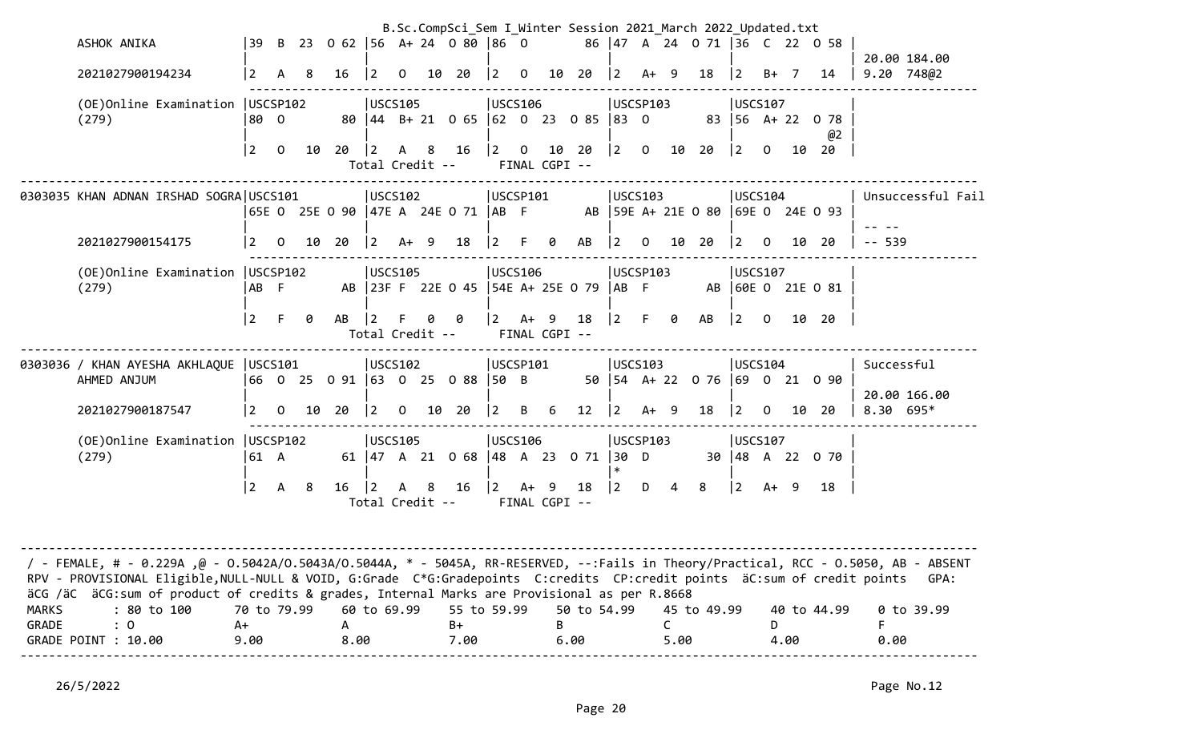B.Sc.CompSci_Sem I_Winter Session 2021_March 2022_Updated.txt

```
       ASHOK ANIKA               |39  B  23  O 62 |56  A+ 24  O 80 |86  O        86 |47  A  24  O 71 |36  C  22  O 58 |
                                 |                |                |                |                |                | 20.00 184.00
       2021027900194234          |2   A   8   16  |2   O   10  20  |2   O   10  20  |2   A+  9   18  |2   B+  7   14  | 9.20  748@2
       ------------------------------------------------------------------------------------------------------------------------------
       (OE)Online Examination    |USCSP102        |USCS105         |USCS106         |USCSP103        |USCS107         |
       (279)                     |80  O        80 |44  B+ 21  O 65 |62  O  23  O 85 |83  O        83 |56  A+ 22  O 78 |
                                 |                |                |                |                |             @2 |
                                 |2   O   10  20  |2   A   8   16  |2   O   10  20  |2   O   10  20  |2   O   10  20  |
                                          Total Credit --      FINAL CGPI --
------------------------------------------------------------------------------------------------------------------------------------
0303035 KHAN ADNAN IRSHAD SOGRA|USCS101         |USCS102         |USCSP101        |USCS103         |USCS104         | Unsuccessful Fail
                                 |65E O  25E O 90 |47E A  24E O 71 |AB  F        AB |59E A+ 21E O 80 |69E O  24E O 93 |
                                 |                |                |                |                |                | -- --
       2021027900154175          |2   O   10  20  |2   A+  9   18  |2   F   0   AB  |2   O   10  20  |2   O   10  20  | -- 539
       ------------------------------------------------------------------------------------------------------------------------------
       (OE)Online Examination    |USCSP102        |USCS105         |USCS106         |USCSP103        |USCS107         |
       (279)                     |AB  F        AB |23F F  22E O 45 |54E A+ 25E O 79 |AB  F        AB |60E O  21E O 81 |
                                 |                |                |                |                |                |
                                 |2   F   0   AB  |2   F   0   0   |2   A+  9   18  |2   F   0   AB  |2   O   10  20  |
                                          Total Credit --      FINAL CGPI --
------------------------------------------------------------------------------------------------------------------------------------
0303036 / KHAN AYESHA AKHLAQUE   |USCS101         |USCS102         |USCSP101        |USCS103         |USCS104         | Successful
       AHMED ANJUM               |66  O  25  O 91 |63  O  25  O 88 |50  B        50 |54  A+ 22  O 76 |69  O  21  O 90 |
                                 |                |                |                |                |                | 20.00 166.00
       2021027900187547          |2   O   10  20  |2   O   10  20  |2   B   6   12  |2   A+  9   18  |2   O   10  20  | 8.30  695*
       ------------------------------------------------------------------------------------------------------------------------------
       (OE)Online Examination    |USCSP102        |USCS105         |USCS106         |USCSP103        |USCS107         |
       (279)                     |61  A        61 |47  A  21  O 68 |48  A  23  O 71 |30  D        30 |48  A  22  O 70 |
                                 |                |                |                |*               |                |
                                 |2   A   8   16  |2   A   8   16  |2   A+  9   18  |2   D   4   8   |2   A+  9   18  |
                                          Total Credit --      FINAL CGPI --
```

```
----------------------------------------------------------------------------------------------------------------------------
 / - FEMALE, # - 0.229A ,@ - O.5042A/O.5043A/O.5044A, * - 5045A, RR-RESERVED, --:Fails in Theory/Practical, RCC - O.5050, AB - ABSENT
 RPV - PROVISIONAL Eligible,NULL-NULL & VOID, G:Grade  C*G:Gradepoints  C:credits  CP:credit points  äC:sum of credit points   GPA:
 äCG /äC  äCG:sum of product of credits & grades, Internal Marks are Provisional as per R.8668
 MARKS        : 80 to 100      70 to 79.99     60 to 69.99     55 to 59.99     50 to 54.99     45 to 49.99     40 to 44.99     0 to 39.99
 GRADE        : O              A+              A               B+              B               C               D               F
 GRADE POINT : 10.00           9.00            8.00            7.00            6.00            5.00            4.00            0.00
----------------------------------------------------------------------------------------------------------------------------
```

26/5/2022 Page No.12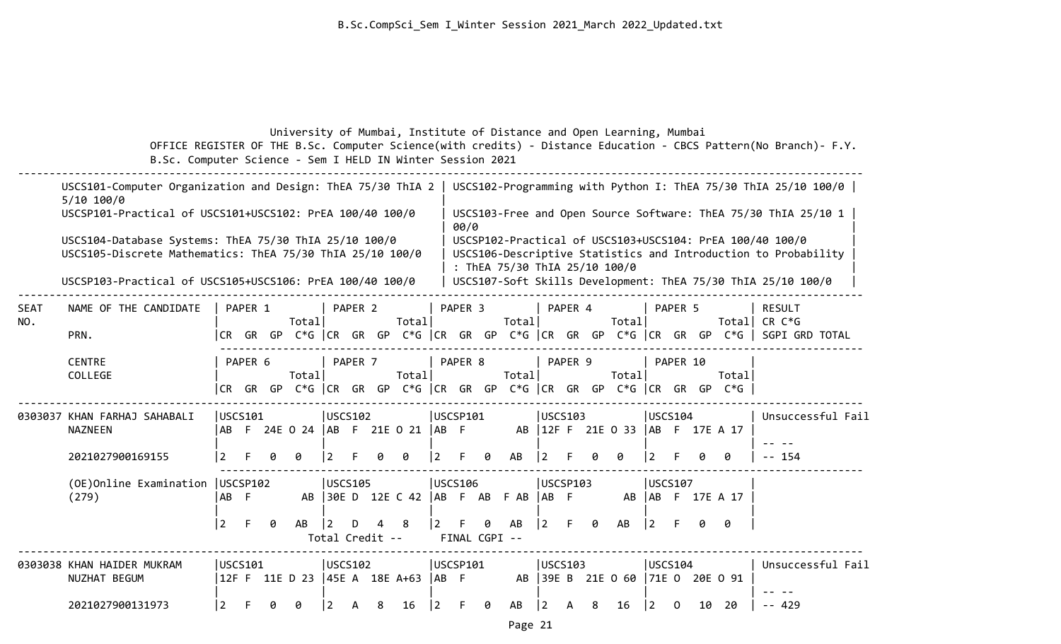University of Mumbai, Institute of Distance and Open Learning, Mumbai

OFFICE REGISTER OF THE B.Sc. Computer Science(with credits) - Distance Education - CBCS Pattern(No Branch)- F.Y. B.Sc. Computer Science - Sem I HELD IN Winter Session 2021

| | |
|---|---|
| USCS101-Computer Organization and Design: ThEA 75/30 ThIA 25/10 100/0 | USCS102-Programming with Python I: ThEA 75/30 ThIA 25/10 100/0 |
| USCSP101-Practical of USCS101+USCS102: PrEA 100/40 100/0 | USCS103-Free and Open Source Software: ThEA 75/30 ThIA 25/10 100/0 |
| USCS104-Database Systems: ThEA 75/30 ThIA 25/10 100/0 | USCSP102-Practical of USCS103+USCS104: PrEA 100/40 100/0 |
| USCS105-Discrete Mathematics: ThEA 75/30 ThIA 25/10 100/0 | USCS106-Descriptive Statistics and Introduction to Probability : ThEA 75/30 ThIA 25/10 100/0 |
| USCSP103-Practical of USCS105+USCS106: PrEA 100/40 100/0 | USCS107-Soft Skills Development: ThEA 75/30 ThIA 25/10 100/0 |

```
SEAT    NAME OF THE CANDIDATE   | PAPER 1         | PAPER 2         | PAPER 3         | PAPER 4         | PAPER 5         | RESULT
NO.                             |           Total |           Total |           Total |           Total |           Total | CR C*G
        PRN.                    |CR  GR  GP  C*G  |CR  GR  GP  C*G  |CR  GR  GP  C*G  |CR  GR  GP  C*G  |CR  GR  GP  C*G  | SGPI GRD TOTAL

        CENTRE                  | PAPER 6         | PAPER 7         | PAPER 8         | PAPER 9         | PAPER 10        |
        COLLEGE                 |           Total |           Total |           Total |           Total |           Total |
                                |CR  GR  GP  C*G  |CR  GR  GP  C*G  |CR  GR  GP  C*G  |CR  GR  GP  C*G  |CR  GR  GP  C*G  |
-----------------------------------------------------------------------------------------------------------------------------
0303037 KHAN FARHAJ SAHABALI   |USCS101         |USCS102         |USCSP101        |USCS103         |USCS104         | Unsuccessful Fail
        NAZNEEN                |AB  F  24E O 24 |AB  F  21E O 21 |AB  F        AB |12F F  21E O 33 |AB  F  17E A 17 |
                               |                |                |                |                |                | -- --
        2021027900169155       |2   F   0   0   |2   F   0   0   |2   F   0   AB  |2   F   0   0   |2   F   0   0   | -- 154

        (OE)Online Examination |USCSP102        |USCS105         |USCS106         |USCSP103        |USCS107         |
        (279)                  |AB  F        AB |30E D  12E C 42 |AB  F  AB  F AB |AB  F        AB |AB  F  17E A 17 |
                               |                |                |                |                |                |
                               |2   F   0   AB  |2   D   4   8   |2   F   0   AB  |2   F   0   AB  |2   F   0   0   |
                                        Total Credit --      FINAL CGPI --
-----------------------------------------------------------------------------------------------------------------------------
0303038 KHAN HAIDER MUKRAM     |USCS101         |USCS102         |USCSP101        |USCS103         |USCS104         | Unsuccessful Fail
        NUZHAT BEGUM           |12F F  11E D 23 |45E A  18E A+63 |AB  F        AB |39E B  21E O 60 |71E O  20E O 91 |
                               |                |                |                |                |                | -- --
        2021027900131973       |2   F   0   0   |2   A   8   16  |2   F   0   AB  |2   A   8   16  |2   O   10  20  | -- 429
```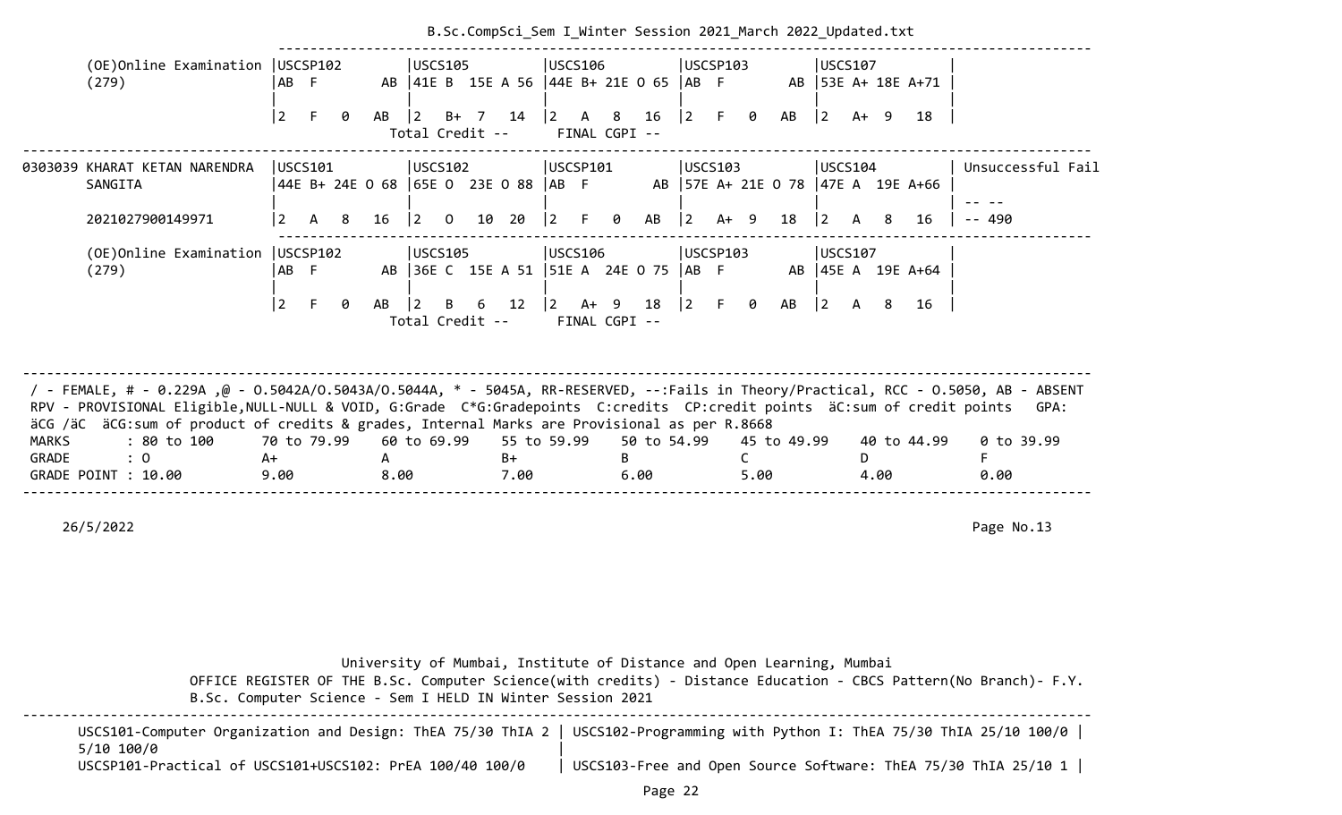| (OE)Online Examination (279) | USCSP102 AB F AB 2 F 0 AB | USCS105 41E B 15E A 56 2 B+ 7 14 | USCS106 44E B+ 21E O 65 2 A 8 16 | USCSP103 AB F AB 2 F 0 AB | USCS107 53E A+ 18E A+71 2 A+ 9 18 | |
|---|---|---|---|---|---|---|
| | | Total Credit -- | FINAL CGPI -- | | | |

| 0303039 KHARAT KETAN NARENDRA SANGITA 2021027900149971 | USCS101 44E B+ 24E O 68 2 A 8 16 | USCS102 65E O 23E O 88 2 O 10 20 | USCSP101 AB F AB 2 F 0 AB | USCS103 57E A+ 21E O 78 2 A+ 9 18 | USCS104 47E A 19E A+66 2 A 8 16 | Unsuccessful Fail -- -- -- 490 |
|---|---|---|---|---|---|---|
| (OE)Online Examination (279) | USCSP102 AB F AB 2 F 0 AB | USCS105 36E C 15E A 51 2 B 6 12 | USCS106 51E A 24E O 75 2 A+ 9 18 | USCSP103 AB F AB 2 F 0 AB | USCS107 45E A 19E A+64 2 A 8 16 | |
| | | Total Credit -- | FINAL CGPI -- | | | |

/ - FEMALE, # - 0.229A ,@ - O.5042A/O.5043A/O.5044A, * - 5045A, RR-RESERVED, --:Fails in Theory/Practical, RCC - O.5050, AB - ABSENT
RPV - PROVISIONAL Eligible,NULL-NULL & VOID, G:Grade C*G:Gradepoints C:credits CP:credit points äC:sum of credit points GPA: äCG /äC äCG:sum of product of credits & grades, Internal Marks are Provisional as per R.8668

| MARKS | : 80 to 100 | 70 to 79.99 | 60 to 69.99 | 55 to 59.99 | 50 to 54.99 | 45 to 49.99 | 40 to 44.99 | 0 to 39.99 |
|---|---|---|---|---|---|---|---|---|
| GRADE | : O | A+ | A | B+ | B | C | D | F |
| GRADE POINT | : 10.00 | 9.00 | 8.00 | 7.00 | 6.00 | 5.00 | 4.00 | 0.00 |

26/5/2022

Page No.13

University of Mumbai, Institute of Distance and Open Learning, Mumbai
OFFICE REGISTER OF THE B.Sc. Computer Science(with credits) - Distance Education - CBCS Pattern(No Branch)- F.Y. B.Sc. Computer Science - Sem I HELD IN Winter Session 2021

| | |
|---|---|
| USCS101-Computer Organization and Design: ThEA 75/30 ThIA 25/10 100/0 | USCS102-Programming with Python I: ThEA 75/30 ThIA 25/10 100/0 |
| USCSP101-Practical of USCS101+USCS102: PrEA 100/40 100/0 | USCS103-Free and Open Source Software: ThEA 75/30 ThIA 25/10 1 |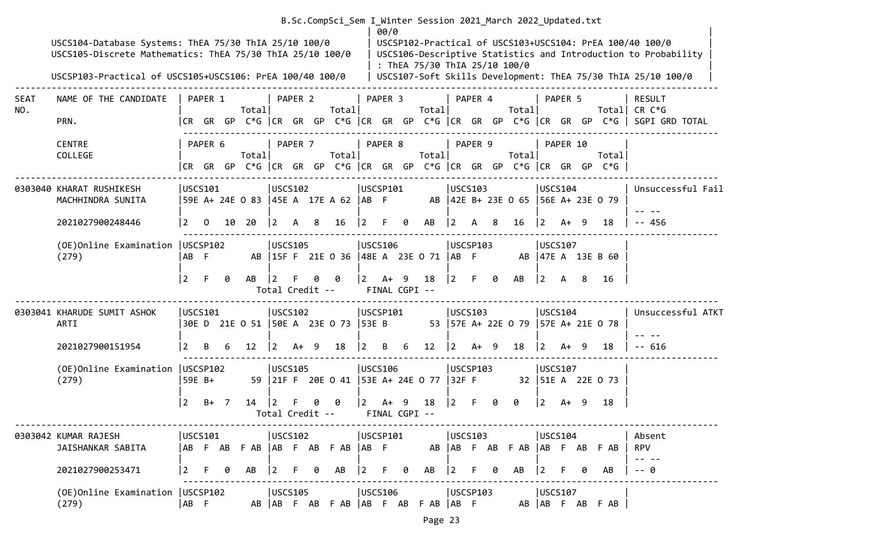| 00/0 |
|---|

USCS104-Database Systems: ThEA 75/30 ThIA 25/10 100/0
USCS105-Discrete Mathematics: ThEA 75/30 ThIA 25/10 100/0
USCSP103-Practical of USCS105+USCS106: PrEA 100/40 100/0
USCSP102-Practical of USCS103+USCS104: PrEA 100/40 100/0
USCS106-Descriptive Statistics and Introduction to Probability : ThEA 75/30 ThIA 25/10 100/0
USCS107-Soft Skills Development: ThEA 75/30 ThIA 25/10 100/0

| SEAT NO. | NAME OF THE CANDIDATE / PRN. / CENTRE / COLLEGE | PAPER 1 / PAPER 6 (CR GR GP Total C*G) | PAPER 2 / PAPER 7 (CR GR GP Total C*G) | PAPER 3 / PAPER 8 (CR GR GP Total C*G) | PAPER 4 / PAPER 9 (CR GR GP Total C*G) | PAPER 5 / PAPER 10 (CR GR GP Total C*G) | RESULT CR C*G SGPI GRD TOTAL |
|---|---|---|---|---|---|---|---|
| 0303040 | KHARAT RUSHIKESH MACHHINDRA SUNITA | USCS101 59E A+ 24E O 83 | USCS102 45E A 17E A 62 | USCSP101 AB F AB | USCS103 42E B+ 23E O 65 | USCS104 56E A+ 23E O 79 | Unsuccessful Fail |
| | 2021027900248446 | 2 O 10 20 | 2 A 8 16 | 2 F 0 AB | 2 A 8 16 | 2 A+ 9 18 | -- -- -- 456 |
| | (OE)Online Examination (279) | USCSP102 AB F AB | USCS105 15F F 21E O 36 | USCS106 48E A 23E O 71 | USCSP103 AB F AB | USCS107 47E A 13E B 60 | |
| | | 2 F 0 AB | 2 F 0 0 | 2 A+ 9 18 | 2 F 0 AB | 2 A 8 16 | |
| | | | Total Credit -- | FINAL CGPI -- | | | |
| 0303041 | KHARUDE SUMIT ASHOK ARTI | USCS101 30E D 21E O 51 | USCS102 50E A 23E O 73 | USCSP101 53E B 53 | USCS103 57E A+ 22E O 79 | USCS104 57E A+ 21E O 78 | Unsuccessful ATKT |
| | 2021027900151954 | 2 B 6 12 | 2 A+ 9 18 | 2 B 6 12 | 2 A+ 9 18 | 2 A+ 9 18 | -- -- -- 616 |
| | (OE)Online Examination (279) | USCSP102 59E B+ 59 | USCS105 21F F 20E O 41 | USCS106 53E A+ 24E O 77 | USCSP103 32F F 32 | USCS107 51E A 22E O 73 | |
| | | 2 B+ 7 14 | 2 F 0 0 | 2 A+ 9 18 | 2 F 0 0 | 2 A+ 9 18 | |
| | | | Total Credit -- | FINAL CGPI -- | | | |
| 0303042 | KUMAR RAJESH JAISHANKAR SABITA | USCS101 AB F AB F AB | USCS102 AB F AB F AB | USCSP101 AB F AB | USCS103 AB F AB F AB | USCS104 AB F AB F AB | Absent RPV |
| | 2021027900253471 | 2 F 0 AB | 2 F 0 AB | 2 F 0 AB | 2 F 0 AB | 2 F 0 AB | -- -- -- 0 |
| | (OE)Online Examination (279) | USCSP102 AB F AB | USCS105 AB F AB F AB | USCS106 AB F AB F AB | USCSP103 AB F AB | USCS107 AB F AB F AB | |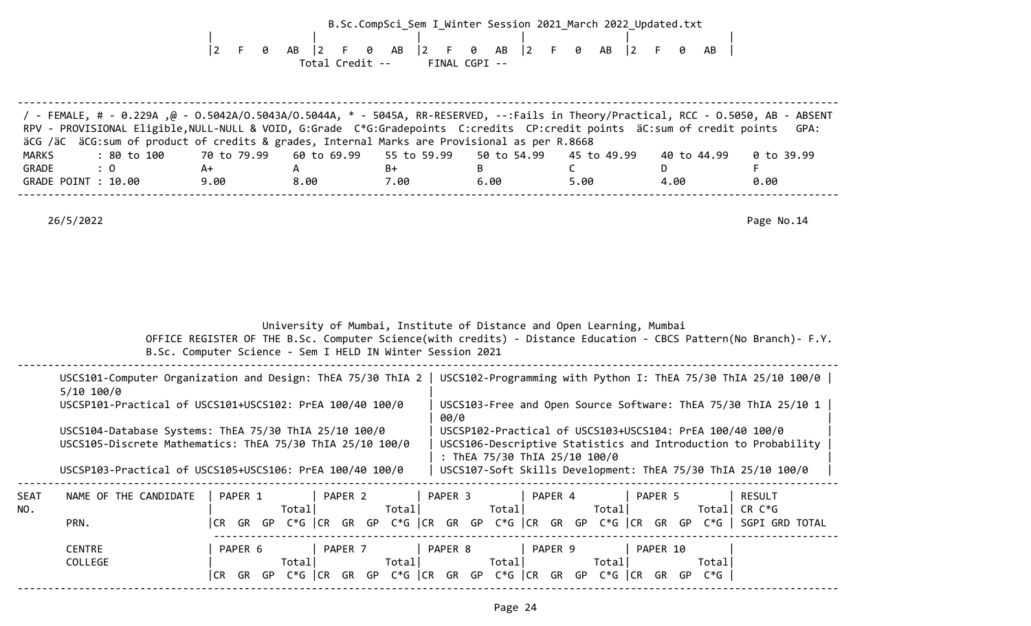| 2 | F | 0 | AB | 2 | F | 0 | AB | 2 | F | 0 | AB | 2 | F | 0 | AB | 2 | F | 0 | AB |
|---|---|---|---|---|---|---|---|---|---|---|---|---|---|---|---|---|---|---|---|

Total Credit -- FINAL CGPI --

/ - FEMALE, # - 0.229A ,@ - O.5042A/O.5043A/O.5044A, * - 5045A, RR-RESERVED, --:Fails in Theory/Practical, RCC - O.5050, AB - ABSENT
RPV - PROVISIONAL Eligible,NULL-NULL & VOID, G:Grade C*G:Gradepoints C:credits CP:credit points äC:sum of credit points GPA:
äCG /äC äCG:sum of product of credits & grades, Internal Marks are Provisional as per R.8668

| MARKS | : 80 to 100 | 70 to 79.99 | 60 to 69.99 | 55 to 59.99 | 50 to 54.99 | 45 to 49.99 | 40 to 44.99 | 0 to 39.99 |
|---|---|---|---|---|---|---|---|---|
| GRADE | : O | A+ | A | B+ | B | C | D | F |
| GRADE POINT | : 10.00 | 9.00 | 8.00 | 7.00 | 6.00 | 5.00 | 4.00 | 0.00 |

26/5/2022 Page No.14

University of Mumbai, Institute of Distance and Open Learning, Mumbai
OFFICE REGISTER OF THE B.Sc. Computer Science(with credits) - Distance Education - CBCS Pattern(No Branch)- F.Y. B.Sc. Computer Science - Sem I HELD IN Winter Session 2021

| | |
|---|---|
| USCS101-Computer Organization and Design: ThEA 75/30 ThIA 25/10 100/0 | USCS102-Programming with Python I: ThEA 75/30 ThIA 25/10 100/0 |
| USCSP101-Practical of USCS101+USCS102: PrEA 100/40 100/0 | USCS103-Free and Open Source Software: ThEA 75/30 ThIA 25/10 100/0 |
| USCS104-Database Systems: ThEA 75/30 ThIA 25/10 100/0 | USCSP102-Practical of USCS103+USCS104: PrEA 100/40 100/0 |
| USCS105-Discrete Mathematics: ThEA 75/30 ThIA 25/10 100/0 | USCS106-Descriptive Statistics and Introduction to Probability : ThEA 75/30 ThIA 25/10 100/0 |
| USCSP103-Practical of USCS105+USCS106: PrEA 100/40 100/0 | USCS107-Soft Skills Development: ThEA 75/30 ThIA 25/10 100/0 |

| SEAT NO. | NAME OF THE CANDIDATE / PRN. | PAPER 1 Total CR GR GP C*G | PAPER 2 Total CR GR GP C*G | PAPER 3 Total CR GR GP C*G | PAPER 4 Total CR GR GP C*G | PAPER 5 Total CR GR GP C*G | RESULT CR C*G SGPI GRD TOTAL |
|---|---|---|---|---|---|---|---|
| | CENTRE / COLLEGE | PAPER 6 Total CR GR GP C*G | PAPER 7 Total CR GR GP C*G | PAPER 8 Total CR GR GP C*G | PAPER 9 Total CR GR GP C*G | PAPER 10 Total CR GR GP C*G | |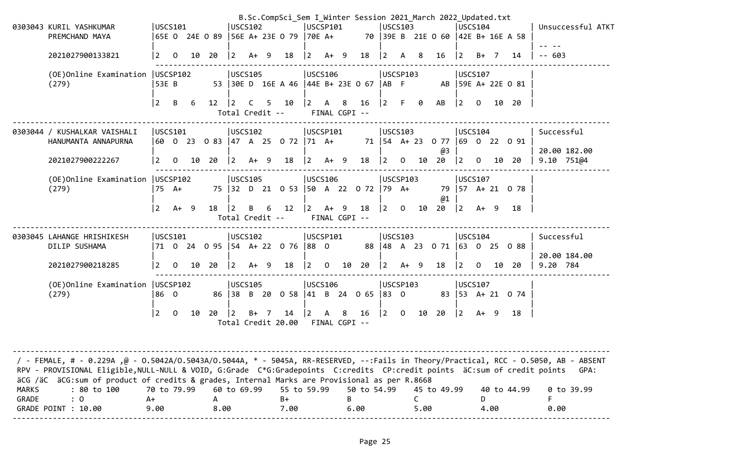B.Sc.CompSci_Sem I_Winter Session 2021_March 2022_Updated.txt

```
0303043 KURIL YASHKUMAR        |USCS101          |USCS102          |USCSP101         |USCS103          |USCS104          | Unsuccessful ATKT
        PREMCHAND MAYA         |65E O  24E O 89  |56E A+ 23E O 79  |70E A+        70 |39E B  21E O 60  |42E B+ 16E A 58  |
                               |                 |                 |                 |                 |                 | -- --
        2021027900133821       |2   O   10  20   |2   A+  9   18   |2   A+  9   18   |2   A   8   16   |2   B+  7   14   | -- 603
                               ------------------------------------------------------------------------------------------------------
        (OE)Online Examination |USCSP102         |USCS105          |USCS106          |USCSP103         |USCS107          |
        (279)                  |53E B         53 |30E D  16E A 46  |44E B+ 23E O 67  |AB  F         AB |59E A+ 22E O 81  |
                               |                 |                 |                 |                 |                 |
                               |2   B   6   12   |2   C   5   10   |2   A   8   16   |2   F   0   AB   |2   O   10  20   |
                                                  Total Credit --      FINAL CGPI --
-------------------------------------------------------------------------------------------------------------------------------------
0303044 / KUSHALKAR VAISHALI   |USCS101          |USCS102          |USCSP101         |USCS103          |USCS104          | Successful
        HANUMANTA ANNAPURNA    |60  O  23  O 83  |47  A  25  O 72  |71  A+        71 |54  A+ 23  O 77  |69  O  22  O 91  |
                               |                 |                 |                 |             @3  |                 | 20.00 182.00
        2021027900222267       |2   O   10  20   |2   A+  9   18   |2   A+  9   18   |2   O   10  20   |2   O   10  20   | 9.10  751@4
                               ------------------------------------------------------------------------------------------------------
        (OE)Online Examination |USCSP102         |USCS105          |USCS106          |USCSP103         |USCS107          |
        (279)                  |75  A+        75 |32  D  21  O 53  |50  A  22  O 72  |79  A+        79 |57  A+ 21  O 78  |
                               |                 |                 |                 |             @1  |                 |
                               |2   A+  9   18   |2   B   6   12   |2   A+  9   18   |2   O   10  20   |2   A+  9   18   |
                                                  Total Credit --      FINAL CGPI --
-------------------------------------------------------------------------------------------------------------------------------------
0303045 LAHANGE HRISHIKESH     |USCS101          |USCS102          |USCSP101         |USCS103          |USCS104          | Successful
        DILIP SUSHAMA          |71  O  24  O 95  |54  A+ 22  O 76  |88  O         88 |48  A  23  O 71  |63  O  25  O 88  |
                               |                 |                 |                 |                 |                 | 20.00 184.00
        2021027900218285       |2   O   10  20   |2   A+  9   18   |2   O   10  20   |2   A+  9   18   |2   O   10  20   | 9.20  784
                               ------------------------------------------------------------------------------------------------------
        (OE)Online Examination |USCSP102         |USCS105          |USCS106          |USCSP103         |USCS107          |
        (279)                  |86  O         86 |38  B  20  O 58  |41  B  24  O 65  |83  O         83 |53  A+ 21  O 74  |
                               |                 |                 |                 |                 |                 |
                               |2   O   10  20   |2   B+  7   14   |2   A   8   16   |2   O   10  20   |2   A+  9   18   |
                                                  Total Credit 20.00   FINAL CGPI --
```

```
-------------------------------------------------------------------------------------------------------------------------------------
 / - FEMALE, # - 0.229A ,@ - O.5042A/O.5043A/O.5044A, * - 5045A, RR-RESERVED, --:Fails in Theory/Practical, RCC - O.5050, AB - ABSENT
 RPV - PROVISIONAL Eligible,NULL-NULL & VOID, G:Grade  C*G:Gradepoints  C:credits  CP:credit points  äC:sum of credit points   GPA:
 äCG /äC  äCG:sum of product of credits & grades, Internal Marks are Provisional as per R.8668
 MARKS       : 80 to 100      70 to 79.99     60 to 69.99     55 to 59.99     50 to 54.99     45 to 49.99     40 to 44.99     0 to 39.99
 GRADE       : O              A+              A               B+              B               C               D               F
 GRADE POINT : 10.00          9.00            8.00            7.00            6.00            5.00            4.00            0.00
-------------------------------------------------------------------------------------------------------------------------------------
```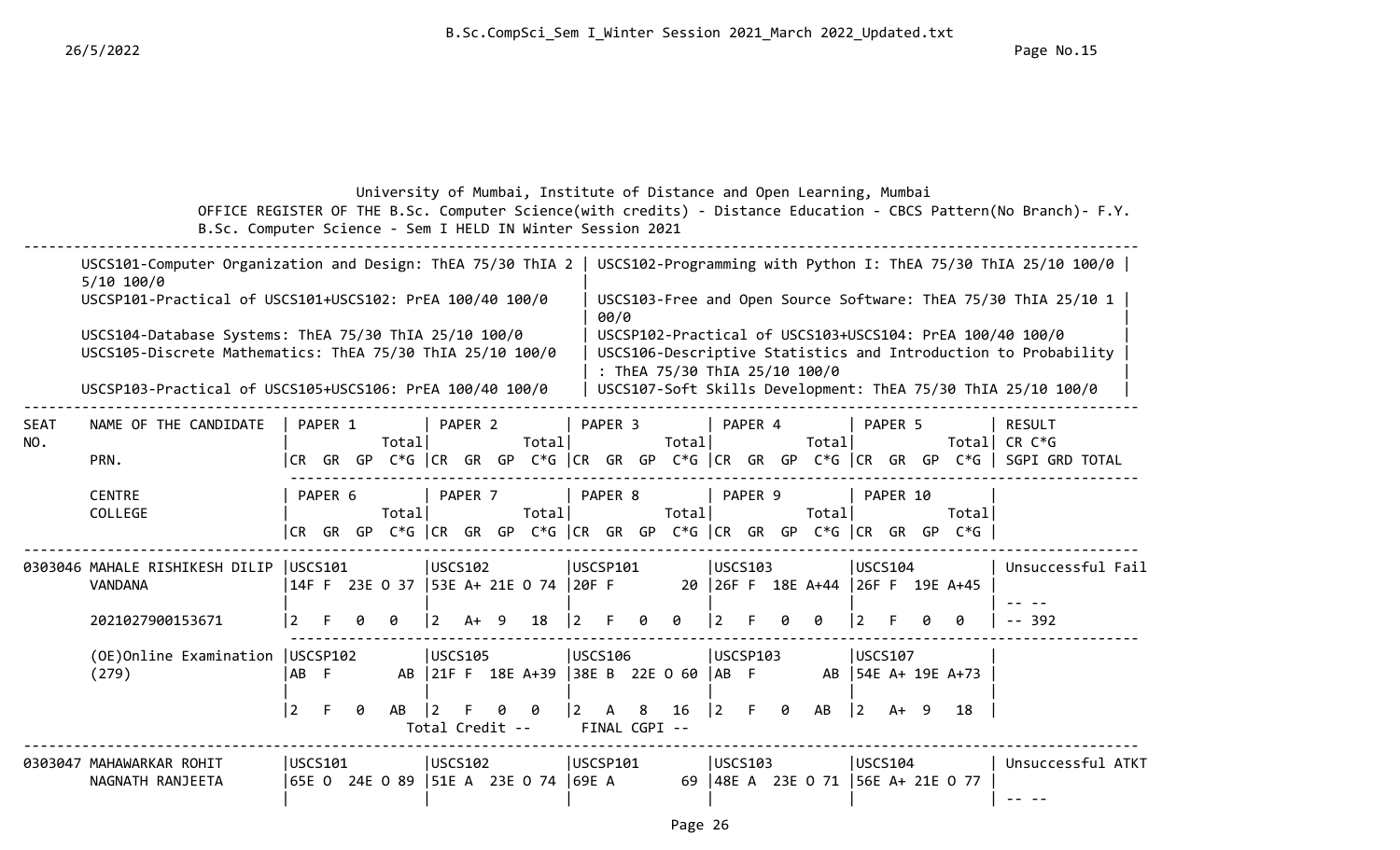University of Mumbai, Institute of Distance and Open Learning, Mumbai

OFFICE REGISTER OF THE B.Sc. Computer Science(with credits) - Distance Education - CBCS Pattern(No Branch)- F.Y. B.Sc. Computer Science - Sem I HELD IN Winter Session 2021

- USCS101-Computer Organization and Design: ThEA 75/30 ThIA 25/10 100/0
- USCS102-Programming with Python I: ThEA 75/30 ThIA 25/10 100/0
- USCSP101-Practical of USCS101+USCS102: PrEA 100/40 100/0
- USCS103-Free and Open Source Software: ThEA 75/30 ThIA 25/10 100/0
- USCS104-Database Systems: ThEA 75/30 ThIA 25/10 100/0
- USCSP102-Practical of USCS103+USCS104: PrEA 100/40 100/0
- USCS105-Discrete Mathematics: ThEA 75/30 ThIA 25/10 100/0
- USCS106-Descriptive Statistics and Introduction to Probability : ThEA 75/30 ThIA 25/10 100/0
- USCSP103-Practical of USCS105+USCS106: PrEA 100/40 100/0
- USCS107-Soft Skills Development: ThEA 75/30 ThIA 25/10 100/0

| SEAT NO. | NAME OF THE CANDIDATE / PRN. / CENTRE / COLLEGE | PAPER 1 / PAPER 6 (Total, CR GR GP C*G) | PAPER 2 / PAPER 7 (Total, CR GR GP C*G) | PAPER 3 / PAPER 8 (Total, CR GR GP C*G) | PAPER 4 / PAPER 9 (Total, CR GR GP C*G) | PAPER 5 / PAPER 10 (Total, CR GR GP C*G) | RESULT CR C*G SGPI GRD TOTAL |
|---|---|---|---|---|---|---|---|
| 0303046 | MAHALE RISHIKESH DILIP VANDANA | USCS101 14F F 23E O 37 | USCS102 53E A+ 21E O 74 | USCSP101 20F F 20 | USCS103 26F F 18E A+44 | USCS104 26F F 19E A+45 | Unsuccessful Fail |
| | 2021027900153671 | 2 F 0 0 | 2 A+ 9 18 | 2 F 0 0 | 2 F 0 0 | 2 F 0 0 | -- -- -- 392 |
| | (OE)Online Examination (279) | USCSP102 AB F AB | USCS105 21F F 18E A+39 | USCS106 38E B 22E O 60 | USCSP103 AB F AB | USCS107 54E A+ 19E A+73 | |
| | | 2 F 0 AB | 2 F 0 0 | 2 A 8 16 | 2 F 0 AB | 2 A+ 9 18 | |
| | | | Total Credit -- | FINAL CGPI -- | | | |
| 0303047 | MAHAWARKAR ROHIT NAGNATH RANJEETA | USCS101 65E O 24E O 89 | USCS102 51E A 23E O 74 | USCSP101 69E A 69 | USCS103 48E A 23E O 71 | USCS104 56E A+ 21E O 77 | Unsuccessful ATKT |
| | | | | | | | -- -- |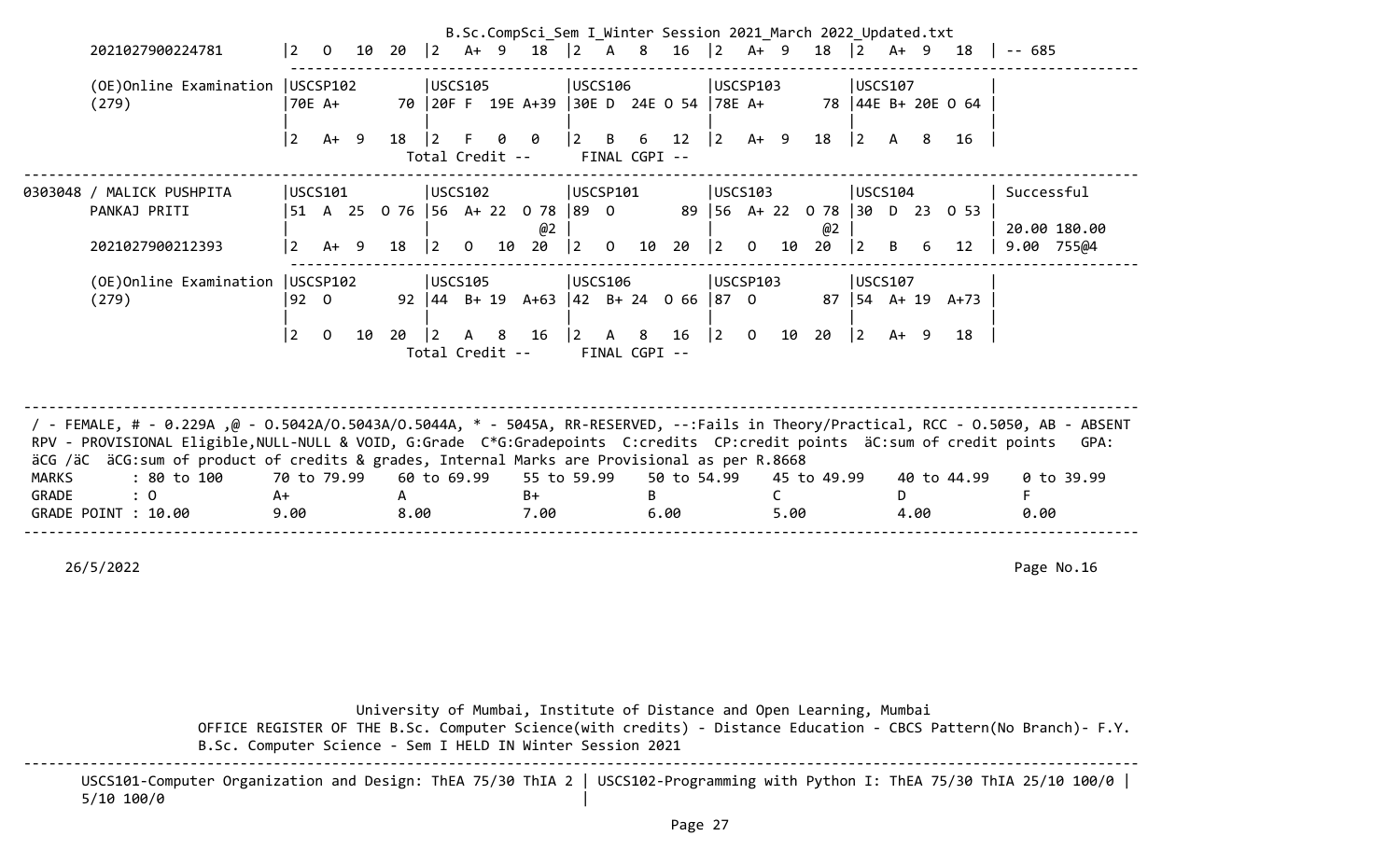```
        2021027900224781       |2   O   10  20  |2   A+  9   18  |2   A   8   16  |2   A+  9   18  |2   A+  9   18  | -- 685
                               ---------------------------------------------------------------------------------------------------------
        (OE)Online Examination |USCSP102        |USCS105         |USCS106         |USCSP103        |USCS107         |
        (279)                  |70E A+       70 |20F F  19E A+39 |30E D  24E O 54 |78E A+       78 |44E B+ 20E O 64 |
                               |                |                |                |                |                |
                               |2   A+  9   18  |2   F   0   0   |2   B   6   12  |2   A+  9   18  |2   A   8   16  |
                                                 Total Credit --       FINAL CGPI --
-------------------------------------------------------------------------------------------------------------------------------------
0303048 / MALICK PUSHPITA      |USCS101         |USCS102         |USCSP101        |USCS103         |USCS104         | Successful
        PANKAJ PRITI           |51  A  25  O 76 |56  A+ 22  O 78 |89  O        89 |56  A+ 22  O 78 |30  D  23  O 53 |
                               |                |             @2 |                |             @2 |                | 20.00 180.00
        2021027900212393       |2   A+  9   18  |2   O   10  20  |2   O   10  20  |2   O   10  20  |2   B   6   12  | 9.00  755@4
                               ---------------------------------------------------------------------------------------------------------
        (OE)Online Examination |USCSP102        |USCS105         |USCS106         |USCSP103        |USCS107         |
        (279)                  |92  O        92 |44  B+ 19  A+63 |42  B+ 24  O 66 |87  O        87 |54  A+ 19  A+73 |
                               |                |                |                |                |                |
                               |2   O   10  20  |2   A   8   16  |2   A   8   16  |2   O   10  20  |2   A+  9   18  |
                                                 Total Credit --       FINAL CGPI --
```

/ - FEMALE, # - 0.229A ,@ - O.5042A/O.5043A/O.5044A, * - 5045A, RR-RESERVED, --:Fails in Theory/Practical, RCC - O.5050, AB - ABSENT
RPV - PROVISIONAL Eligible,NULL-NULL & VOID, G:Grade C*G:Gradepoints C:credits CP:credit points äC:sum of credit points GPA: äCG /äC äCG:sum of product of credits & grades, Internal Marks are Provisional as per R.8668

| MARKS | : 80 to 100 | 70 to 79.99 | 60 to 69.99 | 55 to 59.99 | 50 to 54.99 | 45 to 49.99 | 40 to 44.99 | 0 to 39.99 |
|---|---|---|---|---|---|---|---|---|
| GRADE | : O | A+ | A | B+ | B | C | D | F |
| GRADE POINT | : 10.00 | 9.00 | 8.00 | 7.00 | 6.00 | 5.00 | 4.00 | 0.00 |

26/5/2022

Page No.16

University of Mumbai, Institute of Distance and Open Learning, Mumbai
OFFICE REGISTER OF THE B.Sc. Computer Science(with credits) - Distance Education - CBCS Pattern(No Branch)- F.Y. B.Sc. Computer Science - Sem I HELD IN Winter Session 2021

USCS101-Computer Organization and Design: ThEA 75/30 ThIA 25/10 100/0 | USCS102-Programming with Python I: ThEA 75/30 ThIA 25/10 100/0 |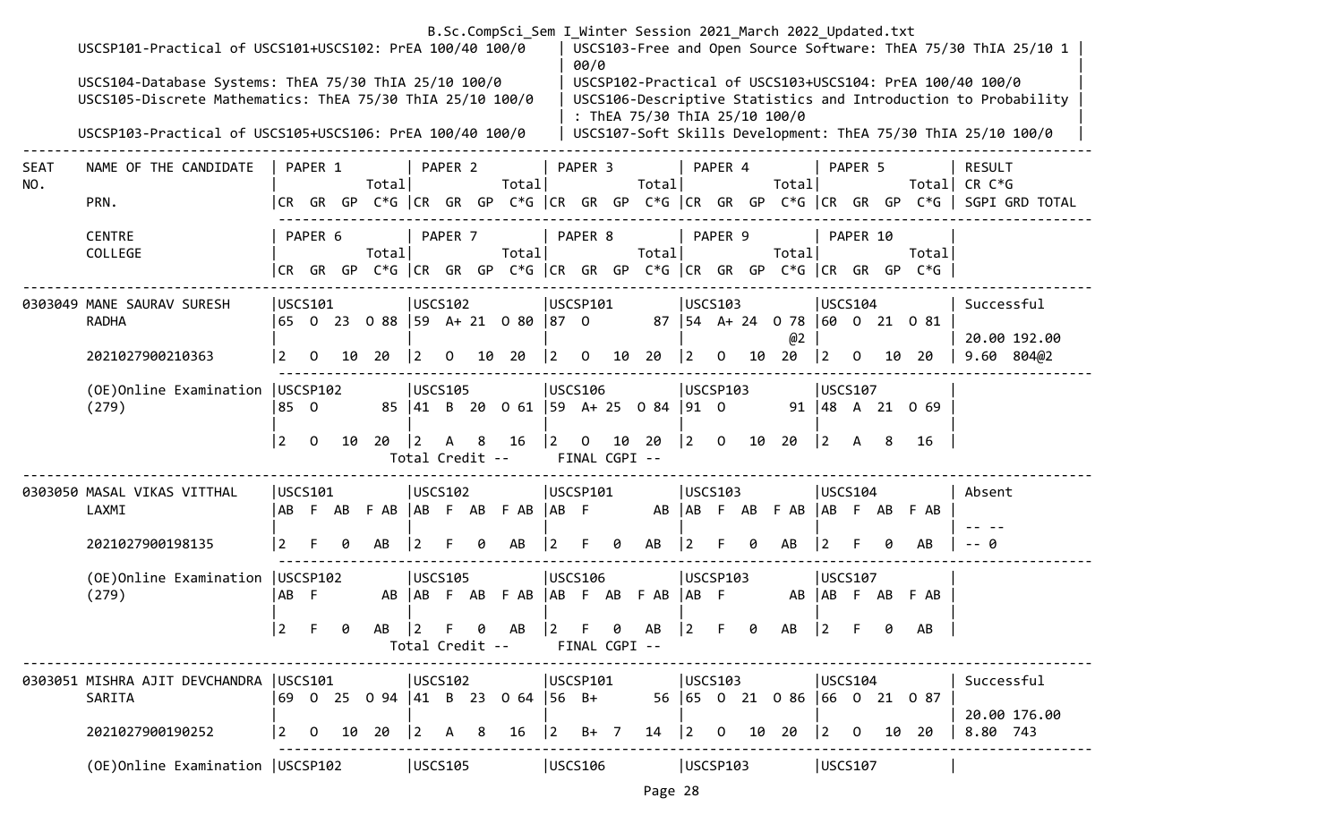USCSP101-Practical of USCS101+USCS102: PrEA 100/40 100/0 | USCS103-Free and Open Source Software: ThEA 75/30 ThIA 25/10 100/0

USCS104-Database Systems: ThEA 75/30 ThIA 25/10 100/0 | USCSP102-Practical of USCS103+USCS104: PrEA 100/40 100/0

USCS105-Discrete Mathematics: ThEA 75/30 ThIA 25/10 100/0 | USCS106-Descriptive Statistics and Introduction to Probability : ThEA 75/30 ThIA 25/10 100/0

USCSP103-Practical of USCS105+USCS106: PrEA 100/40 100/0 | USCS107-Soft Skills Development: ThEA 75/30 ThIA 25/10 100/0

| SEAT NO. | NAME OF THE CANDIDATE / PRN. / CENTRE / COLLEGE | PAPER 1 / PAPER 6 (Total; CR GR GP C*G) | PAPER 2 / PAPER 7 (Total; CR GR GP C*G) | PAPER 3 / PAPER 8 (Total; CR GR GP C*G) | PAPER 4 / PAPER 9 (Total; CR GR GP C*G) | PAPER 5 / PAPER 10 (Total; CR GR GP C*G) | RESULT (CR C*G / SGPI GRD TOTAL) |
|---|---|---|---|---|---|---|---|
| 0303049 | MANE SAURAV SURESH | USCS101 | USCS102 | USCSP101 | USCS103 | USCS104 | Successful |
| | RADHA | 65 O 23 O 88 | 59 A+ 21 O 80 | 87 O 87 | 54 A+ 24 O 78 @2 | 60 O 21 O 81 | 20.00 192.00 |
| | 2021027900210363 | 2 O 10 20 | 2 O 10 20 | 2 O 10 20 | 2 O 10 20 | 2 O 10 20 | 9.60 804@2 |
| | (OE)Online Examination | USCSP102 | USCS105 | USCS106 | USCSP103 | USCS107 | |
| | (279) | 85 O 85 | 41 B 20 O 61 | 59 A+ 25 O 84 | 91 O 91 | 48 A 21 O 69 | |
| | | 2 O 10 20 | 2 A 8 16 | 2 O 10 20 | 2 O 10 20 | 2 A 8 16 | |
| | | | Total Credit -- | FINAL CGPI -- | | | |
| 0303050 | MASAL VIKAS VITTHAL | USCS101 | USCS102 | USCSP101 | USCS103 | USCS104 | Absent |
| | LAXMI | AB F AB F AB | AB F AB F AB | AB F AB | AB F AB F AB | AB F AB F AB | -- -- |
| | 2021027900198135 | 2 F 0 AB | 2 F 0 AB | 2 F 0 AB | 2 F 0 AB | 2 F 0 AB | -- 0 |
| | (OE)Online Examination | USCSP102 | USCS105 | USCS106 | USCSP103 | USCS107 | |
| | (279) | AB F AB | AB F AB F AB | AB F AB F AB | AB F AB | AB F AB F AB | |
| | | 2 F 0 AB | 2 F 0 AB | 2 F 0 AB | 2 F 0 AB | 2 F 0 AB | |
| | | | Total Credit -- | FINAL CGPI -- | | | |
| 0303051 | MISHRA AJIT DEVCHANDRA | USCS101 | USCS102 | USCSP101 | USCS103 | USCS104 | Successful |
| | SARITA | 69 O 25 O 94 | 41 B 23 O 64 | 56 B+ 56 | 65 O 21 O 86 | 66 O 21 O 87 | 20.00 176.00 |
| | 2021027900190252 | 2 O 10 20 | 2 A 8 16 | 2 B+ 7 14 | 2 O 10 20 | 2 O 10 20 | 8.80 743 |
| | (OE)Online Examination | USCSP102 | USCS105 | USCS106 | USCSP103 | USCS107 | |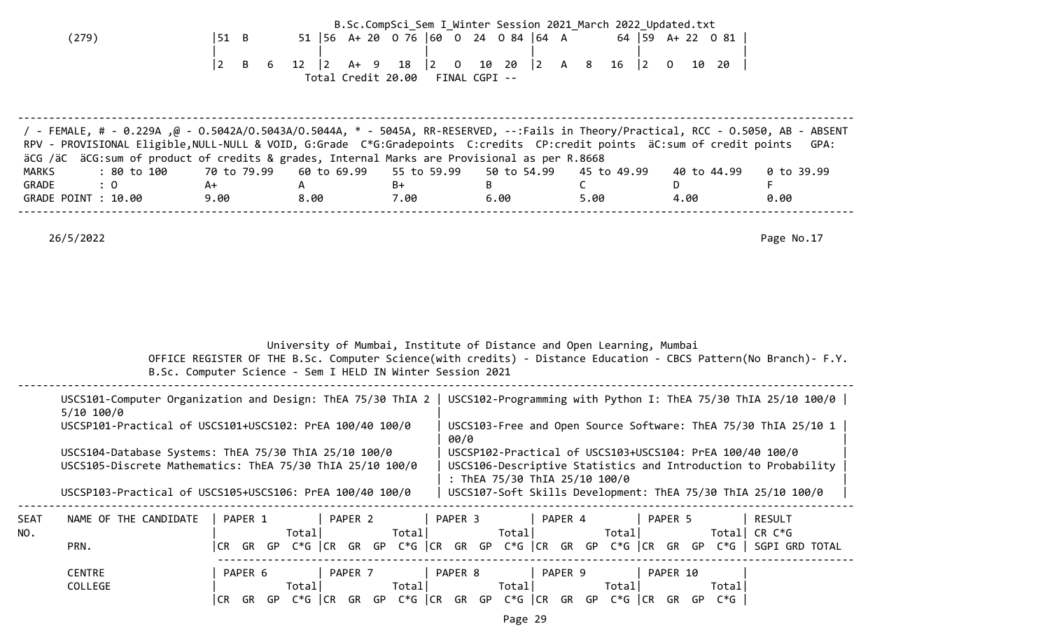| (279) | 51 B 51 | 56 A+ 20 O 76 | 60 O 24 O 84 | 64 A 64 | 59 A+ 22 O 81 |
|---|---|---|---|---|---|
| | 2 B 6 12 | 2 A+ 9 18 | 2 O 10 20 | 2 A 8 16 | 2 O 10 20 |

Total Credit 20.00 FINAL CGPI --

/ - FEMALE, # - 0.229A ,@ - O.5042A/O.5043A/O.5044A, * - 5045A, RR-RESERVED, --:Fails in Theory/Practical, RCC - O.5050, AB - ABSENT RPV - PROVISIONAL Eligible,NULL-NULL & VOID, G:Grade C*G:Gradepoints C:credits CP:credit points äC:sum of credit points GPA: äCG /äC äCG:sum of product of credits & grades, Internal Marks are Provisional as per R.8668

| MARKS | : 80 to 100 | 70 to 79.99 | 60 to 69.99 | 55 to 59.99 | 50 to 54.99 | 45 to 49.99 | 40 to 44.99 | 0 to 39.99 |
|---|---|---|---|---|---|---|---|---|
| GRADE | : O | A+ | A | B+ | B | C | D | F |
| GRADE POINT | : 10.00 | 9.00 | 8.00 | 7.00 | 6.00 | 5.00 | 4.00 | 0.00 |

26/5/2022

University of Mumbai, Institute of Distance and Open Learning, Mumbai

OFFICE REGISTER OF THE B.Sc. Computer Science(with credits) - Distance Education - CBCS Pattern(No Branch)- F.Y. B.Sc. Computer Science - Sem I HELD IN Winter Session 2021

| | |
|---|---|
| USCS101-Computer Organization and Design: ThEA 75/30 ThIA 25/10 100/0 | USCS102-Programming with Python I: ThEA 75/30 ThIA 25/10 100/0 |
| USCSP101-Practical of USCS101+USCS102: PrEA 100/40 100/0 | USCS103-Free and Open Source Software: ThEA 75/30 ThIA 25/10 100/0 |
| USCS104-Database Systems: ThEA 75/30 ThIA 25/10 100/0 | USCSP102-Practical of USCS103+USCS104: PrEA 100/40 100/0 |
| USCS105-Discrete Mathematics: ThEA 75/30 ThIA 25/10 100/0 | USCS106-Descriptive Statistics and Introduction to Probability : ThEA 75/30 ThIA 25/10 100/0 |
| USCSP103-Practical of USCS105+USCS106: PrEA 100/40 100/0 | USCS107-Soft Skills Development: ThEA 75/30 ThIA 25/10 100/0 |

| SEAT NO. | NAME OF THE CANDIDATE / PRN. | PAPER 1 Total / CR GR GP C*G | PAPER 2 Total / CR GR GP C*G | PAPER 3 Total / CR GR GP C*G | PAPER 4 Total / CR GR GP C*G | PAPER 5 Total / CR GR GP C*G | RESULT / CR C*G / SGPI GRD TOTAL |
|---|---|---|---|---|---|---|---|
| | CENTRE / COLLEGE | PAPER 6 Total / CR GR GP C*G | PAPER 7 Total / CR GR GP C*G | PAPER 8 Total / CR GR GP C*G | PAPER 9 Total / CR GR GP C*G | PAPER 10 Total / CR GR GP C*G | |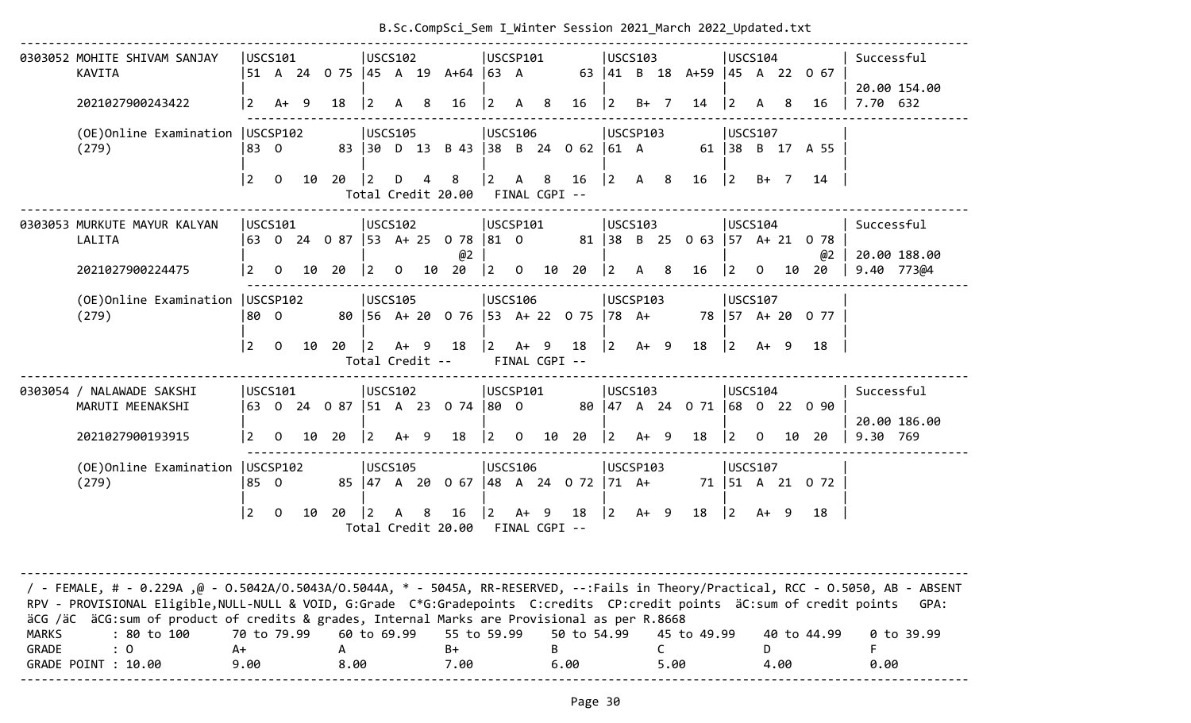```
--------------------------------------------------------------------------------------------------------------------------------------------------------------
0303052 MOHITE SHIVAM SANJAY   |USCS101          |USCS102           |USCSP101          |USCS103           |USCS104           | Successful
        KAVITA                 |51  A  24  O 75  |45  A  19  A+64  |63  A          63 |41  B  18  A+59  |45  A  22  O 67  |
                               |                 |                  |                  |                  |                  | 20.00 154.00
        2021027900243422       |2   A+  9   18   |2   A   8   16    |2   A   8   16    |2   B+  7   14    |2   A   8   16    | 7.70  632
                               ---------------------------------------------------------------------------------------------------
        (OE)Online Examination |USCSP102         |USCS105           |USCS106           |USCSP103          |USCS107           |
        (279)                  |83  O          83 |30  D  13  B 43  |38  B  24  O 62  |61  A          61 |38  B  17  A 55  |
                               |                 |                  |                  |                  |                  |
                               |2   O   10  20   |2   D   4   8     |2   A   8   16    |2   A   8   16    |2   B+  7   14    |
                                                 Total Credit 20.00   FINAL CGPI --
--------------------------------------------------------------------------------------------------------------------------------------------------------------
0303053 MURKUTE MAYUR KALYAN   |USCS101          |USCS102           |USCSP101          |USCS103           |USCS104           | Successful
        LALITA                 |63  O  24  O 87  |53  A+ 25  O 78  |81  O          81 |38  B  25  O 63  |57  A+ 21  O 78  |
                               |                 |              @2  |                  |                  |              @2  | 20.00 188.00
        2021027900224475       |2   O   10  20   |2   O   10  20    |2   O   10  20    |2   A   8   16    |2   O   10  20    | 9.40  773@4
                               ---------------------------------------------------------------------------------------------------
        (OE)Online Examination |USCSP102         |USCS105           |USCS106           |USCSP103          |USCS107           |
        (279)                  |80  O          80 |56  A+ 20  O 76  |53  A+ 22  O 75  |78  A+         78 |57  A+ 20  O 77  |
                               |                 |                  |                  |                  |                  |
                               |2   O   10  20   |2   A+  9   18    |2   A+  9   18    |2   A+  9   18    |2   A+  9   18    |
                                                 Total Credit --      FINAL CGPI --
--------------------------------------------------------------------------------------------------------------------------------------------------------------
0303054 / NALAWADE SAKSHI      |USCS101          |USCS102           |USCSP101          |USCS103           |USCS104           | Successful
        MARUTI MEENAKSHI       |63  O  24  O 87  |51  A  23  O 74  |80  O          80 |47  A  24  O 71  |68  O  22  O 90  |
                               |                 |                  |                  |                  |                  | 20.00 186.00
        2021027900193915       |2   O   10  20   |2   A+  9   18    |2   O   10  20    |2   A+  9   18    |2   O   10  20    | 9.30  769
                               ---------------------------------------------------------------------------------------------------
        (OE)Online Examination |USCSP102         |USCS105           |USCS106           |USCSP103          |USCS107           |
        (279)                  |85  O          85 |47  A  20  O 67  |48  A  24  O 72  |71  A+         71 |51  A  21  O 72  |
                               |                 |                  |                  |                  |                  |
                               |2   O   10  20   |2   A   8   16    |2   A+  9   18    |2   A+  9   18    |2   A+  9   18    |
                                                 Total Credit 20.00   FINAL CGPI --


--------------------------------------------------------------------------------------------------------------------------------------------------------------
 / - FEMALE, # - 0.229A ,@ - O.5042A/O.5043A/O.5044A, * - 5045A, RR-RESERVED, --:Fails in Theory/Practical, RCC - O.5050, AB - ABSENT
 RPV - PROVISIONAL Eligible,NULL-NULL & VOID, G:Grade  C*G:Gradepoints  C:credits  CP:credit points  äC:sum of credit points   GPA:
 äCG /äC  äCG:sum of product of credits & grades, Internal Marks are Provisional as per R.8668
 MARKS       : 80 to 100      70 to 79.99    60 to 69.99    55 to 59.99    50 to 54.99    45 to 49.99    40 to 44.99    0 to 39.99
 GRADE       : O              A+             A              B+             B              C              D              F
 GRADE POINT : 10.00          9.00           8.00           7.00           6.00           5.00           4.00           0.00
--------------------------------------------------------------------------------------------------------------------------------------------------------------
```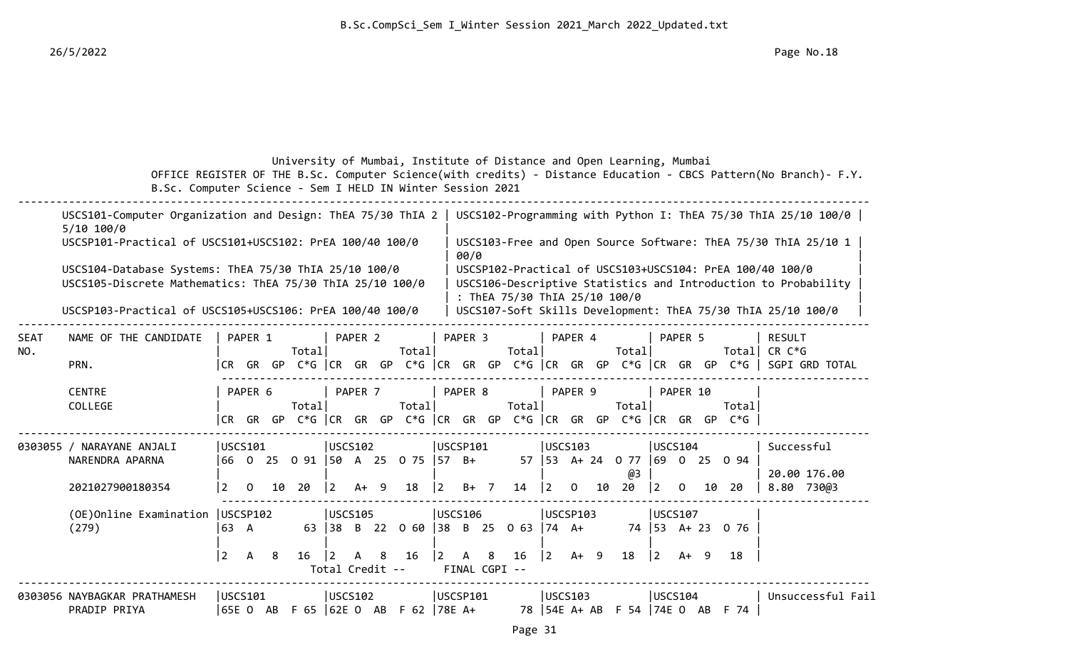University of Mumbai, Institute of Distance and Open Learning, Mumbai

OFFICE REGISTER OF THE B.Sc. Computer Science(with credits) - Distance Education - CBCS Pattern(No Branch)- F.Y. B.Sc. Computer Science - Sem I HELD IN Winter Session 2021

- USCS101-Computer Organization and Design: ThEA 75/30 ThIA 25/10 100/0
- USCS102-Programming with Python I: ThEA 75/30 ThIA 25/10 100/0
- USCSP101-Practical of USCS101+USCS102: PrEA 100/40 100/0
- USCS103-Free and Open Source Software: ThEA 75/30 ThIA 25/10 100/0
- USCS104-Database Systems: ThEA 75/30 ThIA 25/10 100/0
- USCSP102-Practical of USCS103+USCS104: PrEA 100/40 100/0
- USCS105-Discrete Mathematics: ThEA 75/30 ThIA 25/10 100/0
- USCS106-Descriptive Statistics and Introduction to Probability : ThEA 75/30 ThIA 25/10 100/0
- USCSP103-Practical of USCS105+USCS106: PrEA 100/40 100/0
- USCS107-Soft Skills Development: ThEA 75/30 ThIA 25/10 100/0

| SEAT NO. / NAME OF THE CANDIDATE / PRN. / CENTRE / COLLEGE | PAPER 1 / PAPER 6 (CR GR GP Total C*G) | PAPER 2 / PAPER 7 (CR GR GP Total C*G) | PAPER 3 / PAPER 8 (CR GR GP Total C*G) | PAPER 4 / PAPER 9 (CR GR GP Total C*G) | PAPER 5 / PAPER 10 (CR GR GP Total C*G) | RESULT / CR C*G / SGPI GRD TOTAL |
|---|---|---|---|---|---|---|
| 0303055 / NARAYANE ANJALI NARENDRA APARNA | USCS101<br>66 O 25 O 91 | USCS102<br>50 A 25 O 75 | USCSP101<br>57 B+ 57 | USCS103<br>53 A+ 24 O 77 @3 | USCS104<br>69 O 25 O 94 | Successful |
| 2021027900180354 | 2 O 10 20 | 2 A+ 9 18 | 2 B+ 7 14 | 2 O 10 20 | 2 O 10 20 | 20.00 176.00<br>8.80 730@3 |
| (OE)Online Examination (279) | USCSP102<br>63 A 63 | USCS105<br>38 B 22 O 60 | USCS106<br>38 B 25 O 63 | USCSP103<br>74 A+ 74 | USCS107<br>53 A+ 23 O 76 | |
| | 2 A 8 16 | 2 A 8 16 | 2 A 8 16 | 2 A+ 9 18 | 2 A+ 9 18 | |
| | | Total Credit -- | FINAL CGPI -- | | | |
| 0303056 NAYBAGKAR PRATHAMESH PRADIP PRIYA | USCS101<br>65E O AB F 65 | USCS102<br>62E O AB F 62 | USCSP101<br>78E A+ 78 | USCS103<br>54E A+ AB F 54 | USCS104<br>74E O AB F 74 | Unsuccessful Fail |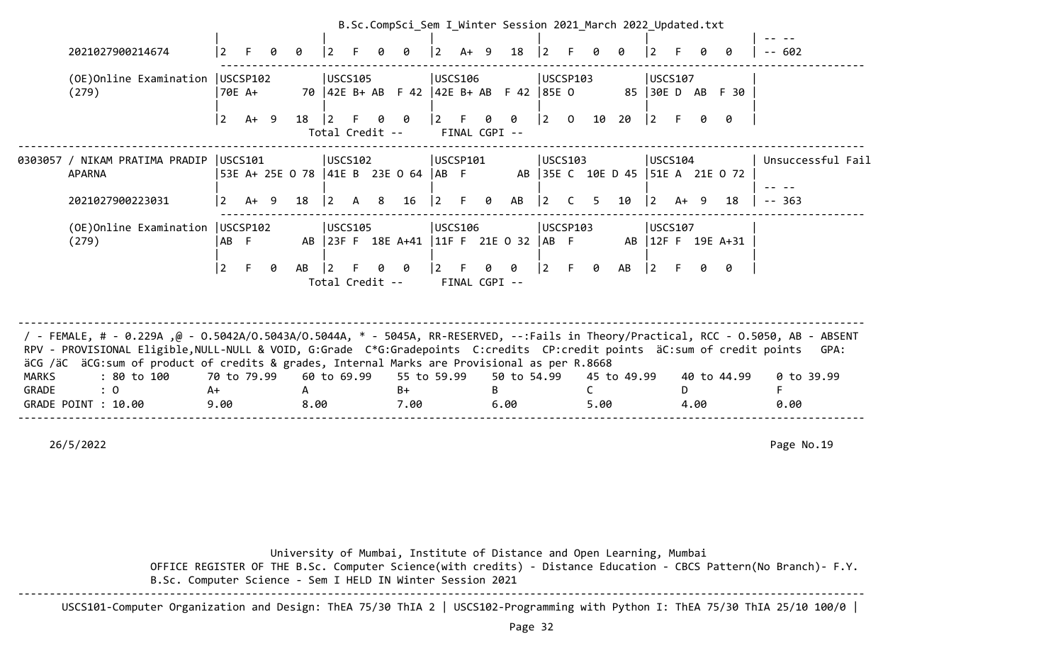B.Sc.CompSci_Sem I_Winter Session 2021_March 2022_Updated.txt

| | | | | | | |
|---|---|---|---|---|---|---|
| 2021027900214674 | 2 F 0 0 | 2 F 0 0 | 2 A+ 9 18 | 2 F 0 0 | 2 F 0 0 | -- -- <br> -- 602 |
| (OE)Online Examination (279) | USCSP102 <br> 70E A+ 70 <br> 2 A+ 9 18 | USCS105 <br> 42E B+ AB F 42 <br> 2 F 0 0 | USCS106 <br> 42E B+ AB F 42 <br> 2 F 0 0 | USCSP103 <br> 85E O 85 <br> 2 O 10 20 | USCS107 <br> 30E D AB F 30 <br> 2 F 0 0 | |
| | | Total Credit -- | FINAL CGPI -- | | | |
| 0303057 / NIKAM PRATIMA PRADIP APARNA | USCS101 <br> 53E A+ 25E O 78 | USCS102 <br> 41E B 23E O 64 | USCSP101 <br> AB F AB | USCS103 <br> 35E C 10E D 45 | USCS104 <br> 51E A 21E O 72 | Unsuccessful Fail |
| 2021027900223031 | 2 A+ 9 18 | 2 A 8 16 | 2 F 0 AB | 2 C 5 10 | 2 A+ 9 18 | -- -- <br> -- 363 |
| (OE)Online Examination (279) | USCSP102 <br> AB F AB <br> 2 F 0 AB | USCS105 <br> 23F F 18E A+41 <br> 2 F 0 0 | USCS106 <br> 11F F 21E O 32 <br> 2 F 0 0 | USCSP103 <br> AB F AB <br> 2 F 0 AB | USCS107 <br> 12F F 19E A+31 <br> 2 F 0 0 | |
| | | Total Credit -- | FINAL CGPI -- | | | |

/ - FEMALE, # - 0.229A ,@ - O.5042A/O.5043A/O.5044A, * - 5045A, RR-RESERVED, --:Fails in Theory/Practical, RCC - O.5050, AB - ABSENT
RPV - PROVISIONAL Eligible,NULL-NULL & VOID, G:Grade C*G:Gradepoints C:credits CP:credit points äC:sum of credit points GPA: äCG /äC äCG:sum of product of credits & grades, Internal Marks are Provisional as per R.8668

| MARKS | : 80 to 100 | 70 to 79.99 | 60 to 69.99 | 55 to 59.99 | 50 to 54.99 | 45 to 49.99 | 40 to 44.99 | 0 to 39.99 |
|---|---|---|---|---|---|---|---|---|
| GRADE | : O | A+ | A | B+ | B | C | D | F |
| GRADE POINT | : 10.00 | 9.00 | 8.00 | 7.00 | 6.00 | 5.00 | 4.00 | 0.00 |

26/5/2022 Page No.19

University of Mumbai, Institute of Distance and Open Learning, Mumbai
OFFICE REGISTER OF THE B.Sc. Computer Science(with credits) - Distance Education - CBCS Pattern(No Branch)- F.Y. B.Sc. Computer Science - Sem I HELD IN Winter Session 2021

USCS101-Computer Organization and Design: ThEA 75/30 ThIA 2 | USCS102-Programming with Python I: ThEA 75/30 ThIA 25/10 100/0 |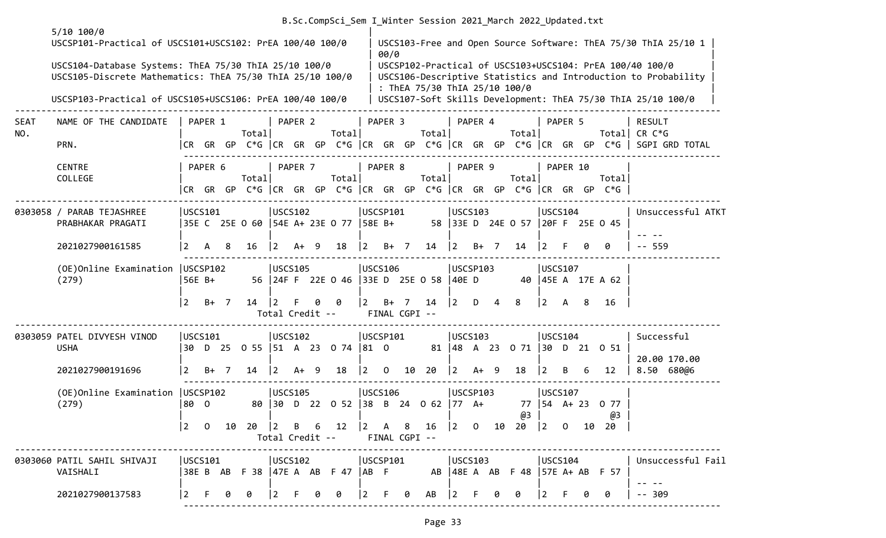5/10 100/0

USCSP101-Practical of USCS101+USCS102: PrEA 100/40 100/0 | USCS103-Free and Open Source Software: ThEA 75/30 ThIA 25/10 100/0

USCS104-Database Systems: ThEA 75/30 ThIA 25/10 100/0 | USCSP102-Practical of USCS103+USCS104: PrEA 100/40 100/0

USCS105-Discrete Mathematics: ThEA 75/30 ThIA 25/10 100/0 | USCS106-Descriptive Statistics and Introduction to Probability : ThEA 75/30 ThIA 25/10 100/0

USCSP103-Practical of USCS105+USCS106: PrEA 100/40 100/0 | USCS107-Soft Skills Development: ThEA 75/30 ThIA 25/10 100/0

```
-----------------------------------------------------------------------------------------------------------------------------------
SEAT    NAME OF THE CANDIDATE   | PAPER 1          | PAPER 2          | PAPER 3          | PAPER 4          | PAPER 5          | RESULT
NO.                             |             Total|             Total|             Total|             Total|             Total| CR C*G
        PRN.                    |CR  GR  GP  C*G   |CR  GR  GP  C*G   |CR  GR  GP  C*G   |CR  GR  GP  C*G   |CR  GR  GP  C*G   | SGPI GRD TOTAL

        CENTRE                  | PAPER 6          | PAPER 7          | PAPER 8          | PAPER 9          | PAPER 10         |
        COLLEGE                 |             Total|             Total|             Total|             Total|             Total|
                                |CR  GR  GP  C*G   |CR  GR  GP  C*G   |CR  GR  GP  C*G   |CR  GR  GP  C*G   |CR  GR  GP  C*G   |
-----------------------------------------------------------------------------------------------------------------------------------
0303058 / PARAB TEJASHREE      |USCS101          |USCS102          |USCSP101         |USCS103          |USCS104          | Unsuccessful ATKT
        PRABHAKAR PRAGATI       |35E C  25E O 60  |54E A+ 23E O 77  |58E B+        58 |33E D  24E O 57  |20F F  25E O 45  |
                                |                 |                 |                 |                 |                 | -- --
        2021027900161585        |2   A   8   16   |2   A+  9   18   |2   B+  7   14   |2   B+  7   14   |2   F   0   0    | -- 559

        (OE)Online Examination  |USCSP102         |USCS105          |USCS106          |USCSP103         |USCS107          |
        (279)                   |56E B+        56 |24F F  22E O 46  |33E D  25E O 58  |40E D         40 |45E A  17E A 62  |
                                |                 |                 |                 |                 |                 |
                                |2   B+  7   14   |2   F   0   0    |2   B+  7   14   |2   D   4   8    |2   A   8   16   |
                                          Total Credit --      FINAL CGPI --
-----------------------------------------------------------------------------------------------------------------------------------
0303059 PATEL DIVYESH VINOD    |USCS101          |USCS102          |USCSP101         |USCS103          |USCS104          | Successful
        USHA                    |30  D  25  O 55  |51  A  23  O 74  |81  O         81 |48  A  23  O 71  |30  D  21  O 51  |
                                |                 |                 |                 |                 |                 | 20.00 170.00
        2021027900191696        |2   B+  7   14   |2   A+  9   18   |2   O   10  20   |2   A+  9   18   |2   B   6   12   | 8.50  680@6

        (OE)Online Examination  |USCSP102         |USCS105          |USCS106          |USCSP103         |USCS107          |
        (279)                   |80  O         80 |30  D  22  O 52  |38  B  24  O 62  |77  A+        77 |54  A+ 23  O 77  |
                                |                 |                 |                 |              @3 |              @3 |
                                |2   O   10  20   |2   B   6   12   |2   A   8   16   |2   O   10  20   |2   O   10  20   |
                                          Total Credit --      FINAL CGPI --
-----------------------------------------------------------------------------------------------------------------------------------
0303060 PATIL SAHIL SHIVAJI    |USCS101          |USCS102          |USCSP101         |USCS103          |USCS104          | Unsuccessful Fail
        VAISHALI                |38E B  AB  F 38  |47E A  AB  F 47  |AB  F         AB |48E A  AB  F 48  |57E A+ AB  F 57  |
                                |                 |                 |                 |                 |                 | -- --
        2021027900137583        |2   F   0   0    |2   F   0   0    |2   F   0   AB   |2   F   0   0    |2   F   0   0    | -- 309
-----------------------------------------------------------------------------------------------------------------------------------
```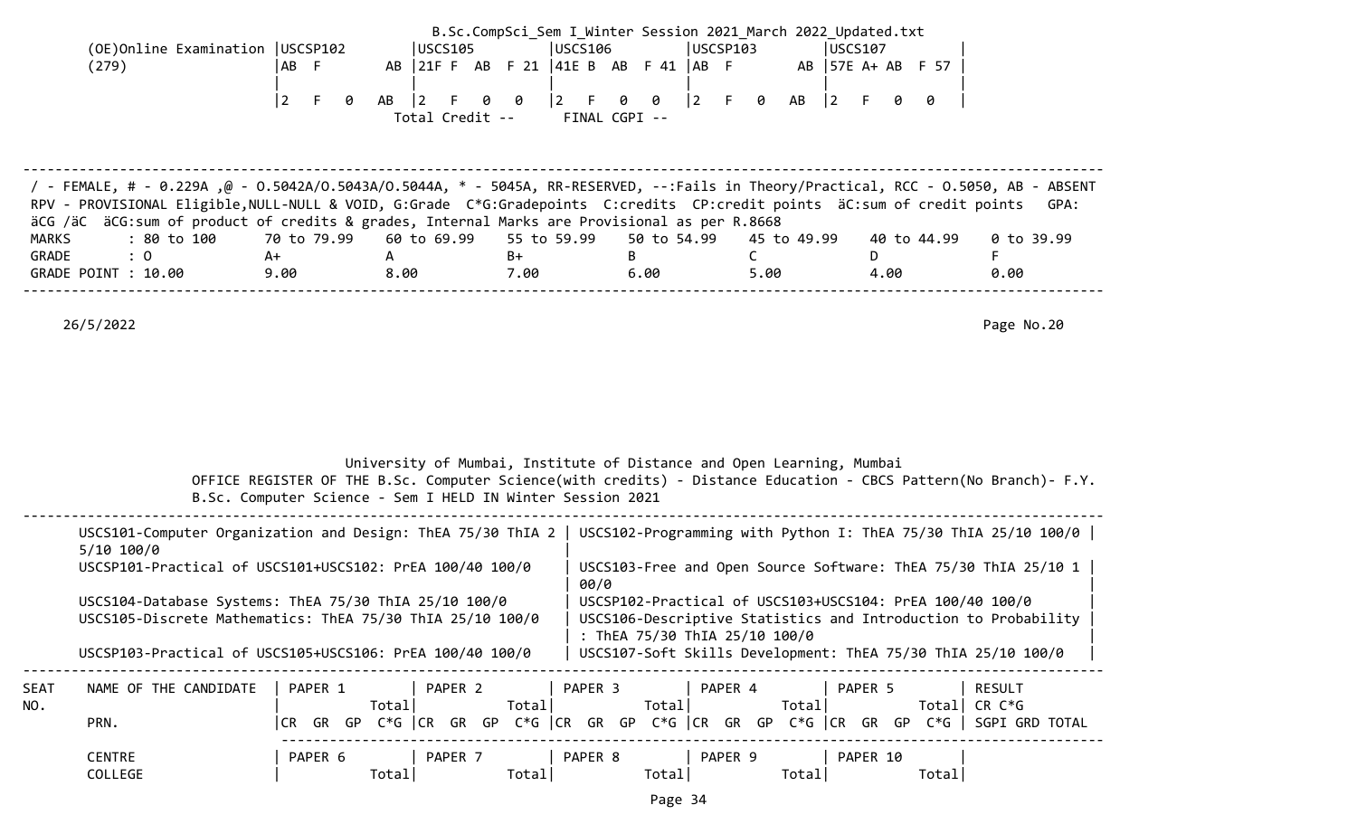B.Sc.CompSci_Sem I_Winter Session 2021_March 2022_Updated.txt

```
(OE)Online Examination |USCSP102        |USCS105         |USCS106         |USCSP103        |USCS107         |
(279)                  |AB  F        AB |21F F  AB  F 21 |41E B  AB  F 41 |AB  F        AB |57E A+ AB  F 57 |
                       |                |                |                |                |                |
                       |2   F   0   AB  |2   F   0   0   |2   F   0   0   |2   F   0   AB  |2   F   0   0   |
                                         Total Credit --      FINAL CGPI --
```

---

/ - FEMALE, # - 0.229A ,@ - O.5042A/O.5043A/O.5044A, * - 5045A, RR-RESERVED, --:Fails in Theory/Practical, RCC - O.5050, AB - ABSENT
RPV - PROVISIONAL Eligible,NULL-NULL & VOID, G:Grade C*G:Gradepoints C:credits CP:credit points äC:sum of credit points GPA: äCG /äC äCG:sum of product of credits & grades, Internal Marks are Provisional as per R.8668

| MARKS | : 80 to 100 | 70 to 79.99 | 60 to 69.99 | 55 to 59.99 | 50 to 54.99 | 45 to 49.99 | 40 to 44.99 | 0 to 39.99 |
|---|---|---|---|---|---|---|---|---|
| GRADE | : O | A+ | A | B+ | B | C | D | F |
| GRADE POINT | : 10.00 | 9.00 | 8.00 | 7.00 | 6.00 | 5.00 | 4.00 | 0.00 |

---

26/5/2022

University of Mumbai, Institute of Distance and Open Learning, Mumbai
OFFICE REGISTER OF THE B.Sc. Computer Science(with credits) - Distance Education - CBCS Pattern(No Branch)- F.Y. B.Sc. Computer Science - Sem I HELD IN Winter Session 2021

---

| | |
|---|---|
| USCS101-Computer Organization and Design: ThEA 75/30 ThIA 25/10 100/0 | USCS102-Programming with Python I: ThEA 75/30 ThIA 25/10 100/0 |
| USCSP101-Practical of USCS101+USCS102: PrEA 100/40 100/0 | USCS103-Free and Open Source Software: ThEA 75/30 ThIA 25/10 100/0 |
| USCS104-Database Systems: ThEA 75/30 ThIA 25/10 100/0 | USCSP102-Practical of USCS103+USCS104: PrEA 100/40 100/0 |
| USCS105-Discrete Mathematics: ThEA 75/30 ThIA 25/10 100/0 | USCS106-Descriptive Statistics and Introduction to Probability : ThEA 75/30 ThIA 25/10 100/0 |
| USCSP103-Practical of USCS105+USCS106: PrEA 100/40 100/0 | USCS107-Soft Skills Development: ThEA 75/30 ThIA 25/10 100/0 |

---

| SEAT NO. | NAME OF THE CANDIDATE | PAPER 1 Total | PAPER 2 Total | PAPER 3 Total | PAPER 4 Total | PAPER 5 Total | RESULT CR C*G |
|---|---|---|---|---|---|---|---|
| | PRN. | CR GR GP C*G | CR GR GP C*G | CR GR GP C*G | CR GR GP C*G | CR GR GP C*G | SGPI GRD TOTAL |
| | CENTRE COLLEGE | PAPER 6 Total | PAPER 7 Total | PAPER 8 Total | PAPER 9 Total | PAPER 10 Total | |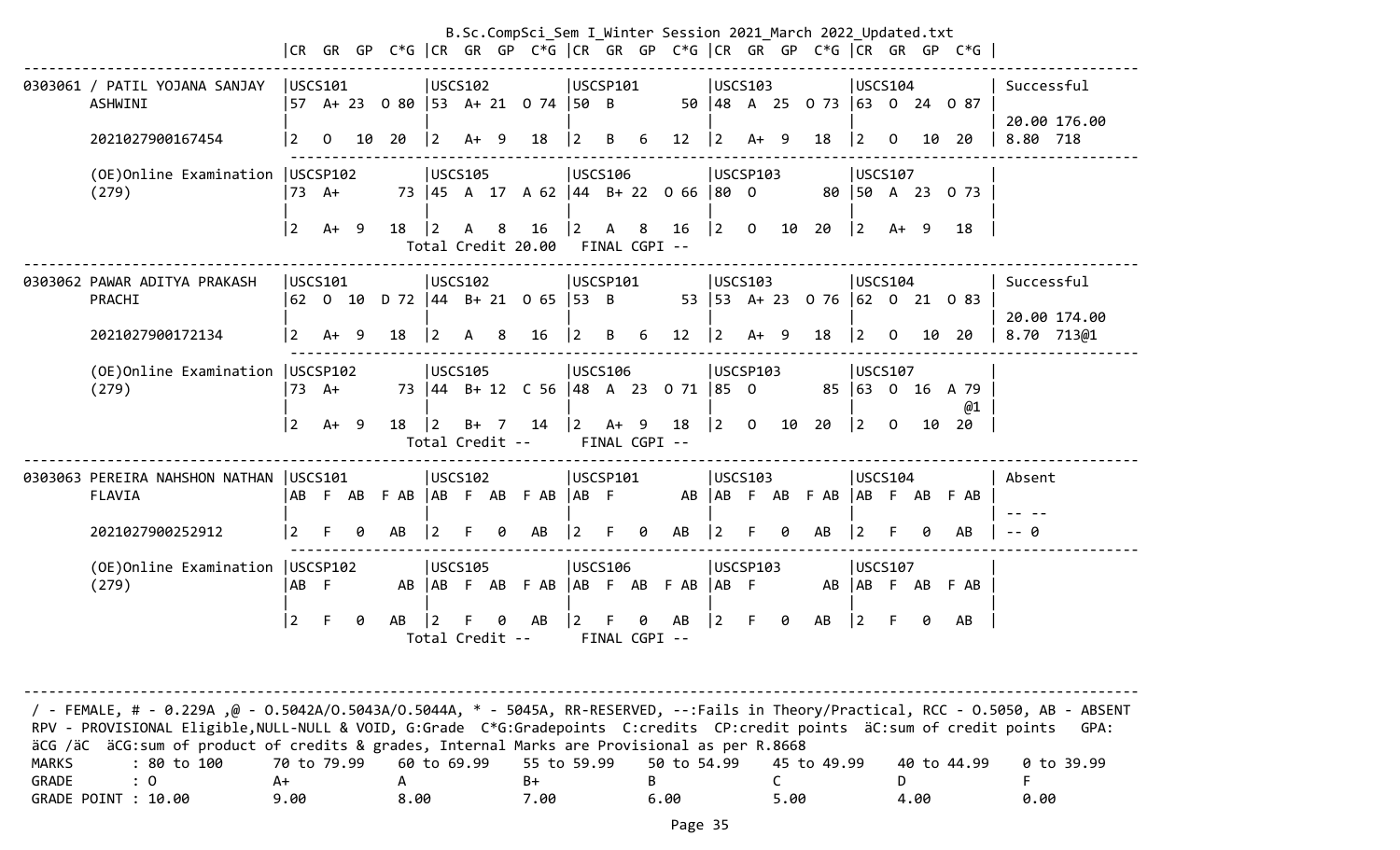B.Sc.CompSci_Sem I_Winter Session 2021_March 2022_Updated.txt

```
                             |CR  GR  GP  C*G |CR  GR  GP  C*G |CR  GR  GP  C*G |CR  GR  GP  C*G |CR  GR  GP  C*G |
---------------------------------------------------------------------------------------------------------------------------------
0303061 / PATIL YOJANA SANJAY  |USCS101         |USCS102         |USCSP101        |USCS103         |USCS104         | Successful
        ASHWINI                |57  A+ 23  O 80 |53  A+ 21  O 74 |50  B         50 |48  A  25  O 73 |63  O  24  O 87 |
                               |                |                |                |                |                | 20.00 176.00
        2021027900167454       |2   O   10  20  |2   A+  9   18  |2   B   6   12  |2   A+  9   18  |2   O   10  20  | 8.80  718
                               ---------------------------------------------------------------------------------------------------
        (OE)Online Examination |USCSP102        |USCS105         |USCS106         |USCSP103        |USCS107         |
        (279)                  |73  A+        73 |45  A  17  A 62 |44  B+ 22  O 66 |80  O         80 |50  A  23  O 73 |
                               |                |                |                |                |                |
                               |2   A+  9   18  |2   A   8   16  |2   A   8   16  |2   O   10  20  |2   A+  9   18  |
                                                Total Credit 20.00   FINAL CGPI --
---------------------------------------------------------------------------------------------------------------------------------
0303062 PAWAR ADITYA PRAKASH   |USCS101         |USCS102         |USCSP101        |USCS103         |USCS104         | Successful
        PRACHI                 |62  O  10  D 72 |44  B+ 21  O 65 |53  B         53 |53  A+ 23  O 76 |62  O  21  O 83 |
                               |                |                |                |                |                | 20.00 174.00
        2021027900172134       |2   A+  9   18  |2   A   8   16  |2   B   6   12  |2   A+  9   18  |2   O   10  20  | 8.70  713@1
                               ---------------------------------------------------------------------------------------------------
        (OE)Online Examination |USCSP102        |USCS105         |USCS106         |USCSP103        |USCS107         |
        (279)                  |73  A+        73 |44  B+ 12  C 56 |48  A  23  O 71 |85  O         85 |63  O  16  A 79 |
                               |                |                |                |                |             @1 |
                               |2   A+  9   18  |2   B+  7   14  |2   A+  9   18  |2   O   10  20  |2   O   10  20  |
                                                Total Credit --      FINAL CGPI --
---------------------------------------------------------------------------------------------------------------------------------
0303063 PEREIRA NAHSHON NATHAN |USCS101         |USCS102         |USCSP101        |USCS103         |USCS104         | Absent
        FLAVIA                 |AB  F  AB  F AB |AB  F  AB  F AB |AB  F         AB |AB  F  AB  F AB |AB  F  AB  F AB |
                               |                |                |                |                |                | -- --
        2021027900252912       |2   F   0   AB  |2   F   0   AB  |2   F   0   AB  |2   F   0   AB  |2   F   0   AB  | -- 0
                               ---------------------------------------------------------------------------------------------------
        (OE)Online Examination |USCSP102        |USCS105         |USCS106         |USCSP103        |USCS107         |
        (279)                  |AB  F         AB |AB  F  AB  F AB |AB  F  AB  F AB |AB  F         AB |AB  F  AB  F AB |
                               |                |                |                |                |                |
                               |2   F   0   AB  |2   F   0   AB  |2   F   0   AB  |2   F   0   AB  |2   F   0   AB  |
                                                Total Credit --      FINAL CGPI --


---------------------------------------------------------------------------------------------------------------------------------
 / - FEMALE, # - 0.229A ,@ - O.5042A/O.5043A/O.5044A, * - 5045A, RR-RESERVED, --:Fails in Theory/Practical, RCC - O.5050, AB - ABSENT
 RPV - PROVISIONAL Eligible,NULL-NULL & VOID, G:Grade  C*G:Gradepoints  C:credits  CP:credit points  äC:sum of credit points   GPA:
 äCG /äC  äCG:sum of product of credits & grades, Internal Marks are Provisional as per R.8668
 MARKS       : 80 to 100      70 to 79.99     60 to 69.99     55 to 59.99     50 to 54.99     45 to 49.99     40 to 44.99     0 to 39.99
 GRADE       : O              A+              A               B+              B               C               D               F
 GRADE POINT : 10.00          9.00            8.00            7.00            6.00            5.00            4.00            0.00
```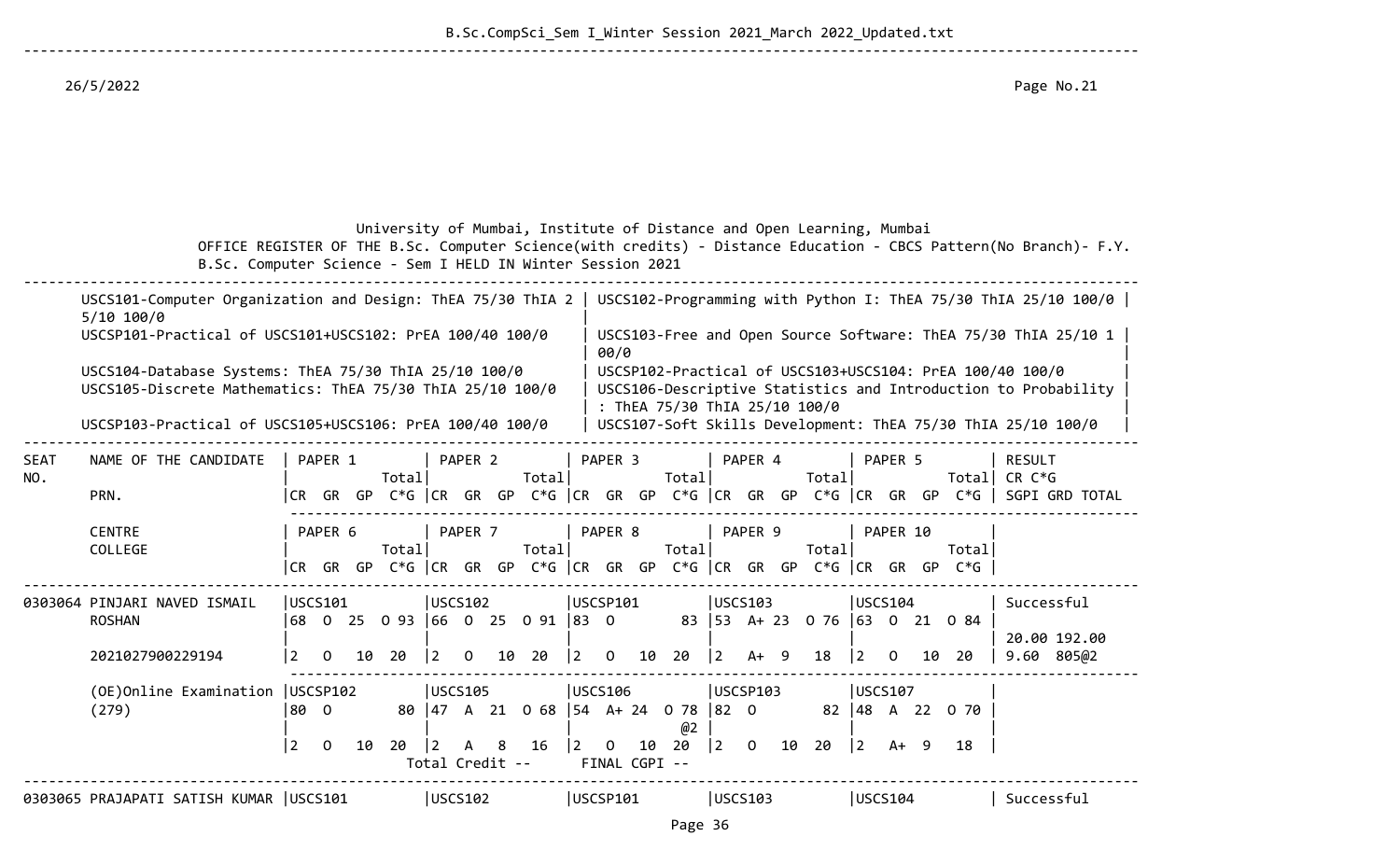University of Mumbai, Institute of Distance and Open Learning, Mumbai

OFFICE REGISTER OF THE B.Sc. Computer Science(with credits) - Distance Education - CBCS Pattern(No Branch)- F.Y. B.Sc. Computer Science - Sem I HELD IN Winter Session 2021

| | |
|---|---|
| USCS101-Computer Organization and Design: ThEA 75/30 ThIA 25/10 100/0 | USCS102-Programming with Python I: ThEA 75/30 ThIA 25/10 100/0 |
| USCSP101-Practical of USCS101+USCS102: PrEA 100/40 100/0 | USCS103-Free and Open Source Software: ThEA 75/30 ThIA 25/10 100/0 |
| USCS104-Database Systems: ThEA 75/30 ThIA 25/10 100/0 | USCSP102-Practical of USCS103+USCS104: PrEA 100/40 100/0 |
| USCS105-Discrete Mathematics: ThEA 75/30 ThIA 25/10 100/0 | USCS106-Descriptive Statistics and Introduction to Probability : ThEA 75/30 ThIA 25/10 100/0 |
| USCSP103-Practical of USCS105+USCS106: PrEA 100/40 100/0 | USCS107-Soft Skills Development: ThEA 75/30 ThIA 25/10 100/0 |

| SEAT NO. | NAME OF THE CANDIDATE / PRN. | PAPER 1 (CR GR GP C*G Total) | PAPER 2 (CR GR GP C*G Total) | PAPER 3 (CR GR GP C*G Total) | PAPER 4 (CR GR GP C*G Total) | PAPER 5 (CR GR GP C*G Total) | RESULT CR C*G SGPI GRD TOTAL |
|---|---|---|---|---|---|---|---|
| | CENTRE / COLLEGE | PAPER 6 (CR GR GP C*G Total) | PAPER 7 (CR GR GP C*G Total) | PAPER 8 (CR GR GP C*G Total) | PAPER 9 (CR GR GP C*G Total) | PAPER 10 (CR GR GP C*G Total) | |
| 0303064 | PINJARI NAVED ISMAIL ROSHAN | USCS101 68 O 25 O 93 | USCS102 66 O 25 O 91 | USCSP101 83 O 83 | USCS103 53 A+ 23 O 76 | USCS104 63 O 21 O 84 | Successful |
| | 2021027900229194 | 2 O 10 20 | 2 O 10 20 | 2 O 10 20 | 2 A+ 9 18 | 2 O 10 20 | 20.00 192.00 9.60 805@2 |
| | (OE)Online Examination (279) | USCSP102 80 O 80 | USCS105 47 A 21 O 68 | USCS106 54 A+ 24 O 78 @2 | USCSP103 82 O 82 | USCS107 48 A 22 O 70 | |
| | | 2 O 10 20 | 2 A 8 16 | 2 O 10 20 | 2 O 10 20 | 2 A+ 9 18 | |
| | | | Total Credit -- | FINAL CGPI -- | | | |
| 0303065 | PRAJAPATI SATISH KUMAR | USCS101 | USCS102 | USCSP101 | USCS103 | USCS104 | Successful |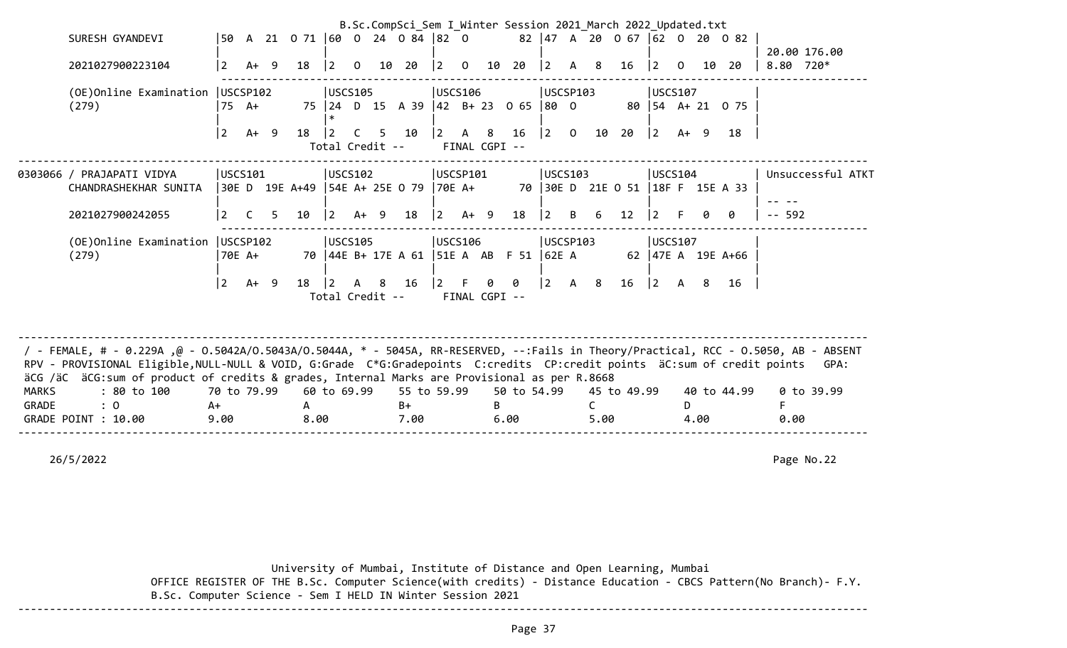```
 SURESH GYANDEVI          |50  A  21  O 71 |60  O  24  O 84 |82  O        82 |47  A  20  O 67 |62  O  20  O 82 |
                          |                |                |                |                |                |  20.00 176.00
 2021027900223104         |2   A+  9   18  |2   O   10  20  |2   O   10  20  |2   A   8   16  |2   O   10  20  |  8.80  720*
                          ------------------------------------------------------------------------------------
 (OE)Online Examination   |USCSP102        |USCS105         |USCS106         |USCSP103        |USCS107         |
 (279)                    |75  A+       75 |24  D  15  A 39 |42  B+ 23  O 65 |80  O        80 |54  A+ 21  O 75 |
                          |                |*               |                |                |                |
                          |2   A+  9   18  |2   C   5   10  |2   A   8   16  |2   O   10  20  |2   A+  9   18  |
                                            Total Credit --       FINAL CGPI --
----------------------------------------------------------------------------------------------------------------------------
0303066 / PRAJAPATI VIDYA |USCS101         |USCS102         |USCSP101        |USCS103         |USCS104         | Unsuccessful ATKT
 CHANDRASHEKHAR SUNITA    |30E D  19E A+49 |54E A+ 25E O 79 |70E A+       70 |30E D  21E O 51 |18F F  15E A 33 |
                          |                |                |                |                |                | -- --
 2021027900242055         |2   C   5   10  |2   A+  9   18  |2   A+  9   18  |2   B   6   12  |2   F   0   0   | -- 592
                          ------------------------------------------------------------------------------------
 (OE)Online Examination   |USCSP102        |USCS105         |USCS106         |USCSP103        |USCS107         |
 (279)                    |70E A+       70 |44E B+ 17E A 61 |51E A  AB  F 51 |62E A        62 |47E A  19E A+66 |
                          |                |                |                |                |                |
                          |2   A+  9   18  |2   A   8   16  |2   F   0   0   |2   A   8   16  |2   A   8   16  |
                                            Total Credit --       FINAL CGPI --
```

/ - FEMALE, # - 0.229A ,@ - O.5042A/O.5043A/O.5044A, * - 5045A, RR-RESERVED, --:Fails in Theory/Practical, RCC - O.5050, AB - ABSENT
RPV - PROVISIONAL Eligible,NULL-NULL & VOID, G:Grade C*G:Gradepoints C:credits CP:credit points äC:sum of credit points GPA: äCG /äC äCG:sum of product of credits & grades, Internal Marks are Provisional as per R.8668

| MARKS | : 80 to 100 | 70 to 79.99 | 60 to 69.99 | 55 to 59.99 | 50 to 54.99 | 45 to 49.99 | 40 to 44.99 | 0 to 39.99 |
|---|---|---|---|---|---|---|---|---|
| GRADE | : O | A+ | A | B+ | B | C | D | F |
| GRADE POINT | : 10.00 | 9.00 | 8.00 | 7.00 | 6.00 | 5.00 | 4.00 | 0.00 |

26/5/2022

Page No.22

University of Mumbai, Institute of Distance and Open Learning, Mumbai

OFFICE REGISTER OF THE B.Sc. Computer Science(with credits) - Distance Education - CBCS Pattern(No Branch)- F.Y. B.Sc. Computer Science - Sem I HELD IN Winter Session 2021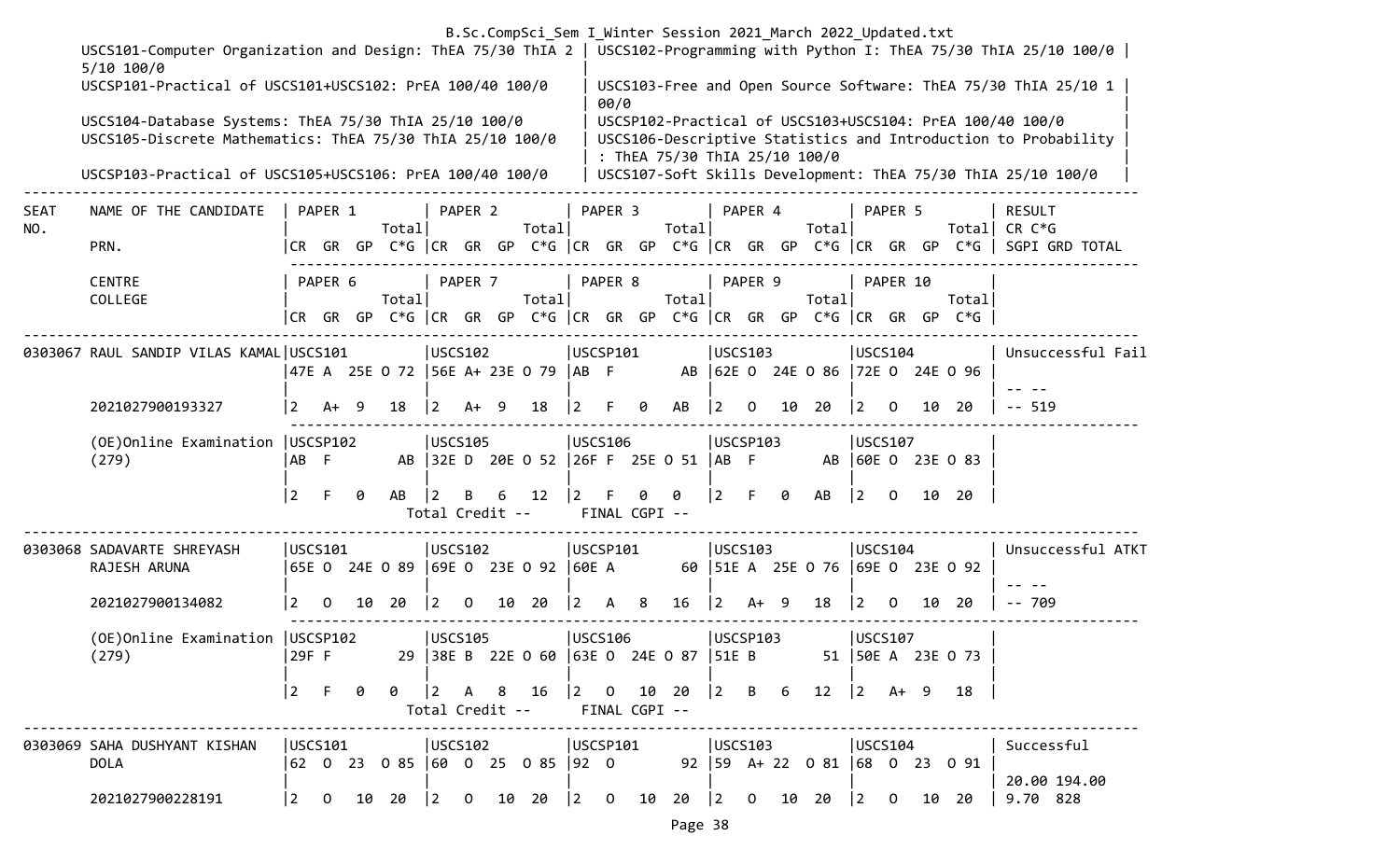USCS101-Computer Organization and Design: ThEA 75/30 ThIA 25/10 100/0 | USCS102-Programming with Python I: ThEA 75/30 ThIA 25/10 100/0

USCSP101-Practical of USCS101+USCS102: PrEA 100/40 100/0 | USCS103-Free and Open Source Software: ThEA 75/30 ThIA 25/10 100/0

USCS104-Database Systems: ThEA 75/30 ThIA 25/10 100/0 | USCSP102-Practical of USCS103+USCS104: PrEA 100/40 100/0

USCS105-Discrete Mathematics: ThEA 75/30 ThIA 25/10 100/0 | USCS106-Descriptive Statistics and Introduction to Probability : ThEA 75/30 ThIA 25/10 100/0

USCSP103-Practical of USCS105+USCS106: PrEA 100/40 100/0 | USCS107-Soft Skills Development: ThEA 75/30 ThIA 25/10 100/0

| SEAT NO. | NAME OF THE CANDIDATE / PRN. / CENTRE / COLLEGE | PAPER 1 / PAPER 6 (CR GR GP C*G) | PAPER 2 / PAPER 7 (CR GR GP C*G) | PAPER 3 / PAPER 8 (CR GR GP C*G) | PAPER 4 / PAPER 9 (CR GR GP C*G) | PAPER 5 / PAPER 10 (CR GR GP C*G) | RESULT / CR C*G / SGPI GRD TOTAL |
|---|---|---|---|---|---|---|---|
| 0303067 | RAUL SANDIP VILAS KAMAL | USCS101 47E A 25E O 72 | USCS102 56E A+ 23E O 79 | USCSP101 AB F AB | USCS103 62E O 24E O 86 | USCS104 72E O 24E O 96 | Unsuccessful Fail |
| | 2021027900193327 | 2 A+ 9 18 | 2 A+ 9 18 | 2 F 0 AB | 2 O 10 20 | 2 O 10 20 | -- -- / -- 519 |
| | (OE)Online Examination (279) | USCSP102 AB F AB | USCS105 32E D 20E O 52 | USCS106 26F F 25E O 51 | USCSP103 AB F AB | USCS107 60E O 23E O 83 | |
| | | 2 F 0 AB | 2 B 6 12 | 2 F 0 0 | 2 F 0 AB | 2 O 10 20 | |
| | | | Total Credit -- | FINAL CGPI -- | | | |
| 0303068 | SADAVARTE SHREYASH RAJESH ARUNA | USCS101 65E O 24E O 89 | USCS102 69E O 23E O 92 | USCSP101 60E A 60 | USCS103 51E A 25E O 76 | USCS104 69E O 23E O 92 | Unsuccessful ATKT |
| | 2021027900134082 | 2 O 10 20 | 2 O 10 20 | 2 A 8 16 | 2 A+ 9 18 | 2 O 10 20 | -- -- / -- 709 |
| | (OE)Online Examination (279) | USCSP102 29F F 29 | USCS105 38E B 22E O 60 | USCS106 63E O 24E O 87 | USCSP103 51E B 51 | USCS107 50E A 23E O 73 | |
| | | 2 F 0 0 | 2 A 8 16 | 2 O 10 20 | 2 B 6 12 | 2 A+ 9 18 | |
| | | | Total Credit -- | FINAL CGPI -- | | | |
| 0303069 | SAHA DUSHYANT KISHAN DOLA | USCS101 62 O 23 O 85 | USCS102 60 O 25 O 85 | USCSP101 92 O 92 | USCS103 59 A+ 22 O 81 | USCS104 68 O 23 O 91 | Successful |
| | 2021027900228191 | 2 O 10 20 | 2 O 10 20 | 2 O 10 20 | 2 O 10 20 | 2 O 10 20 | 20.00 194.00 / 9.70 828 |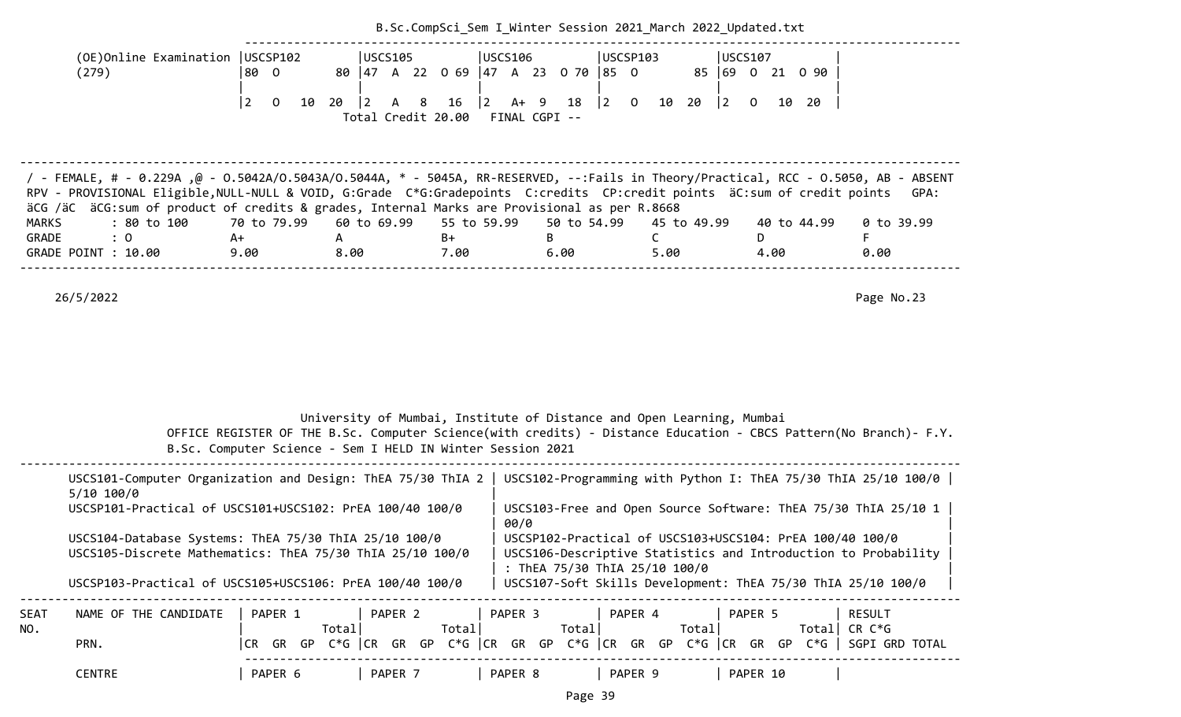| (OE)Online Examination | USCSP102 | USCS105 | USCS106 | USCSP103 | USCS107 |
|---|---|---|---|---|---|
| (279) | 80 O 80 | 47 A 22 O 69 | 47 A 23 O 70 | 85 O 85 | 69 O 21 O 90 |
| | 2 O 10 20 | 2 A 8 16 | 2 A+ 9 18 | 2 O 10 20 | 2 O 10 20 |

Total Credit 20.00 FINAL CGPI --

/ - FEMALE, # - 0.229A ,@ - O.5042A/O.5043A/O.5044A, * - 5045A, RR-RESERVED, --:Fails in Theory/Practical, RCC - O.5050, AB - ABSENT RPV - PROVISIONAL Eligible,NULL-NULL & VOID, G:Grade C*G:Gradepoints C:credits CP:credit points äC:sum of credit points GPA: äCG /äC äCG:sum of product of credits & grades, Internal Marks are Provisional as per R.8668

| MARKS | : 80 to 100 | 70 to 79.99 | 60 to 69.99 | 55 to 59.99 | 50 to 54.99 | 45 to 49.99 | 40 to 44.99 | 0 to 39.99 |
|---|---|---|---|---|---|---|---|---|
| GRADE | : O | A+ | A | B+ | B | C | D | F |
| GRADE POINT | : 10.00 | 9.00 | 8.00 | 7.00 | 6.00 | 5.00 | 4.00 | 0.00 |

26/5/2022

University of Mumbai, Institute of Distance and Open Learning, Mumbai

OFFICE REGISTER OF THE B.Sc. Computer Science(with credits) - Distance Education - CBCS Pattern(No Branch)- F.Y. B.Sc. Computer Science - Sem I HELD IN Winter Session 2021

| | |
|---|---|
| USCS101-Computer Organization and Design: ThEA 75/30 ThIA 25/10 100/0 | USCS102-Programming with Python I: ThEA 75/30 ThIA 25/10 100/0 |
| USCSP101-Practical of USCS101+USCS102: PrEA 100/40 100/0 | USCS103-Free and Open Source Software: ThEA 75/30 ThIA 25/10 100/0 |
| USCS104-Database Systems: ThEA 75/30 ThIA 25/10 100/0 | USCSP102-Practical of USCS103+USCS104: PrEA 100/40 100/0 |
| USCS105-Discrete Mathematics: ThEA 75/30 ThIA 25/10 100/0 | USCS106-Descriptive Statistics and Introduction to Probability : ThEA 75/30 ThIA 25/10 100/0 |
| USCSP103-Practical of USCS105+USCS106: PrEA 100/40 100/0 | USCS107-Soft Skills Development: ThEA 75/30 ThIA 25/10 100/0 |

| SEAT NO. | NAME OF THE CANDIDATE | PAPER 1 | PAPER 2 | PAPER 3 | PAPER 4 | PAPER 5 | RESULT |
|---|---|---|---|---|---|---|---|
| | | Total | Total | Total | Total | Total | CR C*G |
| | PRN. | CR GR GP C*G | CR GR GP C*G | CR GR GP C*G | CR GR GP C*G | CR GR GP C*G | SGPI GRD TOTAL |
| | CENTRE | PAPER 6 | PAPER 7 | PAPER 8 | PAPER 9 | PAPER 10 | |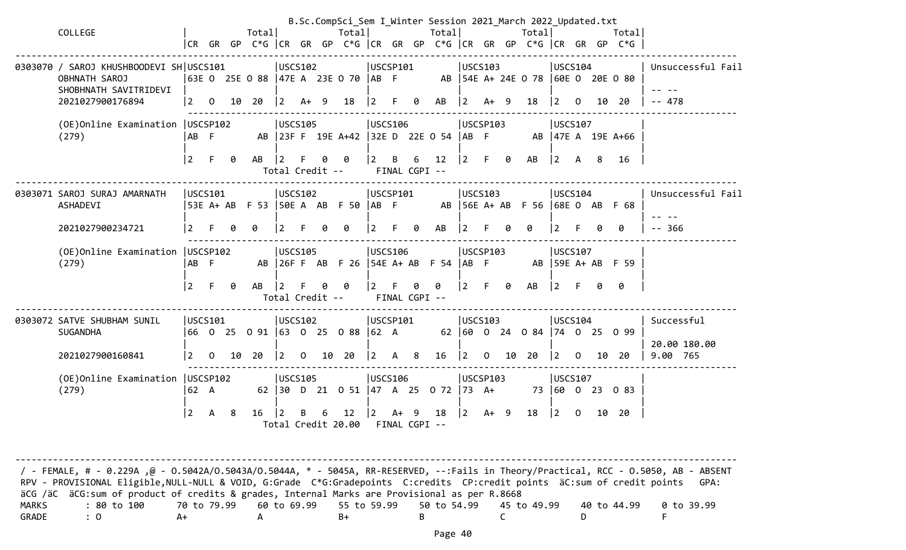B.Sc.CompSci_Sem I_Winter Session 2021_March 2022_Updated.txt

```
       COLLEGE                |             Total|            Total|            Total|            Total|            Total|
                              |CR  GR  GP  C*G |CR  GR  GP  C*G |CR  GR  GP  C*G |CR  GR  GP  C*G |CR  GR  GP  C*G |
-------------------------------------------------------------------------------------------------------------------------------
0303070 / SAROJ KHUSHBOODEVI SH|USCS101          |USCS102          |USCSP101         |USCS103          |USCS104          | Unsuccessful Fail
        OBHNATH SAROJ          |63E O  25E O 88  |47E A  23E O 70  |AB  F         AB |54E A+ 24E O 78  |60E O  20E O 80  |
        SHOBHNATH SAVITRIDEVI  |                 |                 |                 |                 |                 | -- --
        2021027900176894       |2   O   10  20   |2   A+  9   18   |2   F   0   AB   |2   A+  9   18   |2   O   10  20   | -- 478
                               -------------------------------------------------------------------------------------------------
        (OE)Online Examination |USCSP102         |USCS105          |USCS106          |USCSP103         |USCS107          |
        (279)                  |AB  F         AB |23F F  19E A+42  |32E D  22E O 54  |AB  F         AB |47E A  19E A+66  |
                               |                 |                 |                 |                 |                 |
                               |2   F   0   AB   |2   F   0   0    |2   B   6   12   |2   F   0   AB   |2   A   8   16   |
                                        Total Credit --       FINAL CGPI --
-------------------------------------------------------------------------------------------------------------------------------
0303071 SAROJ SURAJ AMARNATH   |USCS101          |USCS102          |USCSP101         |USCS103          |USCS104          | Unsuccessful Fail
        ASHADEVI               |53E A+ AB  F 53  |50E A  AB  F 50  |AB  F         AB |56E A+ AB  F 56  |68E O  AB  F 68  |
                               |                 |                 |                 |                 |                 | -- --
        2021027900234721       |2   F   0   0    |2   F   0   0    |2   F   0   AB   |2   F   0   0    |2   F   0   0    | -- 366
                               -------------------------------------------------------------------------------------------------
        (OE)Online Examination |USCSP102         |USCS105          |USCS106          |USCSP103         |USCS107          |
        (279)                  |AB  F         AB |26F F  AB  F 26  |54E A+ AB  F 54  |AB  F         AB |59E A+ AB  F 59  |
                               |                 |                 |                 |                 |                 |
                               |2   F   0   AB   |2   F   0   0    |2   F   0   0    |2   F   0   AB   |2   F   0   0    |
                                        Total Credit --       FINAL CGPI --
-------------------------------------------------------------------------------------------------------------------------------
0303072 SATVE SHUBHAM SUNIL    |USCS101          |USCS102          |USCSP101         |USCS103          |USCS104          | Successful
        SUGANDHA               |66  O  25  O 91  |63  O  25  O 88  |62  A          62 |60  O  24  O 84  |74  O  25  O 99  |
                               |                 |                 |                 |                 |                 | 20.00 180.00
        2021027900160841       |2   O   10  20   |2   O   10  20   |2   A   8   16   |2   O   10  20   |2   O   10  20   | 9.00  765
                               -------------------------------------------------------------------------------------------------
        (OE)Online Examination |USCSP102         |USCS105          |USCS106          |USCSP103         |USCS107          |
        (279)                  |62  A          62 |30  D  21  O 51  |47  A  25  O 72  |73  A+         73 |60  O  23  O 83  |
                               |                 |                 |                 |                 |                 |
                               |2   A   8   16   |2   B   6   12   |2   A+  9   18   |2   A+  9   18   |2   O   10  20   |
                                        Total Credit 20.00    FINAL CGPI --
-------------------------------------------------------------------------------------------------------------------------------
```

/ - FEMALE, # - 0.229A ,@ - O.5042A/O.5043A/O.5044A, * - 5045A, RR-RESERVED, --:Fails in Theory/Practical, RCC - O.5050, AB - ABSENT
RPV - PROVISIONAL Eligible,NULL-NULL & VOID, G:Grade  C*G:Gradepoints  C:credits  CP:credit points  äC:sum of credit points   GPA:
äCG /äC  äCG:sum of product of credits & grades, Internal Marks are Provisional as per R.8668

| MARKS | : 80 to 100 | 70 to 79.99 | 60 to 69.99 | 55 to 59.99 | 50 to 54.99 | 45 to 49.99 | 40 to 44.99 | 0 to 39.99 |
|---|---|---|---|---|---|---|---|---|
| GRADE | : O | A+ | A | B+ | B | C | D | F |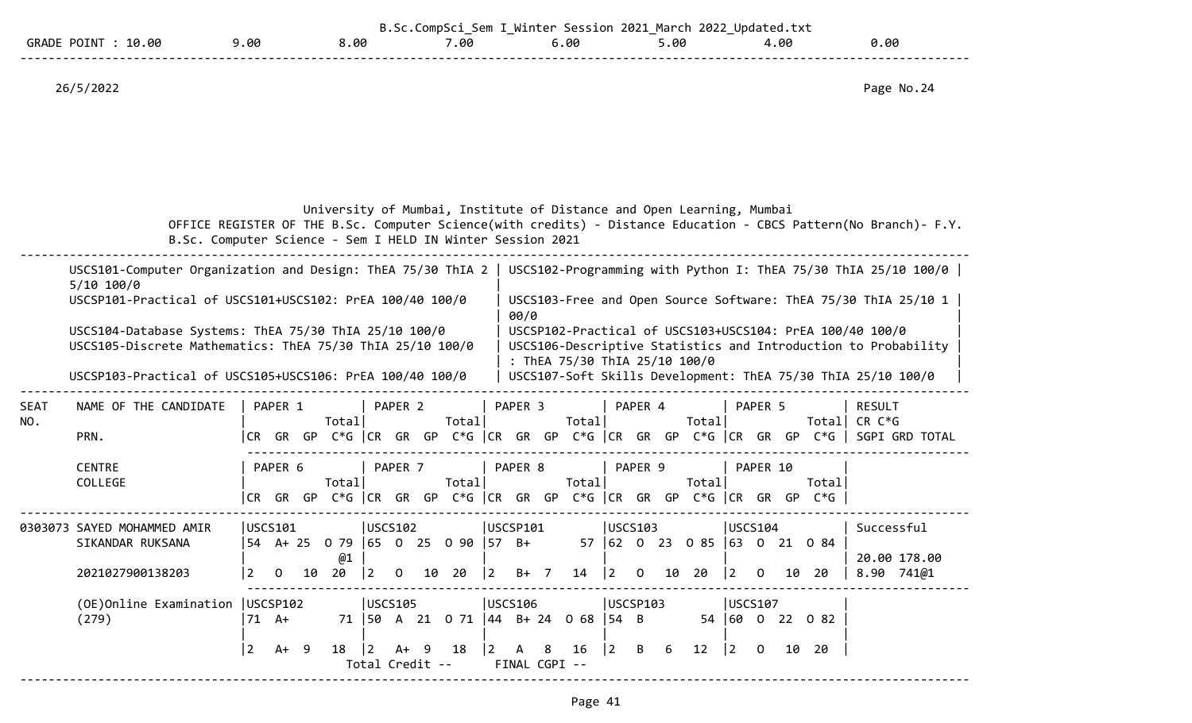GRADE POINT : 10.00 9.00 8.00 7.00 6.00 5.00 4.00 0.00

26/5/2022 Page No.24

University of Mumbai, Institute of Distance and Open Learning, Mumbai

OFFICE REGISTER OF THE B.Sc. Computer Science(with credits) - Distance Education - CBCS Pattern(No Branch)- F.Y. B.Sc. Computer Science - Sem I HELD IN Winter Session 2021

| | |
|---|---|
| USCS101-Computer Organization and Design: ThEA 75/30 ThIA 25/10 100/0 | USCS102-Programming with Python I: ThEA 75/30 ThIA 25/10 100/0 |
| USCSP101-Practical of USCS101+USCS102: PrEA 100/40 100/0 | USCS103-Free and Open Source Software: ThEA 75/30 ThIA 25/10 100/0 |
| USCS104-Database Systems: ThEA 75/30 ThIA 25/10 100/0 | USCSP102-Practical of USCS103+USCS104: PrEA 100/40 100/0 |
| USCS105-Discrete Mathematics: ThEA 75/30 ThIA 25/10 100/0 | USCS106-Descriptive Statistics and Introduction to Probability : ThEA 75/30 ThIA 25/10 100/0 |
| USCSP103-Practical of USCS105+USCS106: PrEA 100/40 100/0 | USCS107-Soft Skills Development: ThEA 75/30 ThIA 25/10 100/0 |

| SEAT NO. | NAME OF THE CANDIDATE / PRN. / CENTRE / COLLEGE | PAPER 1 / PAPER 6 (CR GR GP C*G Total) | PAPER 2 / PAPER 7 (CR GR GP C*G Total) | PAPER 3 / PAPER 8 (CR GR GP C*G Total) | PAPER 4 / PAPER 9 (CR GR GP C*G Total) | PAPER 5 / PAPER 10 (CR GR GP C*G Total) | RESULT CR C*G SGPI GRD TOTAL |
|---|---|---|---|---|---|---|---|
| 0303073 | SAYED MOHAMMED AMIR SIKANDAR RUKSANA | USCS101 54 A+ 25 O 79 @1 | USCS102 65 O 25 O 90 | USCSP101 57 B+ 57 | USCS103 62 O 23 O 85 | USCS104 63 O 21 O 84 | Successful |
| | 2021027900138203 | 2 O 10 20 | 2 O 10 20 | 2 B+ 7 14 | 2 O 10 20 | 2 O 10 20 | 20.00 178.00 8.90 741@1 |
| | (OE)Online Examination (279) | USCSP102 71 A+ 71 | USCS105 50 A 21 O 71 | USCS106 44 B+ 24 O 68 | USCSP103 54 B 54 | USCS107 60 O 22 O 82 | |
| | | 2 A+ 9 18 | 2 A+ 9 18 | 2 A 8 16 | 2 B 6 12 | 2 O 10 20 | |

Total Credit -- FINAL CGPI --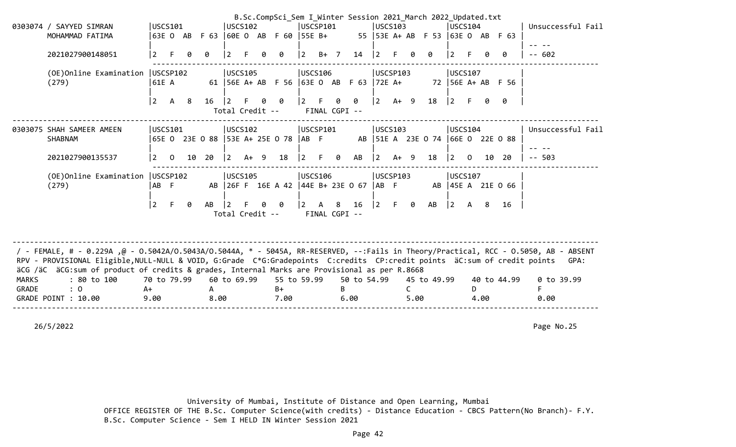B.Sc.CompSci_Sem I_Winter Session 2021_March 2022_Updated.txt

```
0303074 / SAYYED SIMRAN         |USCS101          |USCS102          |USCSP101         |USCSP103         |USCS104          | Unsuccessful Fail
        MOHAMMAD FATIMA         |63E O  AB  F 63  |60E O  AB  F 60  |55E B+        55  |53E A+ AB  F 53  |63E O  AB  F 63  |
                                |                 |                 |                 |                 |                 | -- --
        2021027900148051        |2   F   0   0    |2   F   0   0    |2   B+  7   14   |2   F   0   0    |2   F   0   0    | -- 602
                                 -------------------------------------------------------------------------------------------------------
        (OE)Online Examination  |USCSP102         |USCS105          |USCS106          |USCSP103         |USCS107          |
        (279)                   |61E A        61  |56E A+ AB  F 56  |63E O  AB  F 63  |72E A+       72  |56E A+ AB  F 56  |
                                |                 |                 |                 |                 |                 |
                                |2   A   8   16   |2   F   0   0    |2   F   0   0    |2   A+  9   18   |2   F   0   0    |
                                                   Total Credit --      FINAL CGPI --
------------------------------------------------------------------------------------------------------------------------------------------
0303075 SHAH SAMEER AMEEN       |USCS101          |USCS102          |USCSP101         |USCS103          |USCS104          | Unsuccessful Fail
        SHABNAM                 |65E O  23E O 88  |53E A+ 25E O 78  |AB  F        AB  |51E A  23E O 74  |66E O  22E O 88  |
                                |                 |                 |                 |                 |                 | -- --
        2021027900135537        |2   O   10  20   |2   A+  9   18   |2   F   0   AB   |2   A+  9   18   |2   O   10  20   | -- 503
                                 -------------------------------------------------------------------------------------------------------
        (OE)Online Examination  |USCSP102         |USCS105          |USCS106          |USCSP103         |USCS107          |
        (279)                   |AB  F        AB  |26F F  16E A 42  |44E B+ 23E O 67  |AB  F        AB  |45E A  21E O 66  |
                                |                 |                 |                 |                 |                 |
                                |2   F   0   AB   |2   F   0   0    |2   A   8   16   |2   F   0   AB   |2   A   8   16   |
                                                   Total Credit --      FINAL CGPI --
```

/ - FEMALE, # - 0.229A ,@ - O.5042A/O.5043A/O.5044A, * - 5045A, RR-RESERVED, --:Fails in Theory/Practical, RCC - O.5050, AB - ABSENT
RPV - PROVISIONAL Eligible,NULL-NULL & VOID, G:Grade C*G:Gradepoints C:credits CP:credit points äC:sum of credit points GPA: äCG /äC äCG:sum of product of credits & grades, Internal Marks are Provisional as per R.8668

| MARKS | : 80 to 100 | 70 to 79.99 | 60 to 69.99 | 55 to 59.99 | 50 to 54.99 | 45 to 49.99 | 40 to 44.99 | 0 to 39.99 |
|---|---|---|---|---|---|---|---|---|
| GRADE | : O | A+ | A | B+ | B | C | D | F |
| GRADE POINT | : 10.00 | 9.00 | 8.00 | 7.00 | 6.00 | 5.00 | 4.00 | 0.00 |

26/5/2022 Page No.25

University of Mumbai, Institute of Distance and Open Learning, Mumbai
OFFICE REGISTER OF THE B.Sc. Computer Science(with credits) - Distance Education - CBCS Pattern(No Branch)- F.Y. B.Sc. Computer Science - Sem I HELD IN Winter Session 2021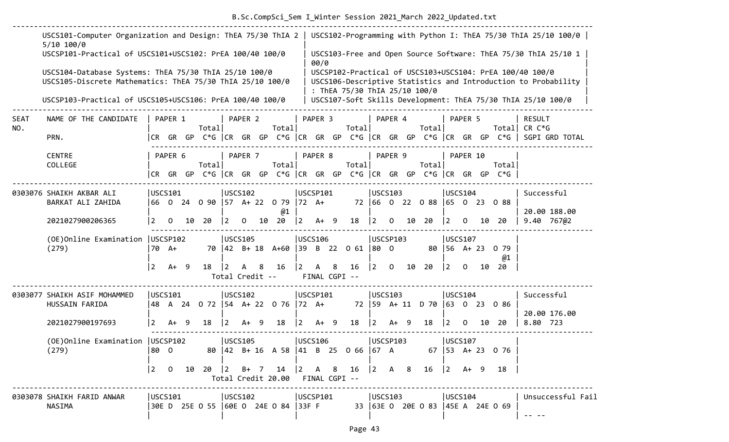USCS101-Computer Organization and Design: ThEA 75/30 ThIA 25/10 100/0 | USCS102-Programming with Python I: ThEA 75/30 ThIA 25/10 100/0
USCSP101-Practical of USCS101+USCS102: PrEA 100/40 100/0 | USCS103-Free and Open Source Software: ThEA 75/30 ThIA 25/10 100/0
USCS104-Database Systems: ThEA 75/30 ThIA 25/10 100/0 | USCSP102-Practical of USCS103+USCS104: PrEA 100/40 100/0
USCS105-Discrete Mathematics: ThEA 75/30 ThIA 25/10 100/0 | USCS106-Descriptive Statistics and Introduction to Probability : ThEA 75/30 ThIA 25/10 100/0
USCSP103-Practical of USCS105+USCS106: PrEA 100/40 100/0 | USCS107-Soft Skills Development: ThEA 75/30 ThIA 25/10 100/0

```
SEAT    NAME OF THE CANDIDATE   | PAPER 1         | PAPER 2         | PAPER 3         | PAPER 4         | PAPER 5         | RESULT
NO.                             |           Total|           Total|           Total|           Total|           Total| CR C*G
        PRN.                    |CR  GR  GP  C*G |CR  GR  GP  C*G |CR  GR  GP  C*G |CR  GR  GP  C*G |CR  GR  GP  C*G | SGPI GRD TOTAL

        CENTRE                  | PAPER 6         | PAPER 7         | PAPER 8         | PAPER 9         | PAPER 10        |
        COLLEGE                 |           Total|           Total|           Total|           Total|           Total|
                                |CR  GR  GP  C*G |CR  GR  GP  C*G |CR  GR  GP  C*G |CR  GR  GP  C*G |CR  GR  GP  C*G |

0303076 SHAIKH AKBAR ALI        |USCS101         |USCS102         |USCSP101        |USCS103         |USCS104         | Successful
        BARKAT ALI ZAHIDA       |66  O  24  O 90 |57  A+ 22  O 79 |72  A+       72 |66  O  22  O 88 |65  O  23  O 88 |
                                |                |            @1  |                |                |                | 20.00 188.00
        2021027900206365        |2   O   10  20  |2   O   10  20  |2   A+  9   18  |2   O   10  20  |2   O   10  20  | 9.40  767@2

        (OE)Online Examination  |USCSP102        |USCS105         |USCS106         |USCSP103        |USCS107         |
        (279)                   |70  A+       70 |42  B+ 18  A+60 |39  B  22  O 61 |80  O        80 |56  A+ 23  O 79 |
                                |                |                |                |                |            @1  |
                                |2   A+  9   18  |2   A   8   16  |2   A   8   16  |2   O   10  20  |2   O   10  20  |
                                         Total Credit --      FINAL CGPI --

0303077 SHAIKH ASIF MOHAMMED    |USCS101         |USCS102         |USCSP101        |USCS103         |USCS104         | Successful
        HUSSAIN FARIDA          |48  A  24  O 72 |54  A+ 22  O 76 |72  A+       72 |59  A+ 11  D 70 |63  O  23  O 86 |
                                |                |                |                |                |                | 20.00 176.00
        2021027900197693        |2   A+  9   18  |2   A+  9   18  |2   A+  9   18  |2   A+  9   18  |2   O   10  20  | 8.80  723

        (OE)Online Examination  |USCSP102        |USCS105         |USCS106         |USCSP103        |USCS107         |
        (279)                   |80  O        80 |42  B+ 16  A 58 |41  B  25  O 66 |67  A        67 |53  A+ 23  O 76 |
                                |                |                |                |                |                |
                                |2   O   10  20  |2   B+  7   14  |2   A   8   16  |2   A   8   16  |2   A+  9   18  |
                                         Total Credit 20.00   FINAL CGPI --

0303078 SHAIKH FARID ANWAR      |USCS101         |USCS102         |USCSP101        |USCS103         |USCS104         | Unsuccessful Fail
        NASIMA                  |30E D  25E O 55 |60E O  24E O 84 |33F F        33 |63E O  20E O 83 |45E A  24E O 69 |
                                |                |                |                |                |                | -- --
```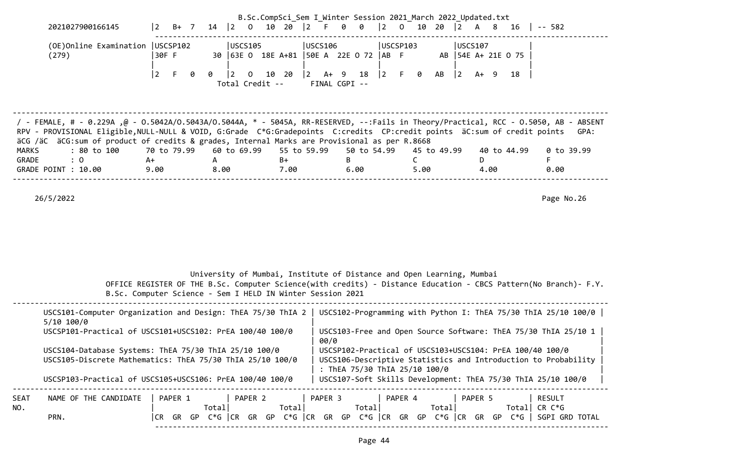| | PAPER 1 | PAPER 2 | PAPER 3 | PAPER 4 | PAPER 5 | RESULT |
|---|---|---|---|---|---|---|
| 2021027900166145 | 2 B+ 7 14 | 2 O 10 20 | 2 F 0 0 | 2 O 10 20 | 2 A 8 16 | -- 582 |
| (OE)Online Examination (279) | USCSP102 30F F 30 | USCS105 63E O 18E A+81 | USCS106 50E A 22E O 72 | USCSP103 AB F AB | USCS107 54E A+ 21E O 75 | |
| | 2 F 0 0 | 2 O 10 20 | 2 A+ 9 18 | 2 F 0 AB | 2 A+ 9 18 | |
| | | Total Credit -- | FINAL CGPI -- | | | |

/ - FEMALE, # - 0.229A ,@ - O.5042A/O.5043A/O.5044A, * - 5045A, RR-RESERVED, --:Fails in Theory/Practical, RCC - O.5050, AB - ABSENT
RPV - PROVISIONAL Eligible,NULL-NULL & VOID, G:Grade C*G:Gradepoints C:credits CP:credit points äC:sum of credit points GPA: äCG /äC äCG:sum of product of credits & grades, Internal Marks are Provisional as per R.8668

| MARKS | : 80 to 100 | 70 to 79.99 | 60 to 69.99 | 55 to 59.99 | 50 to 54.99 | 45 to 49.99 | 40 to 44.99 | 0 to 39.99 |
|---|---|---|---|---|---|---|---|---|
| GRADE | : O | A+ | A | B+ | B | C | D | F |
| GRADE POINT | : 10.00 | 9.00 | 8.00 | 7.00 | 6.00 | 5.00 | 4.00 | 0.00 |

26/5/2022

University of Mumbai, Institute of Distance and Open Learning, Mumbai

OFFICE REGISTER OF THE B.Sc. Computer Science(with credits) - Distance Education - CBCS Pattern(No Branch)- F.Y. B.Sc. Computer Science - Sem I HELD IN Winter Session 2021

| | |
|---|---|
| USCS101-Computer Organization and Design: ThEA 75/30 ThIA 25/10 100/0 | USCS102-Programming with Python I: ThEA 75/30 ThIA 25/10 100/0 |
| USCSP101-Practical of USCS101+USCS102: PrEA 100/40 100/0 | USCS103-Free and Open Source Software: ThEA 75/30 ThIA 25/10 100/0 |
| USCS104-Database Systems: ThEA 75/30 ThIA 25/10 100/0 | USCSP102-Practical of USCS103+USCS104: PrEA 100/40 100/0 |
| USCS105-Discrete Mathematics: ThEA 75/30 ThIA 25/10 100/0 | USCS106-Descriptive Statistics and Introduction to Probability : ThEA 75/30 ThIA 25/10 100/0 |
| USCSP103-Practical of USCS105+USCS106: PrEA 100/40 100/0 | USCS107-Soft Skills Development: ThEA 75/30 ThIA 25/10 100/0 |

| SEAT NO. | NAME OF THE CANDIDATE / PRN. | PAPER 1 CR GR GP C*G Total | PAPER 2 CR GR GP C*G Total | PAPER 3 CR GR GP C*G Total | PAPER 4 CR GR GP C*G Total | PAPER 5 CR GR GP C*G Total | RESULT CR C*G SGPI GRD TOTAL |
|---|---|---|---|---|---|---|---|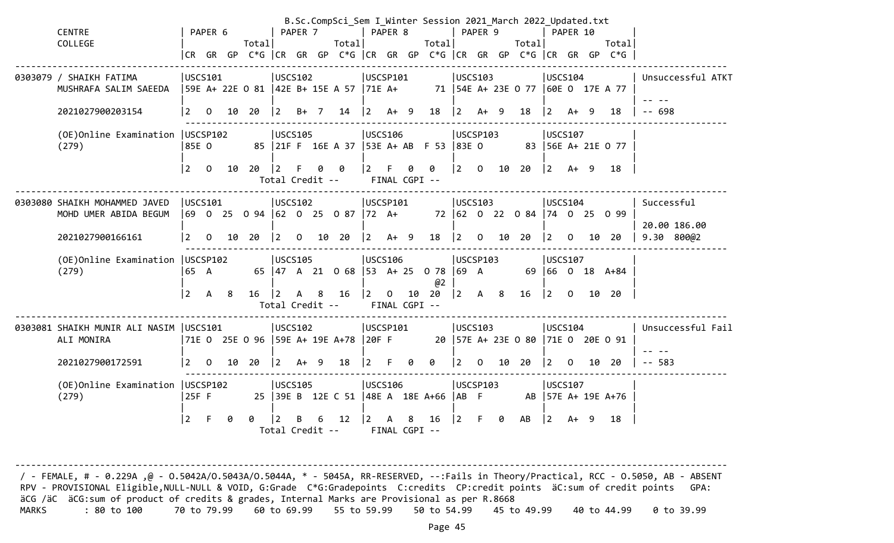B.Sc.CompSci_Sem I_Winter Session 2021_March 2022_Updated.txt

| CENTRE COLLEGE | PAPER 6 (CR GR GP Total C*G) | PAPER 7 (CR GR GP Total C*G) | PAPER 8 (CR GR GP Total C*G) | PAPER 9 (CR GR GP Total C*G) | PAPER 10 (CR GR GP Total C*G) | |
|---|---|---|---|---|---|---|
| 0303079 / SHAIKH FATIMA MUSHRAFA SALIM SAEEDA | USCS101<br>59E A+ 22E O 81 | USCS102<br>42E B+ 15E A 57 | USCSP101<br>71E A+ 71 | USCS103<br>54E A+ 23E O 77 | USCS104<br>60E O 17E A 77 | Unsuccessful ATKT |
| 2021027900203154 | 2 O 10 20 | 2 B+ 7 14 | 2 A+ 9 18 | 2 A+ 9 18 | 2 A+ 9 18 | -- --<br>-- 698 |
| (OE)Online Examination (279) | USCSP102<br>85E O 85 | USCS105<br>21F F 16E A 37 | USCS106<br>53E A+ AB F 53 | USCSP103<br>83E O 83 | USCS107<br>56E A+ 21E O 77 | |
| | 2 O 10 20 | 2 F 0 0 | 2 F 0 0 | 2 O 10 20 | 2 A+ 9 18 | |
| | | Total Credit -- | FINAL CGPI -- | | | |
| 0303080 SHAIKH MOHAMMED JAVED MOHD UMER ABIDA BEGUM | USCS101<br>69 O 25 O 94 | USCS102<br>62 O 25 O 87 | USCSP101<br>72 A+ 72 | USCS103<br>62 O 22 O 84 | USCS104<br>74 O 25 O 99 | Successful |
| 2021027900166161 | 2 O 10 20 | 2 O 10 20 | 2 A+ 9 18 | 2 O 10 20 | 2 O 10 20 | 20.00 186.00<br>9.30 800@2 |
| (OE)Online Examination (279) | USCSP102<br>65 A 65 | USCS105<br>47 A 21 O 68 | USCS106<br>53 A+ 25 O 78 @2 | USCSP103<br>69 A 69 | USCS107<br>66 O 18 A+84 | |
| | 2 A 8 16 | 2 A 8 16 | 2 O 10 20 | 2 A 8 16 | 2 O 10 20 | |
| | | Total Credit -- | FINAL CGPI -- | | | |
| 0303081 SHAIKH MUNIR ALI NASIM ALI MONIRA | USCS101<br>71E O 25E O 96 | USCS102<br>59E A+ 19E A+78 | USCSP101<br>20F F 20 | USCS103<br>57E A+ 23E O 80 | USCS104<br>71E O 20E O 91 | Unsuccessful Fail |
| 2021027900172591 | 2 O 10 20 | 2 A+ 9 18 | 2 F 0 0 | 2 O 10 20 | 2 O 10 20 | -- --<br>-- 583 |
| (OE)Online Examination (279) | USCSP102<br>25F F 25 | USCS105<br>39E B 12E C 51 | USCS106<br>48E A 18E A+66 | USCSP103<br>AB F AB | USCS107<br>57E A+ 19E A+76 | |
| | 2 F 0 0 | 2 B 6 12 | 2 A 8 16 | 2 F 0 AB | 2 A+ 9 18 | |
| | | Total Credit -- | FINAL CGPI -- | | | |

/ - FEMALE, # - 0.229A ,@ - O.5042A/O.5043A/O.5044A, * - 5045A, RR-RESERVED, --:Fails in Theory/Practical, RCC - O.5050, AB - ABSENT
RPV - PROVISIONAL Eligible,NULL-NULL & VOID, G:Grade C*G:Gradepoints C:credits CP:credit points äC:sum of credit points GPA: äCG /äC äCG:sum of product of credits & grades, Internal Marks are Provisional as per R.8668
MARKS : 80 to 100 70 to 79.99 60 to 69.99 55 to 59.99 50 to 54.99 45 to 49.99 40 to 44.99 0 to 39.99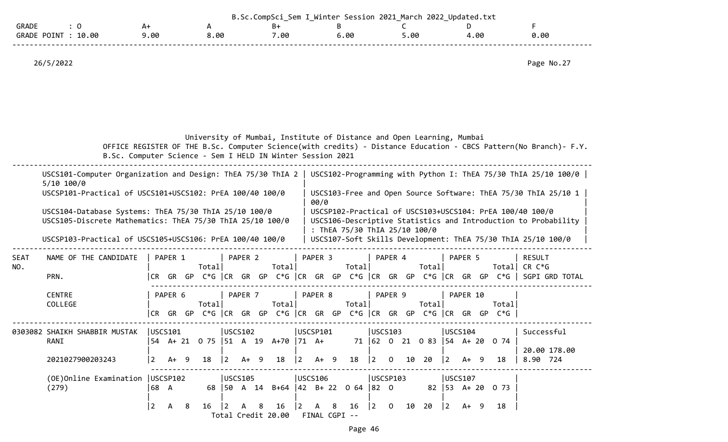| GRADE | : O | A+ | A | B+ | B | C | D | F |
|---|---|---|---|---|---|---|---|---|
| GRADE POINT | : 10.00 | 9.00 | 8.00 | 7.00 | 6.00 | 5.00 | 4.00 | 0.00 |

26/5/2022 Page No.27

University of Mumbai, Institute of Distance and Open Learning, Mumbai

OFFICE REGISTER OF THE B.Sc. Computer Science(with credits) - Distance Education - CBCS Pattern(No Branch)- F.Y. B.Sc. Computer Science - Sem I HELD IN Winter Session 2021

| | |
|---|---|
| USCS101-Computer Organization and Design: ThEA 75/30 ThIA 25/10 100/0 | USCS102-Programming with Python I: ThEA 75/30 ThIA 25/10 100/0 |
| USCSP101-Practical of USCS101+USCS102: PrEA 100/40 100/0 | USCS103-Free and Open Source Software: ThEA 75/30 ThIA 25/10 100/0 |
| USCS104-Database Systems: ThEA 75/30 ThIA 25/10 100/0 | USCSP102-Practical of USCS103+USCS104: PrEA 100/40 100/0 |
| USCS105-Discrete Mathematics: ThEA 75/30 ThIA 25/10 100/0 | USCS106-Descriptive Statistics and Introduction to Probability : ThEA 75/30 ThIA 25/10 100/0 |
| USCSP103-Practical of USCS105+USCS106: PrEA 100/40 100/0 | USCS107-Soft Skills Development: ThEA 75/30 ThIA 25/10 100/0 |

| SEAT NO. / NAME OF THE CANDIDATE / PRN. / CENTRE / COLLEGE | PAPER 1 / 6 (CR GR GP Total C*G) | PAPER 2 / 7 (CR GR GP Total C*G) | PAPER 3 / 8 (CR GR GP Total C*G) | PAPER 4 / 9 (CR GR GP Total C*G) | PAPER 5 / 10 (CR GR GP Total C*G) | RESULT / CR C*G / SGPI GRD TOTAL |
|---|---|---|---|---|---|---|
| 0303082 SHAIKH SHABBIR MUSTAK RANI | USCS101<br>54 A+ 21 O 75 | USCS102<br>51 A 19 A+70 | USCSP101<br>71 A+ 71 | USCS103<br>62 O 21 O 83 | USCS104<br>54 A+ 20 O 74 | Successful<br>20.00 178.00 |
| 2021027900203243 | 2 A+ 9 18 | 2 A+ 9 18 | 2 A+ 9 18 | 2 O 10 20 | 2 A+ 9 18 | 8.90 724 |
| (OE)Online Examination (279) | USCSP102<br>68 A 68 | USCS105<br>50 A 14 B+64 | USCS106<br>42 B+ 22 O 64 | USCSP103<br>82 O 82 | USCS107<br>53 A+ 20 O 73 | |
| | 2 A 8 16 | 2 A 8 16 | 2 A 8 16 | 2 O 10 20 | 2 A+ 9 18 | |

Total Credit 20.00 FINAL CGPI --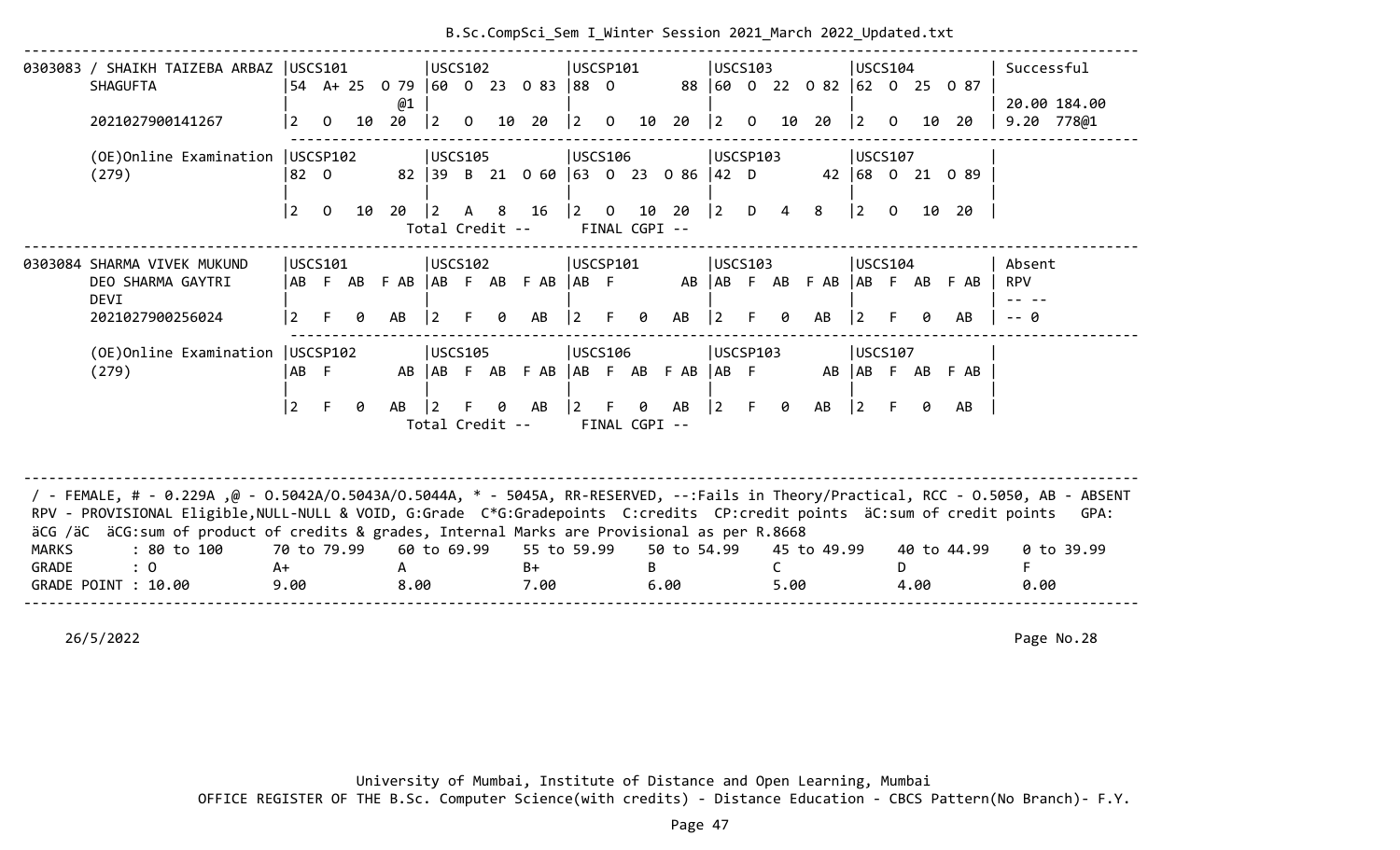B.Sc.CompSci_Sem I_Winter Session 2021_March 2022_Updated.txt

```
--------------------------------------------------------------------------------------------------------------------------------------
0303083 / SHAIKH TAIZEBA ARBAZ |USCS101          |USCS102          |USCSP101         |USCS103          |USCS104          | Successful
        SHAGUFTA               |54  A+ 25  O 79  |60  O  23  O 83  |88  O         88  |60  O  22  O 82  |62  O  25  O 87  |
                               |            @1   |                 |                 |                 |                 | 20.00 184.00
        2021027900141267       |2   O   10  20   |2   O   10  20   |2   O   10  20   |2   O   10  20   |2   O   10  20   | 9.20  778@1
                               ------------------------------------------------------------------------------------------
        (OE)Online Examination |USCSP102         |USCS105          |USCS106          |USCSP103         |USCS107          |
        (279)                  |82  O         82 |39  B  21  O 60  |63  O  23  O 86  |42  D         42 |68  O  21  O 89  |
                               |                 |                 |                 |                 |                 |
                               |2   O   10  20   |2   A   8   16   |2   O   10  20   |2   D   4   8    |2   O   10  20   |
                                                  Total Credit --       FINAL CGPI --
--------------------------------------------------------------------------------------------------------------------------------------
0303084 SHARMA VIVEK MUKUND    |USCS101          |USCS102          |USCSP101         |USCS103          |USCS104          | Absent
        DEO SHARMA GAYTRI      |AB  F  AB  F AB  |AB  F  AB  F AB  |AB  F         AB |AB  F  AB  F AB  |AB  F  AB  F AB  | RPV
        DEVI                   |                 |                 |                 |                 |                 | -- --
        2021027900256024       |2   F   0   AB   |2   F   0   AB   |2   F   0   AB   |2   F   0   AB   |2   F   0   AB   | -- 0
                               ------------------------------------------------------------------------------------------
        (OE)Online Examination |USCSP102         |USCS105          |USCS106          |USCSP103         |USCS107          |
        (279)                  |AB  F         AB |AB  F  AB  F AB  |AB  F  AB  F AB  |AB  F         AB |AB  F  AB  F AB  |
                               |                 |                 |                 |                 |                 |
                               |2   F   0   AB   |2   F   0   AB   |2   F   0   AB   |2   F   0   AB   |2   F   0   AB   |
                                                  Total Credit --       FINAL CGPI --

--------------------------------------------------------------------------------------------------------------------------------------
 / - FEMALE, # - 0.229A ,@ - O.5042A/O.5043A/O.5044A, * - 5045A, RR-RESERVED, --:Fails in Theory/Practical, RCC - O.5050, AB - ABSENT
 RPV - PROVISIONAL Eligible,NULL-NULL & VOID, G:Grade  C*G:Gradepoints  C:credits  CP:credit points  äC:sum of credit points   GPA:
 äCG /äC  äCG:sum of product of credits & grades, Internal Marks are Provisional as per R.8668
 MARKS       : 80 to 100      70 to 79.99    60 to 69.99    55 to 59.99    50 to 54.99    45 to 49.99    40 to 44.99    0 to 39.99
 GRADE       : O              A+             A              B+             B              C              D              F
 GRADE POINT : 10.00          9.00           8.00           7.00           6.00           5.00           4.00           0.00
--------------------------------------------------------------------------------------------------------------------------------------
```

26/5/2022 Page No.28

University of Mumbai, Institute of Distance and Open Learning, Mumbai
OFFICE REGISTER OF THE B.Sc. Computer Science(with credits) - Distance Education - CBCS Pattern(No Branch)- F.Y.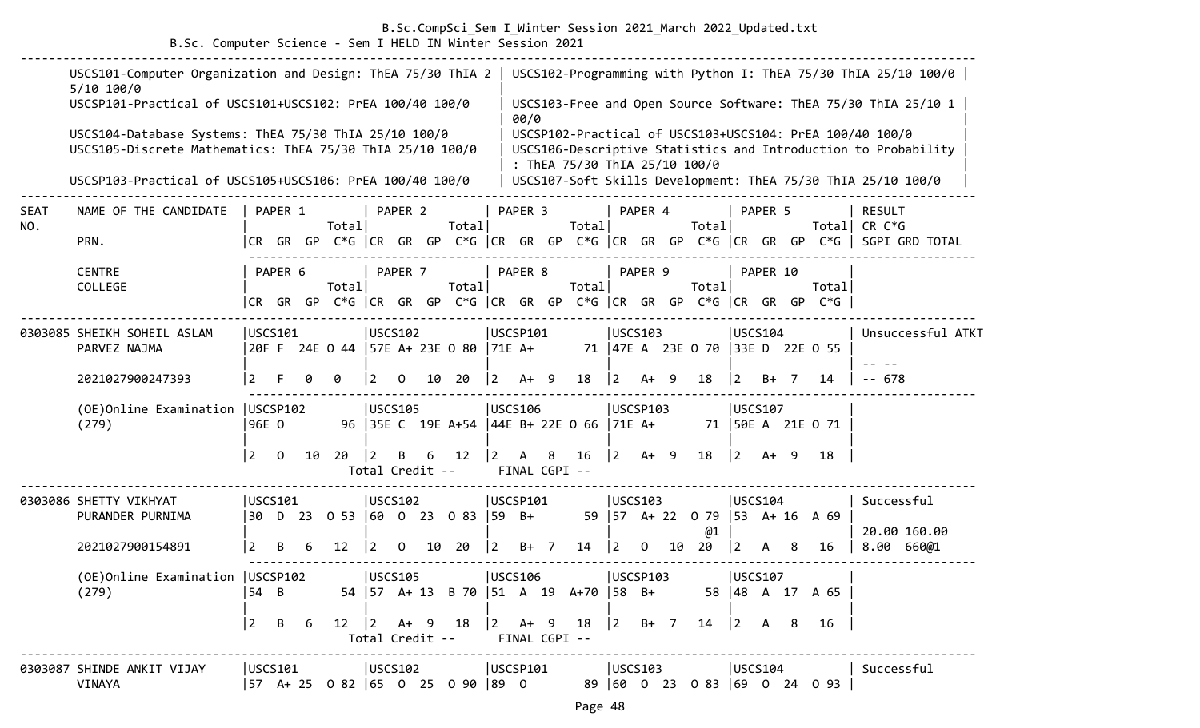B.Sc.CompSci_Sem I_Winter Session 2021_March 2022_Updated.txt

B.Sc. Computer Science - Sem I HELD IN Winter Session 2021

| | |
|---|---|
| USCS101-Computer Organization and Design: ThEA 75/30 ThIA 25/10 100/0 | USCS102-Programming with Python I: ThEA 75/30 ThIA 25/10 100/0 |
| USCSP101-Practical of USCS101+USCS102: PrEA 100/40 100/0 | USCS103-Free and Open Source Software: ThEA 75/30 ThIA 25/10 100/0 |
| USCS104-Database Systems: ThEA 75/30 ThIA 25/10 100/0 | USCSP102-Practical of USCS103+USCS104: PrEA 100/40 100/0 |
| USCS105-Discrete Mathematics: ThEA 75/30 ThIA 25/10 100/0 | USCS106-Descriptive Statistics and Introduction to Probability : ThEA 75/30 ThIA 25/10 100/0 |
| USCSP103-Practical of USCS105+USCS106: PrEA 100/40 100/0 | USCS107-Soft Skills Development: ThEA 75/30 ThIA 25/10 100/0 |

| SEAT NO. | NAME OF THE CANDIDATE / PRN. / CENTRE / COLLEGE | PAPER 1 / PAPER 6 (Total; CR GR GP C*G) | PAPER 2 / PAPER 7 (Total; CR GR GP C*G) | PAPER 3 / PAPER 8 (Total; CR GR GP C*G) | PAPER 4 / PAPER 9 (Total; CR GR GP C*G) | PAPER 5 / PAPER 10 (Total; CR GR GP C*G) | RESULT CR C*G SGPI GRD TOTAL |
|---|---|---|---|---|---|---|---|
| 0303085 | SHEIKH SOHEIL ASLAM PARVEZ NAJMA | USCS101: 20F F 24E O 44 / 2 F 0 0 | USCS102: 57E A+ 23E O 80 / 2 O 10 20 | USCSP101: 71E A+ 71 / 2 A+ 9 18 | USCS103: 47E A 23E O 70 / 2 A+ 9 18 | USCS104: 33E D 22E O 55 / 2 B+ 7 14 | Unsuccessful ATKT |
| | 2021027900247393 | | | | | | -- -- |
| | | | | | | | -- 678 |
| | (OE)Online Examination (279) | USCSP102: 96E O 96 / 2 O 10 20 | USCS105: 35E C 19E A+54 / 2 B 6 12 | USCS106: 44E B+ 22E O 66 / 2 A 8 16 | USCSP103: 71E A+ 71 / 2 A+ 9 18 | USCS107: 50E A 21E O 71 / 2 A+ 9 18 | |
| | | | Total Credit -- | FINAL CGPI -- | | | |
| 0303086 | SHETTY VIKHYAT PURANDER PURNIMA | USCS101: 30 D 23 O 53 / 2 B 6 12 | USCS102: 60 O 23 O 83 / 2 O 10 20 | USCSP101: 59 B+ 59 / 2 B+ 7 14 | USCS103: 57 A+ 22 O 79 @1 / 2 O 10 20 | USCS104: 53 A+ 16 A 69 / 2 A 8 16 | Successful |
| | 2021027900154891 | | | | | | 20.00 160.00 |
| | | | | | | | 8.00 660@1 |
| | (OE)Online Examination (279) | USCSP102: 54 B 54 / 2 B 6 12 | USCS105: 57 A+ 13 B 70 / 2 A+ 9 18 | USCS106: 51 A 19 A+70 / 2 A+ 9 18 | USCSP103: 58 B+ 58 / 2 B+ 7 14 | USCS107: 48 A 17 A 65 / 2 A 8 16 | |
| | | | Total Credit -- | FINAL CGPI -- | | | |
| 0303087 | SHINDE ANKIT VIJAY VINAYA | USCS101: 57 A+ 25 O 82 | USCS102: 65 O 25 O 90 | USCSP101: 89 O 89 | USCS103: 60 O 23 O 83 | USCS104: 69 O 24 O 93 | Successful |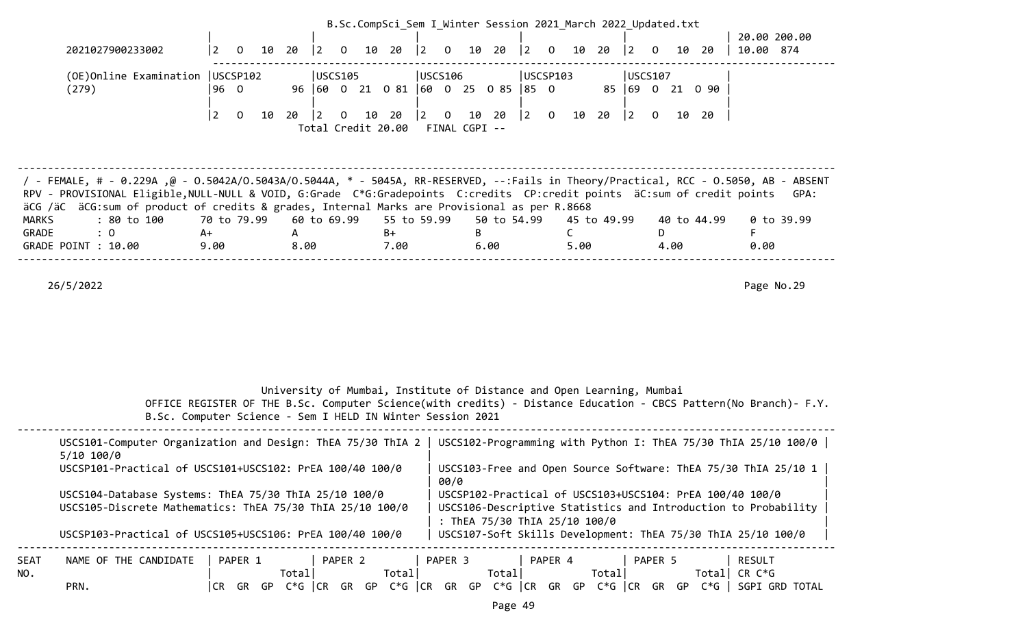| | | | | | | |
|---|---|---|---|---|---|---|
| 2021027900233002 | 2 O 10 20 | 2 O 10 20 | 2 O 10 20 | 2 O 10 20 | 2 O 10 20 | 20.00 200.00<br>10.00 874 |
| (OE)Online Examination<br>(279) | USCSP102<br>96 O 96 | USCS105<br>60 O 21 O 81 | USCS106<br>60 O 25 O 85 | USCSP103<br>85 O 85 | USCS107<br>69 O 21 O 90 | |
| | 2 O 10 20 | 2 O 10 20 | 2 O 10 20 | 2 O 10 20 | 2 O 10 20 | |

Total Credit 20.00 FINAL CGPI --

/ - FEMALE, # - 0.229A ,@ - O.5042A/O.5043A/O.5044A, * - 5045A, RR-RESERVED, --:Fails in Theory/Practical, RCC - O.5050, AB - ABSENT
RPV - PROVISIONAL Eligible,NULL-NULL & VOID, G:Grade C*G:Gradepoints C:credits CP:credit points äC:sum of credit points GPA: äCG /äC äCG:sum of product of credits & grades, Internal Marks are Provisional as per R.8668

| MARKS | : 80 to 100 | 70 to 79.99 | 60 to 69.99 | 55 to 59.99 | 50 to 54.99 | 45 to 49.99 | 40 to 44.99 | 0 to 39.99 |
|---|---|---|---|---|---|---|---|---|
| GRADE | : O | A+ | A | B+ | B | C | D | F |
| GRADE POINT | : 10.00 | 9.00 | 8.00 | 7.00 | 6.00 | 5.00 | 4.00 | 0.00 |

26/5/2022

Page No.29

University of Mumbai, Institute of Distance and Open Learning, Mumbai
OFFICE REGISTER OF THE B.Sc. Computer Science(with credits) - Distance Education - CBCS Pattern(No Branch)- F.Y. B.Sc. Computer Science - Sem I HELD IN Winter Session 2021

| | |
|---|---|
| USCS101-Computer Organization and Design: ThEA 75/30 ThIA 25/10 100/0 | USCS102-Programming with Python I: ThEA 75/30 ThIA 25/10 100/0 |
| USCSP101-Practical of USCS101+USCS102: PrEA 100/40 100/0 | USCS103-Free and Open Source Software: ThEA 75/30 ThIA 25/10 100/0 |
| USCS104-Database Systems: ThEA 75/30 ThIA 25/10 100/0 | USCSP102-Practical of USCS103+USCS104: PrEA 100/40 100/0 |
| USCS105-Discrete Mathematics: ThEA 75/30 ThIA 25/10 100/0 | USCS106-Descriptive Statistics and Introduction to Probability : ThEA 75/30 ThIA 25/10 100/0 |
| USCSP103-Practical of USCS105+USCS106: PrEA 100/40 100/0 | USCS107-Soft Skills Development: ThEA 75/30 ThIA 25/10 100/0 |

| SEAT NO. | NAME OF THE CANDIDATE<br>PRN. | PAPER 1<br>Total<br>CR GR GP C*G | PAPER 2<br>Total<br>CR GR GP C*G | PAPER 3<br>Total<br>CR GR GP C*G | PAPER 4<br>Total<br>CR GR GP C*G | PAPER 5<br>Total<br>CR GR GP C*G | RESULT<br>CR C*G<br>SGPI GRD TOTAL |
|---|---|---|---|---|---|---|---|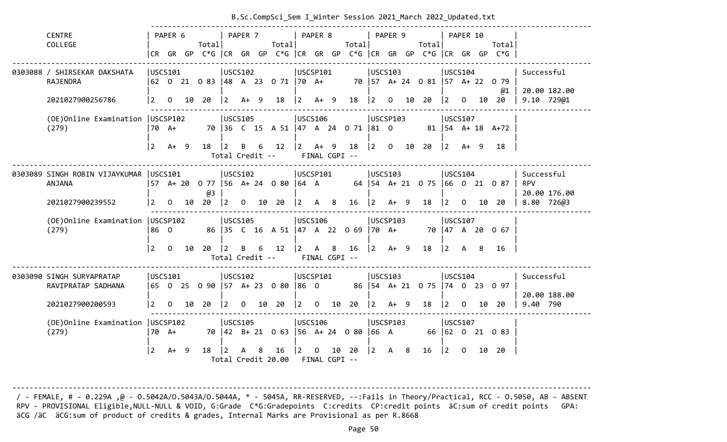```
                                ------------------------------------------------------------------------------------------------------
CENTRE                         | PAPER 6           | PAPER 7           | PAPER 8           | PAPER 9           | PAPER 10          |
COLLEGE                        |              Total|              Total|              Total|              Total|              Total|
                               |CR  GR  GP  C*G    |CR  GR  GP  C*G    |CR  GR  GP  C*G    |CR  GR  GP  C*G    |CR  GR  GP  C*G    |
----------------------------------------------------------------------------------------------------------------------------------------
0303088 / SHIRSEKAR DAKSHATA   |USCS101            |USCS102            |USCSP101           |USCS103            |USCS104            | Successful
        RAJENDRA               |62  O  21  O 83    |48  A  23  O 71    |70  A+         70  |57  A+ 24  O 81    |57  A+ 22  O 79    |
                               |                   |                   |                   |                   |               @1  | 20.00 182.00
        2021027900256786       |2   O   10  20     |2   A+  9   18     |2   A+  9   18     |2   O   10  20     |2   O   10  20     | 9.10  729@1
                               ---------------------------------------------------------------------------------------------------------
        (OE)Online Examination |USCSP102           |USCS105            |USCS106            |USCSP103           |USCS107            |
        (279)                  |70  A+         70  |36  C  15  A 51    |47  A  24  O 71    |81  O          81  |54  A+ 18  A+72    |
                               |                   |                   |                   |                   |                   |
                               |2   A+  9   18     |2   B   6   12     |2   A+  9   18     |2   O   10  20     |2   A+  9   18     |
                                         Total Credit --      FINAL CGPI --
----------------------------------------------------------------------------------------------------------------------------------------
0303089 SINGH ROBIN VIJAYKUMAR |USCS101            |USCS102            |USCSP101           |USCS103            |USCS104            | Successful
        ANJANA                 |57  A+ 20  O 77    |56  A+ 24  O 80    |64  A          64  |54  A+ 21  O 75    |66  O  21  O 87    | RPV
                               |               @3  |                   |                   |                   |                   | 20.00 176.00
        2021027900239552       |2   O   10  20     |2   O   10  20     |2   A   8   16     |2   A+  9   18     |2   O   10  20     | 8.80  726@3
                               ---------------------------------------------------------------------------------------------------------
        (OE)Online Examination |USCSP102           |USCS105            |USCS106            |USCSP103           |USCS107            |
        (279)                  |86  O          86  |35  C  16  A 51    |47  A  22  O 69    |70  A+         70  |47  A  20  O 67    |
                               |                   |                   |                   |                   |                   |
                               |2   O   10  20     |2   B   6   12     |2   A   8   16     |2   A+  9   18     |2   A   8   16     |
                                         Total Credit --      FINAL CGPI --
----------------------------------------------------------------------------------------------------------------------------------------
0303090 SINGH SURYAPRATAP      |USCS101            |USCS102            |USCSP101           |USCS103            |USCS104            | Successful
        RAVIPRATAP SADHANA     |65  O  25  O 90    |57  A+ 23  O 80    |86  O          86  |54  A+ 21  O 75    |74  O  23  O 97    |
                               |                   |                   |                   |                   |                   | 20.00 188.00
        2021027900200593       |2   O   10  20     |2   O   10  20     |2   O   10  20     |2   A+  9   18     |2   O   10  20     | 9.40  790
                               ---------------------------------------------------------------------------------------------------------
        (OE)Online Examination |USCSP102           |USCS105            |USCS106            |USCSP103           |USCS107            |
        (279)                  |70  A+         70  |42  B+ 21  O 63    |56  A+ 24  O 80    |66  A          66  |62  O  21  O 83    |
                               |                   |                   |                   |                   |                   |
                               |2   A+  9   18     |2   A   8   16     |2   O   10  20     |2   A   8   16     |2   O   10  20     |
                                         Total Credit 20.00   FINAL CGPI --


----------------------------------------------------------------------------------------------------------------------------------------
 / - FEMALE, # - 0.229A ,@ - O.5042A/O.5043A/O.5044A, * - 5045A, RR-RESERVED, --:Fails in Theory/Practical, RCC - O.5050, AB - ABSENT
 RPV - PROVISIONAL Eligible,NULL-NULL & VOID, G:Grade  C*G:Gradepoints  C:credits  CP:credit points  äC:sum of credit points   GPA:
 äCG /äC  äCG:sum of product of credits & grades, Internal Marks are Provisional as per R.8668
```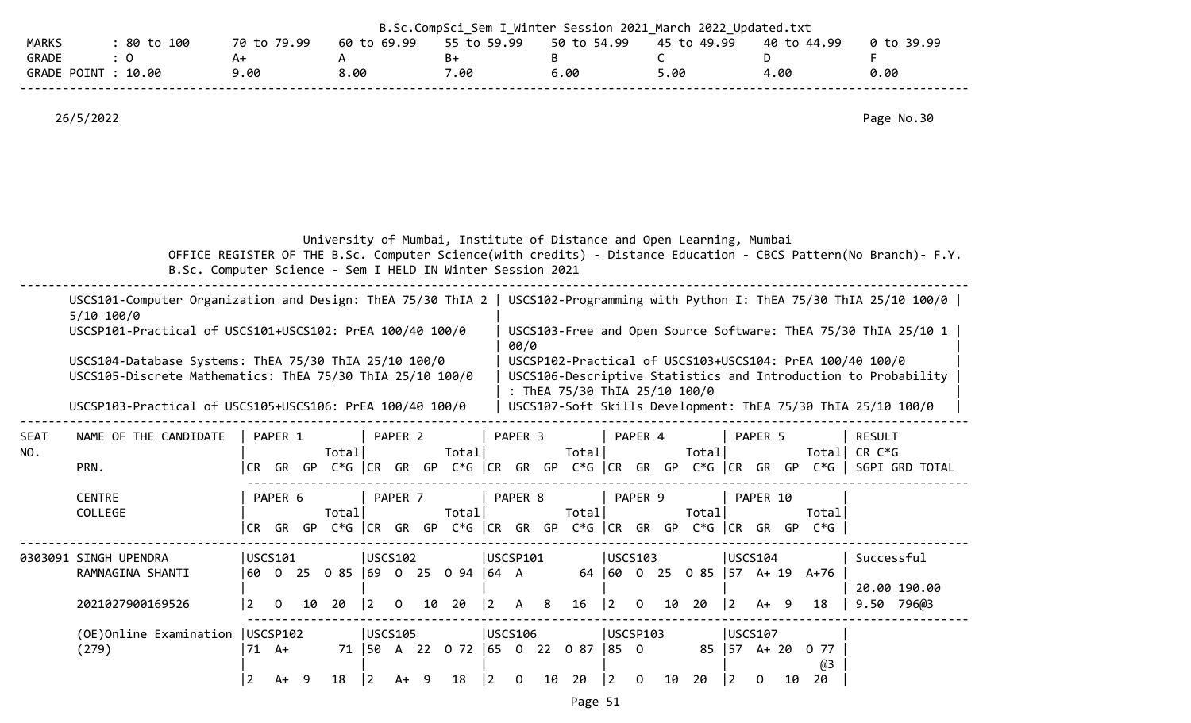| MARKS | : 80 to 100 | 70 to 79.99 | 60 to 69.99 | 55 to 59.99 | 50 to 54.99 | 45 to 49.99 | 40 to 44.99 | 0 to 39.99 |
|---|---|---|---|---|---|---|---|---|
| GRADE | : O | A+ | A | B+ | B | C | D | F |
| GRADE POINT | : 10.00 | 9.00 | 8.00 | 7.00 | 6.00 | 5.00 | 4.00 | 0.00 |

26/5/2022

Page No.30

University of Mumbai, Institute of Distance and Open Learning, Mumbai

OFFICE REGISTER OF THE B.Sc. Computer Science(with credits) - Distance Education - CBCS Pattern(No Branch)- F.Y. B.Sc. Computer Science - Sem I HELD IN Winter Session 2021

- USCS101-Computer Organization and Design: ThEA 75/30 ThIA 25/10 100/0
- USCS102-Programming with Python I: ThEA 75/30 ThIA 25/10 100/0
- USCSP101-Practical of USCS101+USCS102: PrEA 100/40 100/0
- USCS103-Free and Open Source Software: ThEA 75/30 ThIA 25/10 100/0
- USCS104-Database Systems: ThEA 75/30 ThIA 25/10 100/0
- USCSP102-Practical of USCS103+USCS104: PrEA 100/40 100/0
- USCS105-Discrete Mathematics: ThEA 75/30 ThIA 25/10 100/0
- USCS106-Descriptive Statistics and Introduction to Probability : ThEA 75/30 ThIA 25/10 100/0
- USCSP103-Practical of USCS105+USCS106: PrEA 100/40 100/0
- USCS107-Soft Skills Development: ThEA 75/30 ThIA 25/10 100/0

| SEAT NO. | NAME OF THE CANDIDATE / PRN. / CENTRE / COLLEGE | PAPER 1 / PAPER 6 (Total / CR GR GP C*G) | PAPER 2 / PAPER 7 (Total / CR GR GP C*G) | PAPER 3 / PAPER 8 (Total / CR GR GP C*G) | PAPER 4 / PAPER 9 (Total / CR GR GP C*G) | PAPER 5 / PAPER 10 (Total / CR GR GP C*G) | RESULT / CR C*G / SGPI GRD TOTAL |
|---|---|---|---|---|---|---|---|
| 0303091 | SINGH UPENDRA RAMNAGINA SHANTI | USCS101 60 O 25 O 85 | USCS102 69 O 25 O 94 | USCSP101 64 A 64 | USCS103 60 O 25 O 85 | USCS104 57 A+ 19 A+76 | Successful |
| | | | | | | | 20.00 190.00 |
| | 2021027900169526 | 2 O 10 20 | 2 O 10 20 | 2 A 8 16 | 2 O 10 20 | 2 A+ 9 18 | 9.50 796@3 |
| | (OE)Online Examination (279) | USCSP102 71 A+ 71 | USCS105 50 A 22 O 72 | USCS106 65 O 22 O 87 | USCSP103 85 O 85 | USCS107 57 A+ 20 O 77 @3 | |
| | | 2 A+ 9 18 | 2 A+ 9 18 | 2 O 10 20 | 2 O 10 20 | 2 O 10 20 | |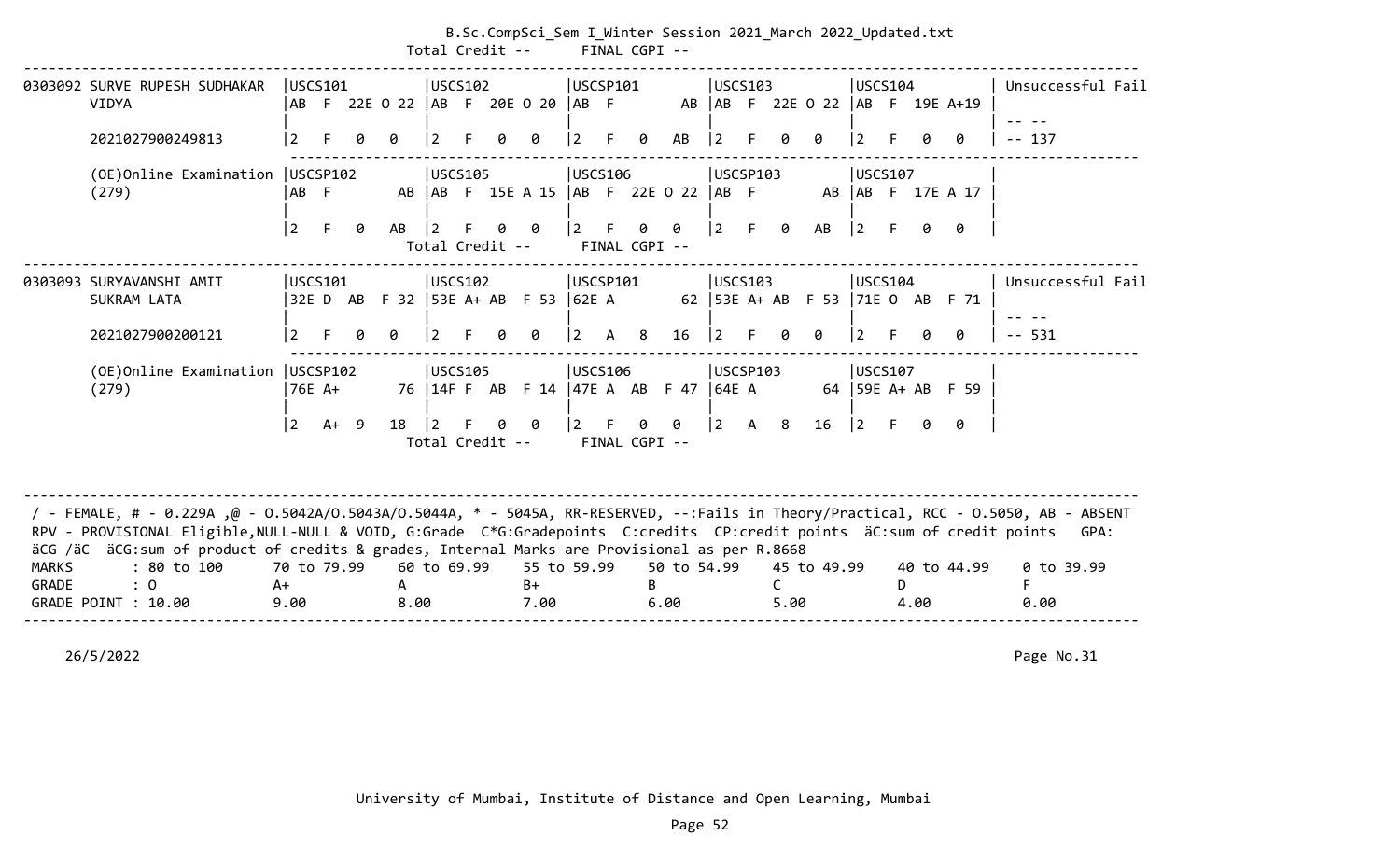B.Sc.CompSci_Sem I_Winter Session 2021_March 2022_Updated.txt

Total Credit -- FINAL CGPI --

| Seat No / Name | Course 1 | Course 2 | Course 3 | Course 4 | Course 5 | Result |
|---|---|---|---|---|---|---|
| 0303092 SURVE RUPESH SUDHAKAR VIDYA | USCS101 | USCS102 | USCSP101 | USCS103 | USCS104 | Unsuccessful Fail |
| | AB F 22E O 22 | AB F 20E O 20 | AB F AB | AB F 22E O 22 | AB F 19E A+19 | -- -- |
| 2021027900249813 | 2 F 0 0 | 2 F 0 0 | 2 F 0 AB | 2 F 0 0 | 2 F 0 0 | -- 137 |
| (OE)Online Examination (279) | USCSP102 | USCS105 | USCS106 | USCSP103 | USCS107 | |
| | AB F AB | AB F 15E A 15 | AB F 22E O 22 | AB F AB | AB F 17E A 17 | |
| | 2 F 0 AB | 2 F 0 0 | 2 F 0 0 | 2 F 0 AB | 2 F 0 0 | |

Total Credit -- FINAL CGPI --

| Seat No / Name | Course 1 | Course 2 | Course 3 | Course 4 | Course 5 | Result |
|---|---|---|---|---|---|---|
| 0303093 SURYAVANSHI AMIT SUKRAM LATA | USCS101 | USCS102 | USCSP101 | USCS103 | USCS104 | Unsuccessful Fail |
| | 32E D AB F 32 | 53E A+ AB F 53 | 62E A 62 | 53E A+ AB F 53 | 71E O AB F 71 | -- -- |
| 2021027900200121 | 2 F 0 0 | 2 F 0 0 | 2 A 8 16 | 2 F 0 0 | 2 F 0 0 | -- 531 |
| (OE)Online Examination (279) | USCSP102 | USCS105 | USCS106 | USCSP103 | USCS107 | |
| | 76E A+ 76 | 14F F AB F 14 | 47E A AB F 47 | 64E A 64 | 59E A+ AB F 59 | |
| | 2 A+ 9 18 | 2 F 0 0 | 2 F 0 0 | 2 A 8 16 | 2 F 0 0 | |

Total Credit -- FINAL CGPI --

/ - FEMALE, # - 0.229A ,@ - O.5042A/O.5043A/O.5044A, * - 5045A, RR-RESERVED, --:Fails in Theory/Practical, RCC - O.5050, AB - ABSENT
RPV - PROVISIONAL Eligible,NULL-NULL & VOID, G:Grade C*G:Gradepoints C:credits CP:credit points äC:sum of credit points GPA:
äCG /äC äCG:sum of product of credits & grades, Internal Marks are Provisional as per R.8668

| MARKS | : 80 to 100 | 70 to 79.99 | 60 to 69.99 | 55 to 59.99 | 50 to 54.99 | 45 to 49.99 | 40 to 44.99 | 0 to 39.99 |
|---|---|---|---|---|---|---|---|---|
| GRADE | : O | A+ | A | B+ | B | C | D | F |
| GRADE POINT | : 10.00 | 9.00 | 8.00 | 7.00 | 6.00 | 5.00 | 4.00 | 0.00 |

26/5/2022

Page No.31

University of Mumbai, Institute of Distance and Open Learning, Mumbai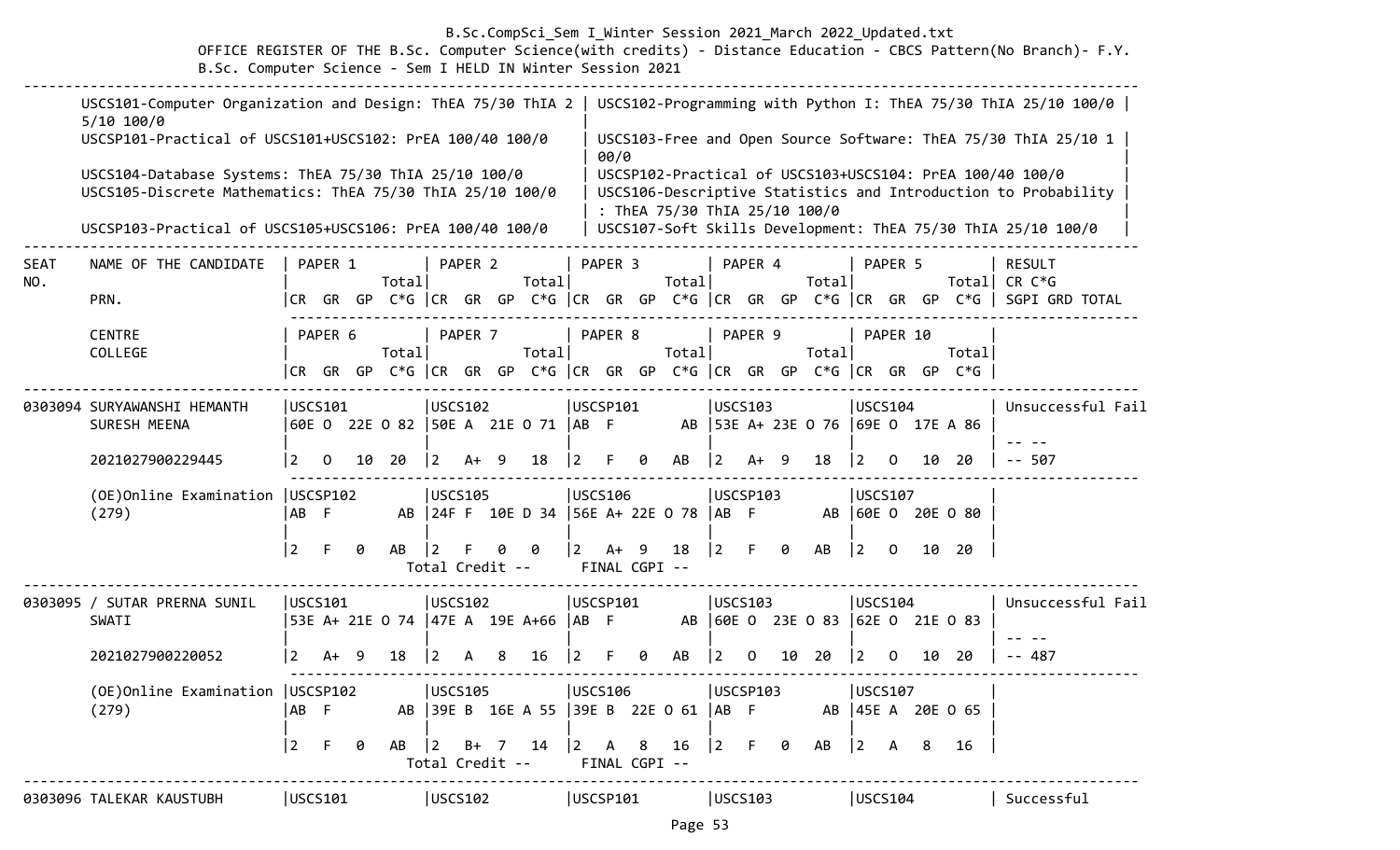OFFICE REGISTER OF THE B.Sc. Computer Science(with credits) - Distance Education - CBCS Pattern(No Branch)- F.Y. B.Sc. Computer Science - Sem I HELD IN Winter Session 2021

| | |
|---|---|
| USCS101-Computer Organization and Design: ThEA 75/30 ThIA 25/10 100/0 | USCS102-Programming with Python I: ThEA 75/30 ThIA 25/10 100/0 |
| USCSP101-Practical of USCS101+USCS102: PrEA 100/40 100/0 | USCS103-Free and Open Source Software: ThEA 75/30 ThIA 25/10 100/0 |
| USCS104-Database Systems: ThEA 75/30 ThIA 25/10 100/0 | USCSP102-Practical of USCS103+USCS104: PrEA 100/40 100/0 |
| USCS105-Discrete Mathematics: ThEA 75/30 ThIA 25/10 100/0 | USCS106-Descriptive Statistics and Introduction to Probability : ThEA 75/30 ThIA 25/10 100/0 |
| USCSP103-Practical of USCS105+USCS106: PrEA 100/40 100/0 | USCS107-Soft Skills Development: ThEA 75/30 ThIA 25/10 100/0 |

| SEAT NO. | NAME OF THE CANDIDATE / PRN. / CENTRE / COLLEGE | PAPER 1 / PAPER 6 (CR GR GP Total C*G) | PAPER 2 / PAPER 7 (CR GR GP Total C*G) | PAPER 3 / PAPER 8 (CR GR GP Total C*G) | PAPER 4 / PAPER 9 (CR GR GP Total C*G) | PAPER 5 / PAPER 10 (CR GR GP Total C*G) | RESULT CR C*G SGPI GRD TOTAL |
|---|---|---|---|---|---|---|---|
| 0303094 | SURYAWANSHI HEMANTH SURESH MEENA | USCS101 60E O 22E O 82 | USCS102 50E A 21E O 71 | USCSP101 AB F AB | USCS103 53E A+ 23E O 76 | USCS104 69E O 17E A 86 | Unsuccessful Fail |
| | | | | | | | -- -- |
| | 2021027900229445 | 2 O 10 20 | 2 A+ 9 18 | 2 F 0 AB | 2 A+ 9 18 | 2 O 10 20 | -- 507 |
| | (OE)Online Examination (279) | USCSP102 AB F AB | USCS105 24F F 10E D 34 | USCS106 56E A+ 22E O 78 | USCSP103 AB F AB | USCS107 60E O 20E O 80 | |
| | | 2 F 0 AB | 2 F 0 0 | 2 A+ 9 18 | 2 F 0 AB | 2 O 10 20 | |
| | | | Total Credit -- | FINAL CGPI -- | | | |
| 0303095 | / SUTAR PRERNA SUNIL SWATI | USCS101 53E A+ 21E O 74 | USCS102 47E A 19E A+66 | USCSP101 AB F AB | USCS103 60E O 23E O 83 | USCS104 62E O 21E O 83 | Unsuccessful Fail |
| | | | | | | | -- -- |
| | 2021027900220052 | 2 A+ 9 18 | 2 A 8 16 | 2 F 0 AB | 2 O 10 20 | 2 O 10 20 | -- 487 |
| | (OE)Online Examination (279) | USCSP102 AB F AB | USCS105 39E B 16E A 55 | USCS106 39E B 22E O 61 | USCSP103 AB F AB | USCS107 45E A 20E O 65 | |
| | | 2 F 0 AB | 2 B+ 7 14 | 2 A 8 16 | 2 F 0 AB | 2 A 8 16 | |
| | | | Total Credit -- | FINAL CGPI -- | | | |
| 0303096 | TALEKAR KAUSTUBH | USCS101 | USCS102 | USCSP101 | USCS103 | USCS104 | Successful |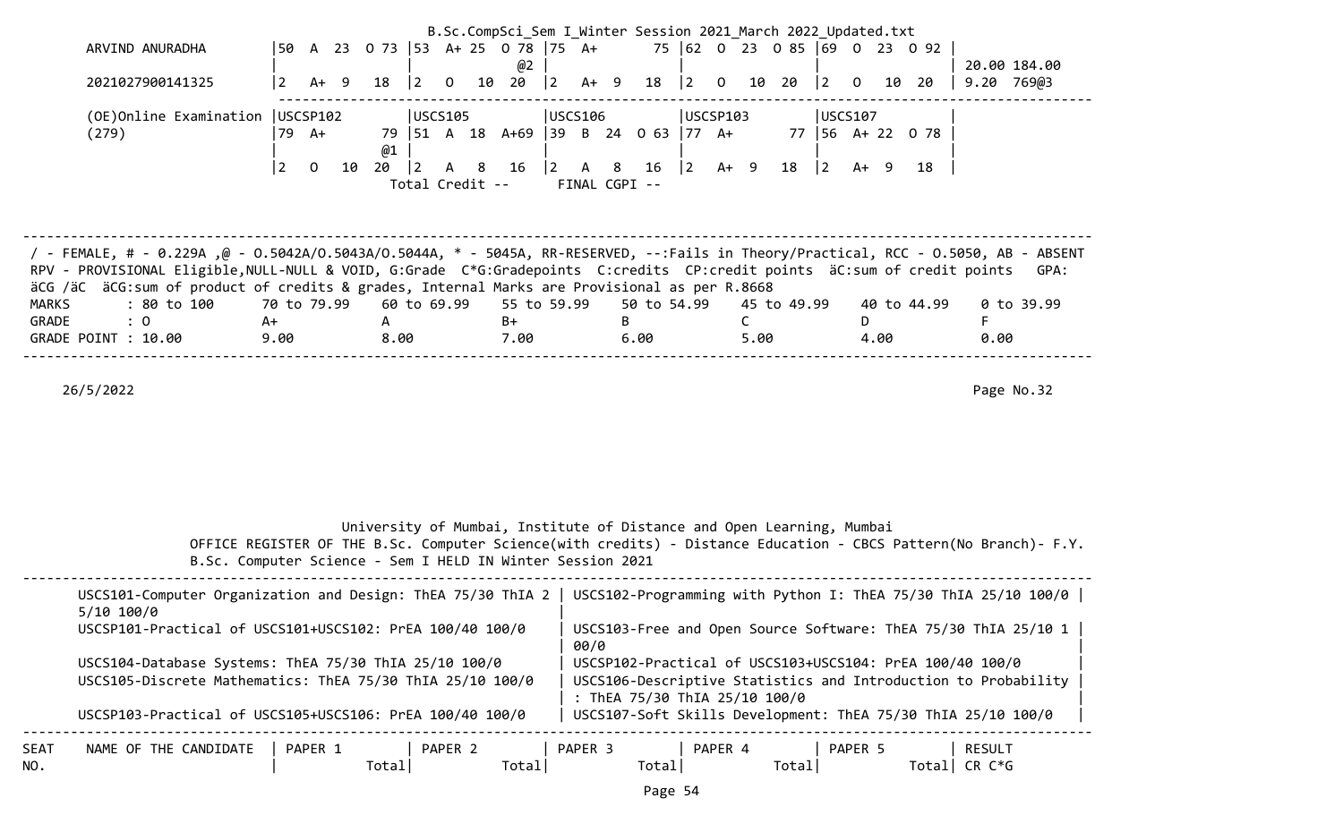ARVIND ANURADHA | 50 A 23 O 73 | 53 A+ 25 O 78 @2 | 75 A+ 75 | 62 O 23 O 85 | 69 O 23 O 92 | 20.00 184.00

2021027900141325 | 2 A+ 9 18 | 2 O 10 20 | 2 A+ 9 18 | 2 O 10 20 | 2 O 10 20 | 9.20 769@3

(OE)Online Examination (279) | USCSP102 79 A+ 79 @1 | USCS105 51 A 18 A+69 | USCS106 39 B 24 O 63 | USCSP103 77 A+ 77 | USCS107 56 A+ 22 O 78 |

| 2 O 10 20 | 2 A 8 16 | 2 A 8 16 | 2 A+ 9 18 | 2 A+ 9 18 |

Total Credit -- FINAL CGPI --

/ - FEMALE, # - 0.229A ,@ - O.5042A/O.5043A/O.5044A, * - 5045A, RR-RESERVED, --:Fails in Theory/Practical, RCC - O.5050, AB - ABSENT
RPV - PROVISIONAL Eligible,NULL-NULL & VOID, G:Grade C*G:Gradepoints C:credits CP:credit points äC:sum of credit points GPA:
äCG /äC äCG:sum of product of credits & grades, Internal Marks are Provisional as per R.8668

| MARKS | : 80 to 100 | 70 to 79.99 | 60 to 69.99 | 55 to 59.99 | 50 to 54.99 | 45 to 49.99 | 40 to 44.99 | 0 to 39.99 |
|---|---|---|---|---|---|---|---|---|
| GRADE | : O | A+ | A | B+ | B | C | D | F |
| GRADE POINT | : 10.00 | 9.00 | 8.00 | 7.00 | 6.00 | 5.00 | 4.00 | 0.00 |

26/5/2022 Page No.32

University of Mumbai, Institute of Distance and Open Learning, Mumbai
OFFICE REGISTER OF THE B.Sc. Computer Science(with credits) - Distance Education - CBCS Pattern(No Branch)- F.Y. B.Sc. Computer Science - Sem I HELD IN Winter Session 2021

USCS101-Computer Organization and Design: ThEA 75/30 ThIA 25/10 100/0 | USCS102-Programming with Python I: ThEA 75/30 ThIA 25/10 100/0
USCSP101-Practical of USCS101+USCS102: PrEA 100/40 100/0 | USCS103-Free and Open Source Software: ThEA 75/30 ThIA 25/10 100/0
USCS104-Database Systems: ThEA 75/30 ThIA 25/10 100/0 | USCSP102-Practical of USCS103+USCS104: PrEA 100/40 100/0
USCS105-Discrete Mathematics: ThEA 75/30 ThIA 25/10 100/0 | USCS106-Descriptive Statistics and Introduction to Probability : ThEA 75/30 ThIA 25/10 100/0
USCSP103-Practical of USCS105+USCS106: PrEA 100/40 100/0 | USCS107-Soft Skills Development: ThEA 75/30 ThIA 25/10 100/0

| SEAT NO. | NAME OF THE CANDIDATE | PAPER 1 Total | PAPER 2 Total | PAPER 3 Total | PAPER 4 Total | PAPER 5 Total | RESULT CR C*G |
|---|---|---|---|---|---|---|---|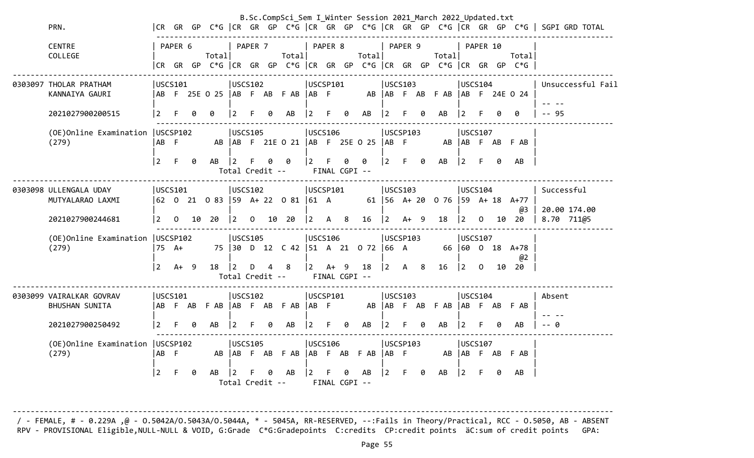B.Sc.CompSci_Sem I_Winter Session 2021_March 2022_Updated.txt

```
PRN.                     |CR  GR  GP  C*G |CR  GR  GP  C*G |CR  GR  GP  C*G |CR  GR  GP  C*G |CR  GR  GP  C*G | SGPI GRD TOTAL
                          ---------------------------------------------------------------------------------
CENTRE                   | PAPER 6        | PAPER 7        | PAPER 8        | PAPER 9        | PAPER 10       |
COLLEGE                  |           Total|           Total|           Total|           Total|           Total|
                         |CR  GR  GP  C*G |CR  GR  GP  C*G |CR  GR  GP  C*G |CR  GR  GP  C*G |CR  GR  GP  C*G |
-------------------------------------------------------------------------------------------------------------------------
0303097 THOLAR PRATHAM   |USCS101         |USCS102         |USCSP101        |USCS103         |USCS104         | Unsuccessful Fail
        KANNAIYA GAURI   |AB  F  25E O 25 |AB  F  AB  F AB |AB  F        AB |AB  F  AB  F AB |AB  F  24E O 24 |
                         |                |                |                |                |                | -- --
        2021027900200515 |2   F   0   0   |2   F   0   AB  |2   F   0   AB  |2   F   0   AB  |2   F   0   0   | -- 95
                          ---------------------------------------------------------------------------------
        (OE)Online Examination |USCSP102  |USCS105         |USCS106         |USCSP103        |USCS107         |
        (279)            |AB  F        AB |AB  F  21E O 21 |AB  F  25E O 25 |AB  F        AB |AB  F  AB  F AB |
                         |                |                |                |                |                |
                         |2   F   0   AB  |2   F   0   0   |2   F   0   0   |2   F   0   AB  |2   F   0   AB  |
                                   Total Credit --      FINAL CGPI --
-------------------------------------------------------------------------------------------------------------------------
0303098 ULLENGALA UDAY   |USCS101         |USCS102         |USCSP101        |USCS103         |USCS104         | Successful
        MUTYALARAO LAXMI |62  O  21  O 83 |59  A+ 22  O 81 |61  A        61 |56  A+ 20  O 76 |59  A+ 18  A+77 |
                         |                |                |                |                |             @3 | 20.00 174.00
        2021027900244681 |2   O   10  20  |2   O   10  20  |2   A   8   16  |2   A+  9   18  |2   O   10  20  | 8.70  711@5
                          ---------------------------------------------------------------------------------
        (OE)Online Examination |USCSP102  |USCS105         |USCS106         |USCSP103        |USCS107         |
        (279)            |75  A+       75 |30  D  12  C 42 |51  A  21  O 72 |66  A        66 |60  O  18  A+78 |
                         |                |                |                |                |             @2 |
                         |2   A+  9   18  |2   D   4   8   |2   A+  9   18  |2   A   8   16  |2   O   10  20  |
                                   Total Credit --      FINAL CGPI --
-------------------------------------------------------------------------------------------------------------------------
0303099 VAIRALKAR GOVRAV |USCS101         |USCS102         |USCSP101        |USCS103         |USCS104         | Absent
        BHUSHAN SUNITA   |AB  F  AB  F AB |AB  F  AB  F AB |AB  F        AB |AB  F  AB  F AB |AB  F  AB  F AB |
                         |                |                |                |                |                | -- --
        2021027900250492 |2   F   0   AB  |2   F   0   AB  |2   F   0   AB  |2   F   0   AB  |2   F   0   AB  | -- 0
                          ---------------------------------------------------------------------------------
        (OE)Online Examination |USCSP102  |USCS105         |USCS106         |USCSP103        |USCS107         |
        (279)            |AB  F        AB |AB  F  AB  F AB |AB  F  AB  F AB |AB  F        AB |AB  F  AB  F AB |
                         |                |                |                |                |                |
                         |2   F   0   AB  |2   F   0   AB  |2   F   0   AB  |2   F   0   AB  |2   F   0   AB  |
                                   Total Credit --      FINAL CGPI --


-------------------------------------------------------------------------------------------------------------------------
 / - FEMALE, # - 0.229A ,@ - O.5042A/O.5043A/O.5044A, * - 5045A, RR-RESERVED, --:Fails in Theory/Practical, RCC - O.5050, AB - ABSENT
 RPV - PROVISIONAL Eligible,NULL-NULL & VOID, G:Grade  C*G:Gradepoints  C:credits  CP:credit points  äC:sum of credit points   GPA:
```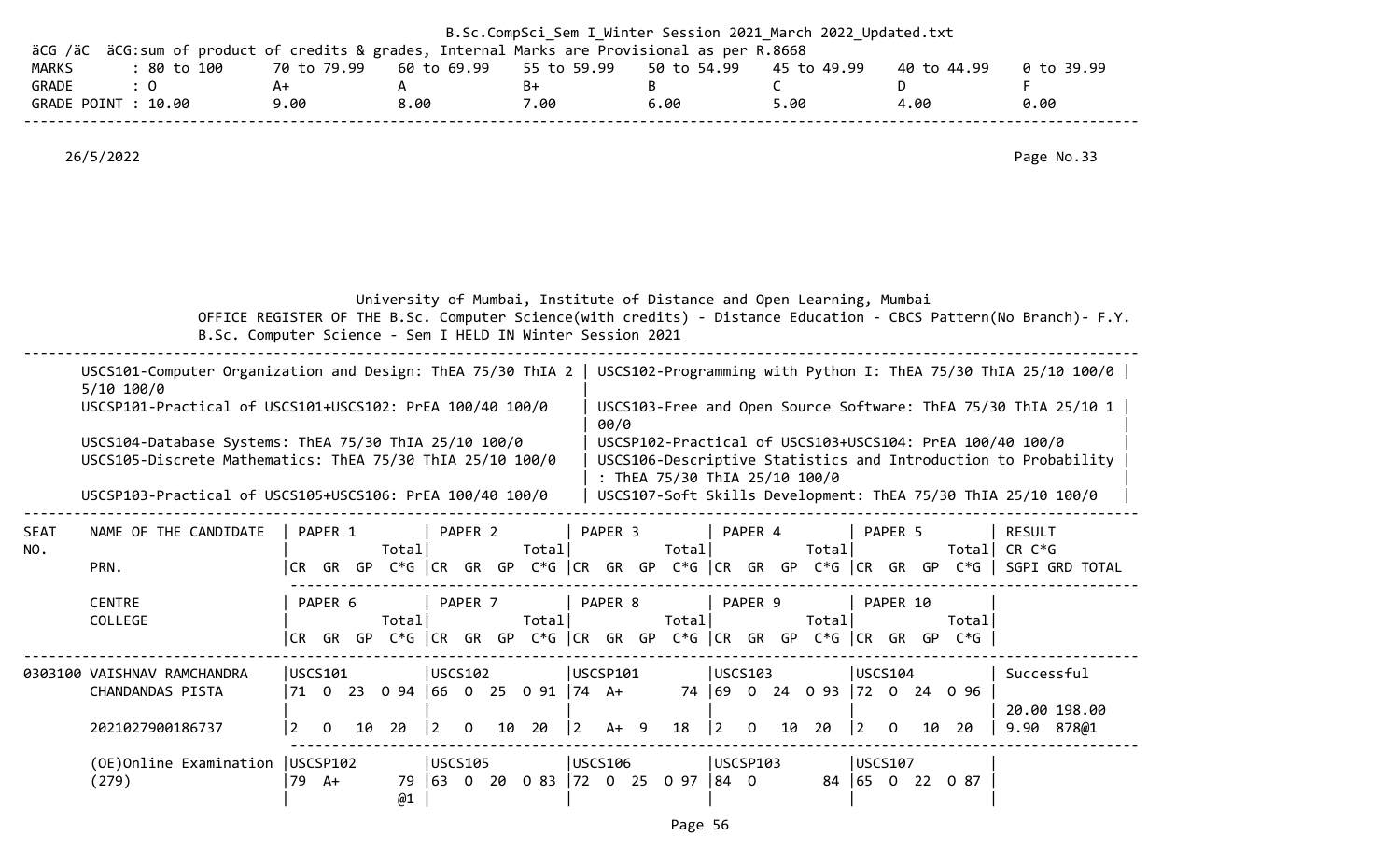B.Sc.CompSci_Sem I_Winter Session 2021_March 2022_Updated.txt

äCG /äC äCG:sum of product of credits & grades, Internal Marks are Provisional as per R.8668

| MARKS | : 80 to 100 | 70 to 79.99 | 60 to 69.99 | 55 to 59.99 | 50 to 54.99 | 45 to 49.99 | 40 to 44.99 | 0 to 39.99 |
|---|---|---|---|---|---|---|---|---|
| GRADE | : O | A+ | A | B+ | B | C | D | F |
| GRADE POINT | : 10.00 | 9.00 | 8.00 | 7.00 | 6.00 | 5.00 | 4.00 | 0.00 |

26/5/2022

Page No.33

University of Mumbai, Institute of Distance and Open Learning, Mumbai

OFFICE REGISTER OF THE B.Sc. Computer Science(with credits) - Distance Education - CBCS Pattern(No Branch)- F.Y. B.Sc. Computer Science - Sem I HELD IN Winter Session 2021

- USCS101-Computer Organization and Design: ThEA 75/30 ThIA 25/10 100/0
- USCS102-Programming with Python I: ThEA 75/30 ThIA 25/10 100/0
- USCSP101-Practical of USCS101+USCS102: PrEA 100/40 100/0
- USCS103-Free and Open Source Software: ThEA 75/30 ThIA 25/10 100/0
- USCS104-Database Systems: ThEA 75/30 ThIA 25/10 100/0
- USCSP102-Practical of USCS103+USCS104: PrEA 100/40 100/0
- USCS105-Discrete Mathematics: ThEA 75/30 ThIA 25/10 100/0
- USCS106-Descriptive Statistics and Introduction to Probability : ThEA 75/30 ThIA 25/10 100/0
- USCSP103-Practical of USCS105+USCS106: PrEA 100/40 100/0
- USCS107-Soft Skills Development: ThEA 75/30 ThIA 25/10 100/0

| SEAT NO. | NAME OF THE CANDIDATE / PRN. / CENTRE / COLLEGE | PAPER 1 / PAPER 6 (CR GR GP C*G Total) | PAPER 2 / PAPER 7 (CR GR GP C*G Total) | PAPER 3 / PAPER 8 (CR GR GP C*G Total) | PAPER 4 / PAPER 9 (CR GR GP C*G Total) | PAPER 5 / PAPER 10 (CR GR GP C*G Total) | RESULT CR C*G SGPI GRD TOTAL |
|---|---|---|---|---|---|---|---|
| 0303100 | VAISHNAV RAMCHANDRA CHANDANDAS PISTA | USCS101 71 O 23 O 94 | USCS102 66 O 25 O 91 | USCSP101 74 A+ 74 | USCS103 69 O 24 O 93 | USCS104 72 O 24 O 96 | Successful |
| | | | | | | | 20.00 198.00 |
| | 2021027900186737 | 2 O 10 20 | 2 O 10 20 | 2 A+ 9 18 | 2 O 10 20 | 2 O 10 20 | 9.90 878@1 |
| | (OE)Online Examination (279) | USCSP102 79 A+ 79 @1 | USCS105 63 O 20 O 83 | USCS106 72 O 25 O 97 | USCSP103 84 O 84 | USCS107 65 O 22 O 87 | |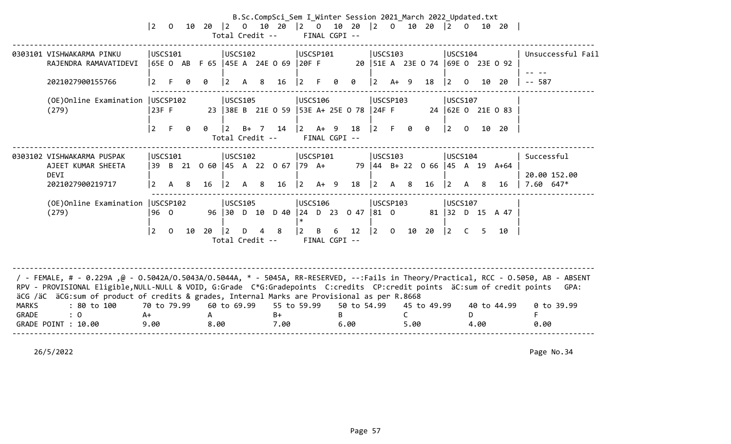| 2 O 10 20 | 2 O 10 20 | 2 O 10 20 | 2 O 10 20 | 2 O 10 20 |
|---|---|---|---|---|

Total Credit -- FINAL CGPI --

```
0303101 VISHWAKARMA PINKU       |USCS101          |USCS102          |USCSP101         |USCS103          |USCS104          | Unsuccessful Fail
        RAJENDRA RAMAVATIDEVI   |65E O  AB  F 65  |45E A  24E O 69  |20F F          20 |51E A  23E O 74  |69E O  23E O 92  |
                                |                 |                 |                 |                 |                 | -- --
        2021027900155766        |2   F   0   0    |2   A   8   16   |2   F   0   0    |2   A+  9   18   |2   O   10  20   | -- 587
        ------------------------------------------------------------------------------------------------------------------
        (OE)Online Examination  |USCSP102         |USCS105          |USCS106          |USCSP103         |USCS107          |
        (279)                   |23F F         23 |38E B  21E O 59  |53E A+ 25E O 78  |24F F         24 |62E O  21E O 83  |
                                |                 |                 |                 |                 |                 |
                                |2   F   0   0    |2   B+  7   14   |2   A+  9   18   |2   F   0   0    |2   O   10  20   |
                                          Total Credit --     FINAL CGPI --
--------------------------------------------------------------------------------------------------------------------------------------
0303102 VISHWAKARMA PUSPAK      |USCS101          |USCS102          |USCSP101         |USCS103          |USCS104          | Successful
        AJEET KUMAR SHEETA      |39  B  21  O 60  |45  A  22  O 67  |79  A+        79 |44  B+ 22  O 66  |45  A  19  A+64  |
        DEVI                    |                 |                 |                 |                 |                 | 20.00 152.00
        2021027900219717        |2   A   8   16   |2   A   8   16   |2   A+  9   18   |2   A   8   16   |2   A   8   16   | 7.60  647*
        ------------------------------------------------------------------------------------------------------------------
        (OE)Online Examination  |USCSP102         |USCS105          |USCS106          |USCSP103         |USCS107          |
        (279)                   |96  O         96 |30  D  10  D 40  |24  D  23  O 47  |81  O         81 |32  D  15  A 47  |
                                |                 |                 |*                |                 |                 |
                                |2   O   10  20   |2   D   4   8    |2   B   6   12   |2   O   10  20   |2   C   5   10   |
                                          Total Credit --     FINAL CGPI --
```

/ - FEMALE, # - 0.229A ,@ - O.5042A/O.5043A/O.5044A, * - 5045A, RR-RESERVED, --:Fails in Theory/Practical, RCC - O.5050, AB - ABSENT
RPV - PROVISIONAL Eligible,NULL-NULL & VOID, G:Grade C*G:Gradepoints C:credits CP:credit points äC:sum of credit points GPA:
äCG /äC äCG:sum of product of credits & grades, Internal Marks are Provisional as per R.8668

| MARKS | : 80 to 100 | 70 to 79.99 | 60 to 69.99 | 55 to 59.99 | 50 to 54.99 | 45 to 49.99 | 40 to 44.99 | 0 to 39.99 |
|---|---|---|---|---|---|---|---|---|
| GRADE | : O | A+ | A | B+ | B | C | D | F |
| GRADE POINT | : 10.00 | 9.00 | 8.00 | 7.00 | 6.00 | 5.00 | 4.00 | 0.00 |

26/5/2022 Page No.34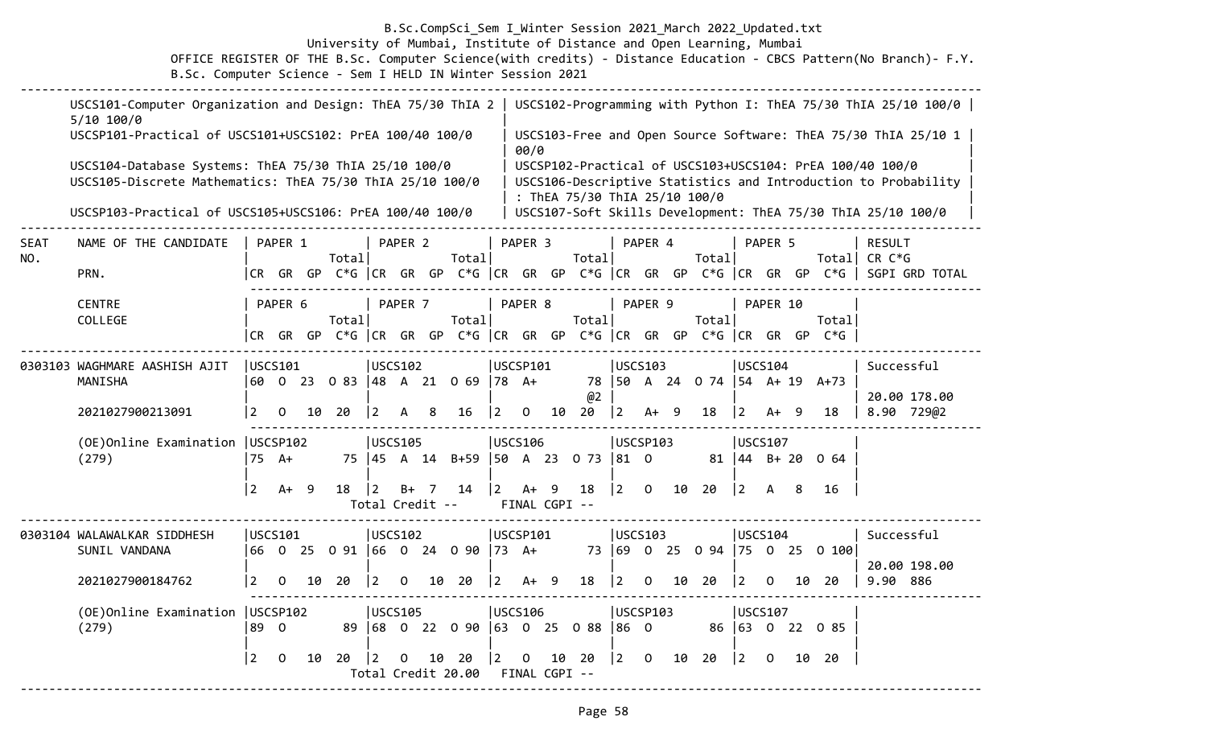B.Sc.CompSci_Sem I_Winter Session 2021_March 2022_Updated.txt

University of Mumbai, Institute of Distance and Open Learning, Mumbai

OFFICE REGISTER OF THE B.Sc. Computer Science(with credits) - Distance Education - CBCS Pattern(No Branch)- F.Y. B.Sc. Computer Science - Sem I HELD IN Winter Session 2021

| | |
|---|---|
| USCS101-Computer Organization and Design: ThEA 75/30 ThIA 25/10 100/0 | USCS102-Programming with Python I: ThEA 75/30 ThIA 25/10 100/0 |
| USCSP101-Practical of USCS101+USCS102: PrEA 100/40 100/0 | USCS103-Free and Open Source Software: ThEA 75/30 ThIA 25/10 100/0 |
| USCS104-Database Systems: ThEA 75/30 ThIA 25/10 100/0 | USCSP102-Practical of USCS103+USCS104: PrEA 100/40 100/0 |
| USCS105-Discrete Mathematics: ThEA 75/30 ThIA 25/10 100/0 | USCS106-Descriptive Statistics and Introduction to Probability : ThEA 75/30 ThIA 25/10 100/0 |
| USCSP103-Practical of USCS105+USCS106: PrEA 100/40 100/0 | USCS107-Soft Skills Development: ThEA 75/30 ThIA 25/10 100/0 |

| SEAT NO. | NAME OF THE CANDIDATE / PRN. / CENTRE / COLLEGE | PAPER 1 / PAPER 6 (CR GR GP C*G Total) | PAPER 2 / PAPER 7 (CR GR GP C*G Total) | PAPER 3 / PAPER 8 (CR GR GP C*G Total) | PAPER 4 / PAPER 9 (CR GR GP C*G Total) | PAPER 5 / PAPER 10 (CR GR GP C*G Total) | RESULT CR C*G SGPI GRD TOTAL |
|---|---|---|---|---|---|---|---|
| 0303103 | WAGHMARE AASHISH AJIT MANISHA | USCS101<br>60 O 23 O 83<br>2 O 10 20 | USCS102<br>48 A 21 O 69<br>2 A 8 16 | USCSP101<br>78 A+ 78 @2<br>2 O 10 20 | USCS103<br>50 A 24 O 74<br>2 A+ 9 18 | USCS104<br>54 A+ 19 A+73<br>2 A+ 9 18 | Successful<br>20.00 178.00<br>8.90 729@2 |
| | 2021027900213091 | | | | | | |
| | (OE)Online Examination (279) | USCSP102<br>75 A+ 75<br>2 A+ 9 18 | USCS105<br>45 A 14 B+59<br>2 B+ 7 14 | USCS106<br>50 A 23 O 73<br>2 A+ 9 18 | USCSP103<br>81 O 81<br>2 O 10 20 | USCS107<br>44 B+ 20 O 64<br>2 A 8 16 | |
| | | | Total Credit -- | FINAL CGPI -- | | | |
| 0303104 | WALAWALKAR SIDDHESH SUNIL VANDANA | USCS101<br>66 O 25 O 91<br>2 O 10 20 | USCS102<br>66 O 24 O 90<br>2 O 10 20 | USCSP101<br>73 A+ 73<br>2 A+ 9 18 | USCS103<br>69 O 25 O 94<br>2 O 10 20 | USCS104<br>75 O 25 O 100<br>2 O 10 20 | Successful<br>20.00 198.00<br>9.90 886 |
| | 2021027900184762 | | | | | | |
| | (OE)Online Examination (279) | USCSP102<br>89 O 89<br>2 O 10 20 | USCS105<br>68 O 22 O 90<br>2 O 10 20 | USCS106<br>63 O 25 O 88<br>2 O 10 20 | USCSP103<br>86 O 86<br>2 O 10 20 | USCS107<br>63 O 22 O 85<br>2 O 10 20 | |
| | | | Total Credit 20.00 | FINAL CGPI -- | | | |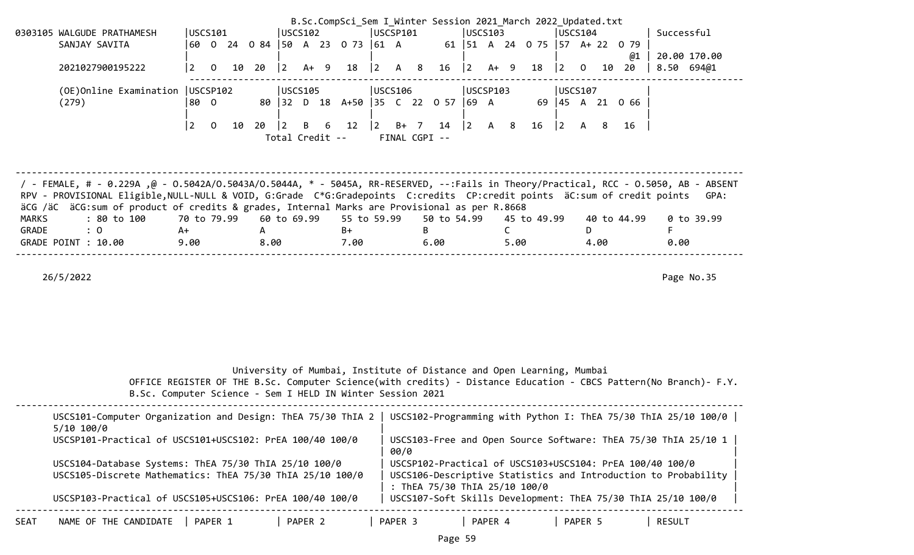B.Sc.CompSci_Sem I_Winter Session 2021_March 2022_Updated.txt

```
0303105 WALGUDE PRATHAMESH    |USCS101          |USCS102          |USCSP101         |USCS103          |USCS104          | Successful
        SANJAY SAVITA         |60  O  24  O 84  |50  A  23  O 73  |61  A        61  |51  A  24  O 75  |57  A+ 22  O 79  |
                              |                 |                 |                 |                 |              @1 | 20.00 170.00
        2021027900195222      |2   O   10  20   |2   A+  9   18   |2   A   8   16   |2   A+  9   18   |2   O   10  20   | 8.50  694@1
                               -------------------------------------------------------------------------------------------------------
        (OE)Online Examination |USCSP102        |USCS105          |USCS106          |USCSP103         |USCS107          |
        (279)                 |80  O        80  |32  D  18  A+50  |35  C  22  O 57  |69  A        69  |45  A  21  O 66  |
                              |                 |                 |                 |                 |                 |
                              |2   O   10  20   |2   B   6   12   |2   B+  7   14   |2   A   8   16   |2   A   8   16   |
                                                 Total Credit --       FINAL CGPI --
```

---

/ - FEMALE, # - 0.229A ,@ - O.5042A/O.5043A/O.5044A, * - 5045A, RR-RESERVED, --:Fails in Theory/Practical, RCC - O.5050, AB - ABSENT
RPV - PROVISIONAL Eligible,NULL-NULL & VOID, G:Grade C*G:Gradepoints C:credits CP:credit points äC:sum of credit points GPA:
äCG /äC äCG:sum of product of credits & grades, Internal Marks are Provisional as per R.8668

| MARKS | : 80 to 100 | 70 to 79.99 | 60 to 69.99 | 55 to 59.99 | 50 to 54.99 | 45 to 49.99 | 40 to 44.99 | 0 to 39.99 |
|---|---|---|---|---|---|---|---|---|
| GRADE | : O | A+ | A | B+ | B | C | D | F |
| GRADE POINT | : 10.00 | 9.00 | 8.00 | 7.00 | 6.00 | 5.00 | 4.00 | 0.00 |

---

26/5/2022

University of Mumbai, Institute of Distance and Open Learning, Mumbai

OFFICE REGISTER OF THE B.Sc. Computer Science(with credits) - Distance Education - CBCS Pattern(No Branch)- F.Y. B.Sc. Computer Science - Sem I HELD IN Winter Session 2021

---

| | |
|---|---|
| USCS101-Computer Organization and Design: ThEA 75/30 ThIA 25/10 100/0 | USCS102-Programming with Python I: ThEA 75/30 ThIA 25/10 100/0 |
| USCSP101-Practical of USCS101+USCS102: PrEA 100/40 100/0 | USCS103-Free and Open Source Software: ThEA 75/30 ThIA 25/10 100/0 |
| USCS104-Database Systems: ThEA 75/30 ThIA 25/10 100/0 | USCSP102-Practical of USCS103+USCS104: PrEA 100/40 100/0 |
| USCS105-Discrete Mathematics: ThEA 75/30 ThIA 25/10 100/0 | USCS106-Descriptive Statistics and Introduction to Probability : ThEA 75/30 ThIA 25/10 100/0 |
| USCSP103-Practical of USCS105+USCS106: PrEA 100/40 100/0 | USCS107-Soft Skills Development: ThEA 75/30 ThIA 25/10 100/0 |

| SEAT | NAME OF THE CANDIDATE | PAPER 1 | PAPER 2 | PAPER 3 | PAPER 4 | PAPER 5 | RESULT |
|---|---|---|---|---|---|---|---|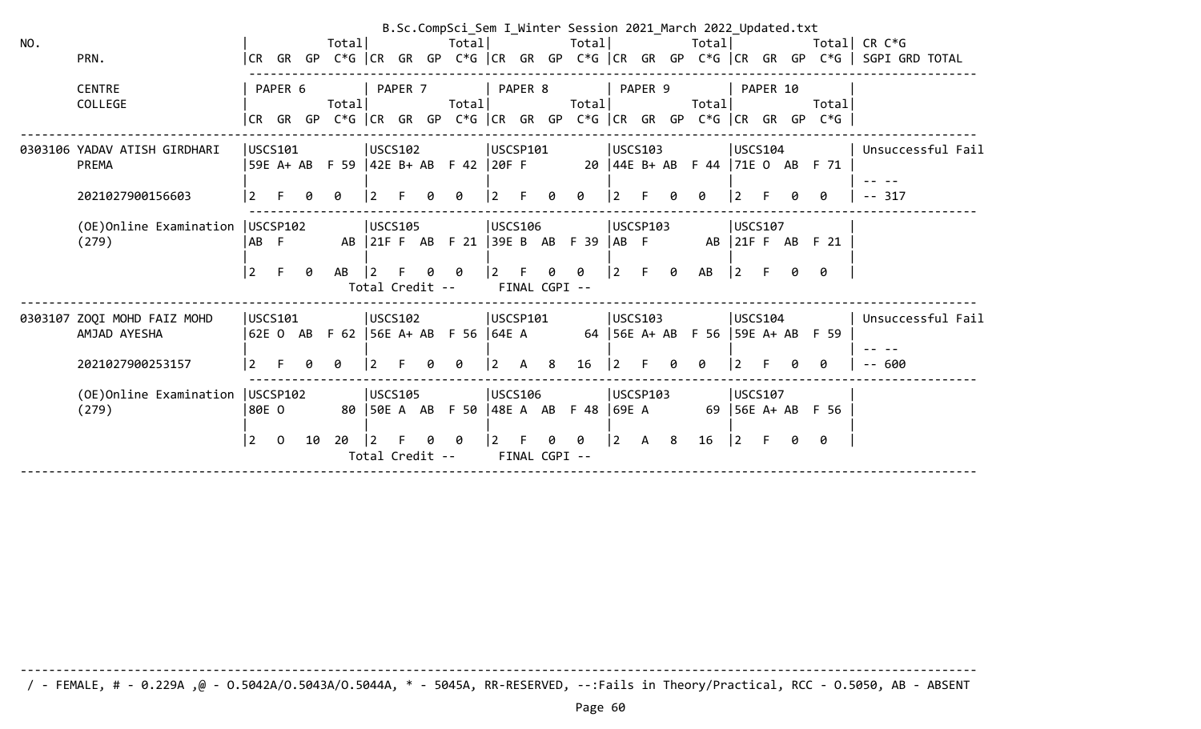B.Sc.CompSci_Sem I_Winter Session 2021_March 2022_Updated.txt

```
NO.                                |              Total|            Total|            Total|            Total|            Total| CR C*G
        PRN.                       |CR  GR  GP  C*G |CR  GR  GP  C*G |CR  GR  GP  C*G |CR  GR  GP  C*G |CR  GR  GP  C*G | SGPI GRD TOTAL
                                    -----------------------------------------------------------------------------------------------------
        CENTRE                     | PAPER 6          | PAPER 7          | PAPER 8          | PAPER 9          | PAPER 10         |
        COLLEGE                    |              Total|            Total|            Total|            Total|            Total|
                                   |CR  GR  GP  C*G |CR  GR  GP  C*G |CR  GR  GP  C*G |CR  GR  GP  C*G |CR  GR  GP  C*G |
--------------------------------------------------------------------------------------------------------------------------------------
0303106 YADAV ATISH GIRDHARI       |USCS101          |USCS102          |USCSP101         |USCS103          |USCS104          | Unsuccessful Fail
        PREMA                      |59E A+ AB  F 59  |42E B+ AB  F 42  |20F F          20 |44E B+ AB  F 44  |71E O  AB  F 71  |
                                   |                 |                 |                 |                 |                 | -- --
        2021027900156603           |2   F   0   0    |2   F   0   0    |2   F   0   0    |2   F   0   0    |2   F   0   0    | -- 317
                                    -----------------------------------------------------------------------------------------------------
        (OE)Online Examination     |USCSP102         |USCS105          |USCS106          |USCSP103         |USCS107          |
        (279)                      |AB  F          AB |21F F  AB  F 21  |39E B  AB  F 39  |AB  F          AB |21F F  AB  F 21  |
                                   |                 |                 |                 |                 |                 |
                                   |2   F   0   AB   |2   F   0   0    |2   F   0   0    |2   F   0   AB   |2   F   0   0    |
                                                Total Credit --         FINAL CGPI --
--------------------------------------------------------------------------------------------------------------------------------------
0303107 ZOQI MOHD FAIZ MOHD        |USCS101          |USCS102          |USCSP101         |USCS103          |USCS104          | Unsuccessful Fail
        AMJAD AYESHA               |62E O  AB  F 62  |56E A+ AB  F 56  |64E A          64 |56E A+ AB  F 56  |59E A+ AB  F 59  |
                                   |                 |                 |                 |                 |                 | -- --
        2021027900253157           |2   F   0   0    |2   F   0   0    |2   A   8   16   |2   F   0   0    |2   F   0   0    | -- 600
                                    -----------------------------------------------------------------------------------------------------
        (OE)Online Examination     |USCSP102         |USCS105          |USCS106          |USCSP103         |USCS107          |
        (279)                      |80E O          80 |50E A  AB  F 50  |48E A  AB  F 48  |69E A          69 |56E A+ AB  F 56  |
                                   |                 |                 |                 |                 |                 |
                                   |2   O   10  20   |2   F   0   0    |2   F   0   0    |2   A   8   16   |2   F   0   0    |
                                                Total Credit --         FINAL CGPI --
--------------------------------------------------------------------------------------------------------------------------------------
```

/ - FEMALE, # - 0.229A ,@ - O.5042A/O.5043A/O.5044A, * - 5045A, RR-RESERVED, --:Fails in Theory/Practical, RCC - O.5050, AB - ABSENT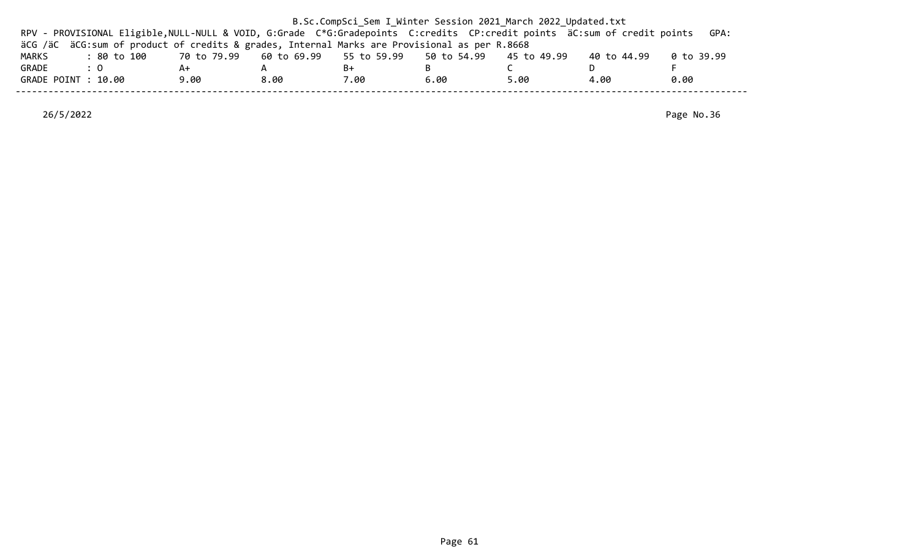B.Sc.CompSci_Sem I_Winter Session 2021_March 2022_Updated.txt

RPV - PROVISIONAL Eligible,NULL-NULL & VOID, G:Grade C*G:Gradepoints C:credits CP:credit points äC:sum of credit points GPA: äCG /äC äCG:sum of product of credits & grades, Internal Marks are Provisional as per R.8668

| | | | | | | | | |
|---|---|---|---|---|---|---|---|---|
| MARKS | : 80 to 100 | 70 to 79.99 | 60 to 69.99 | 55 to 59.99 | 50 to 54.99 | 45 to 49.99 | 40 to 44.99 | 0 to 39.99 |
| GRADE | : O | A+ | A | B+ | B | C | D | F |
| GRADE POINT | : 10.00 | 9.00 | 8.00 | 7.00 | 6.00 | 5.00 | 4.00 | 0.00 |

---

26/5/2022

Page No.36